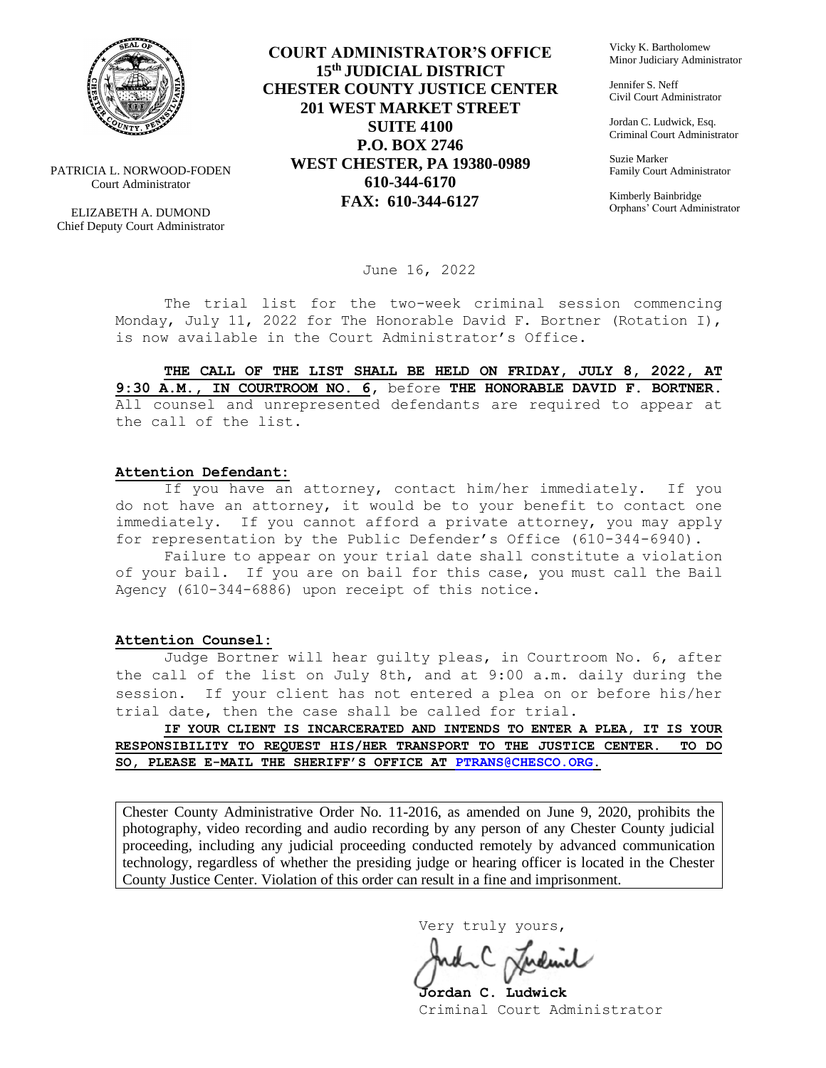PATRICIA L. NORWOOD-FODEN
Court Administrator

ELIZABETH A. DUMOND
Chief Deputy Court Administrator

**COURT ADMINISTRATOR'S OFFICE**
**15th JUDICIAL DISTRICT**
**CHESTER COUNTY JUSTICE CENTER**
**201 WEST MARKET STREET**
**SUITE 4100**
**P.O. BOX 2746**
**WEST CHESTER, PA 19380-0989**
**610-344-6170**
**FAX: 610-344-6127**

Vicky K. Bartholomew
Minor Judiciary Administrator

Jennifer S. Neff
Civil Court Administrator

Jordan C. Ludwick, Esq.
Criminal Court Administrator

Suzie Marker
Family Court Administrator

Kimberly Bainbridge
Orphans' Court Administrator

June 16, 2022

The trial list for the two-week criminal session commencing Monday, July 11, 2022 for The Honorable David F. Bortner (Rotation I), is now available in the Court Administrator's Office.

**THE CALL OF THE LIST SHALL BE HELD ON FRIDAY, JULY 8, 2022, AT 9:30 A.M., IN COURTROOM NO. 6**, before **THE HONORABLE DAVID F. BORTNER.** All counsel and unrepresented defendants are required to appear at the call of the list.

**Attention Defendant:**

If you have an attorney, contact him/her immediately. If you do not have an attorney, it would be to your benefit to contact one immediately. If you cannot afford a private attorney, you may apply for representation by the Public Defender's Office (610-344-6940).

Failure to appear on your trial date shall constitute a violation of your bail. If you are on bail for this case, you must call the Bail Agency (610-344-6886) upon receipt of this notice.

**Attention Counsel:**

Judge Bortner will hear guilty pleas, in Courtroom No. 6, after the call of the list on July 8th, and at 9:00 a.m. daily during the session. If your client has not entered a plea on or before his/her trial date, then the case shall be called for trial.

**IF YOUR CLIENT IS INCARCERATED AND INTENDS TO ENTER A PLEA, IT IS YOUR RESPONSIBILITY TO REQUEST HIS/HER TRANSPORT TO THE JUSTICE CENTER. TO DO SO, PLEASE E-MAIL THE SHERIFF'S OFFICE AT PTRANS@CHESCO.ORG.**

Chester County Administrative Order No. 11-2016, as amended on June 9, 2020, prohibits the photography, video recording and audio recording by any person of any Chester County judicial proceeding, including any judicial proceeding conducted remotely by advanced communication technology, regardless of whether the presiding judge or hearing officer is located in the Chester County Justice Center. Violation of this order can result in a fine and imprisonment.

Very truly yours,

**Jordan C. Ludwick**
Criminal Court Administrator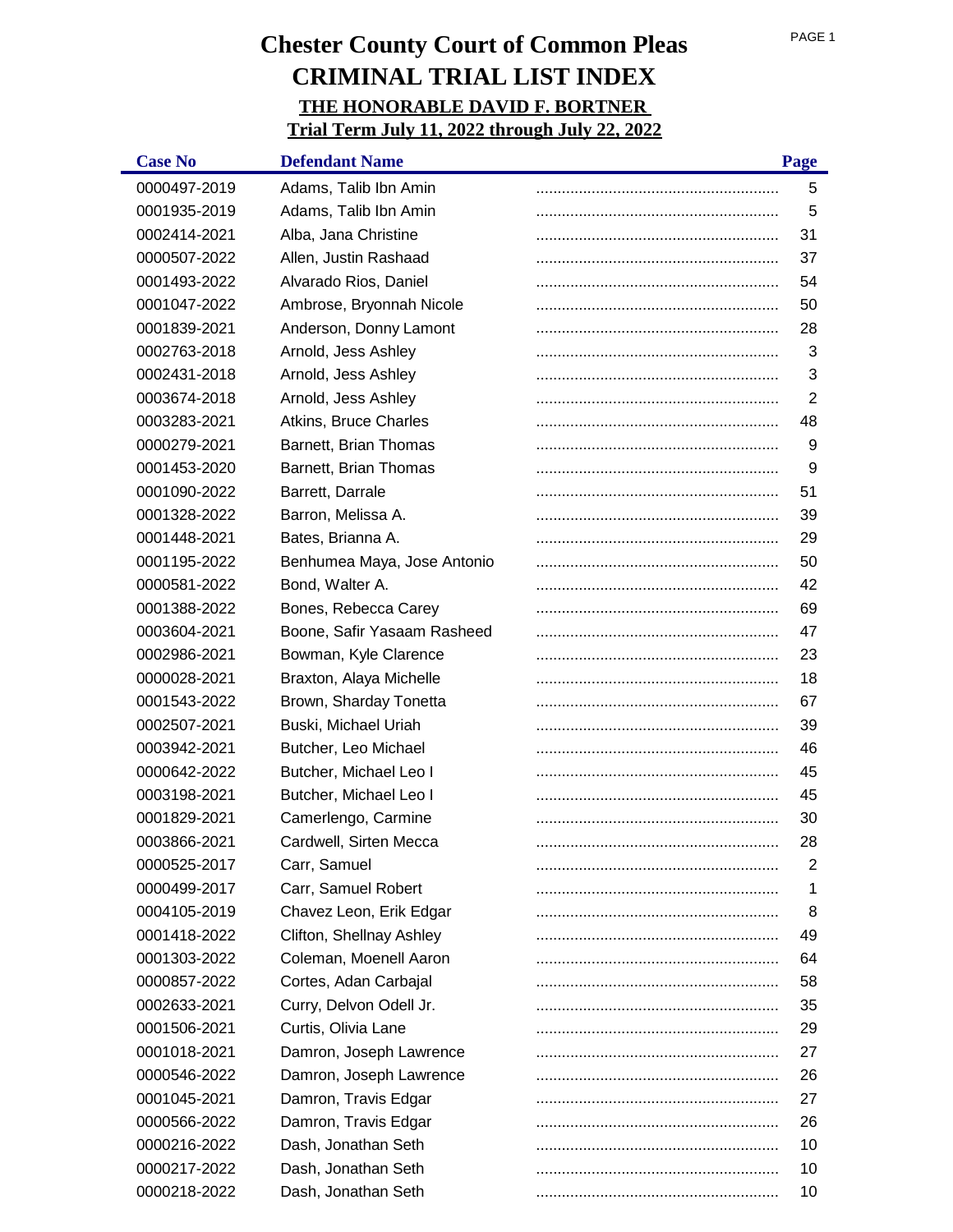# Chester County Court of Common Pleas
# CRIMINAL TRIAL LIST INDEX
## THE HONORABLE DAVID F. BORTNER
## Trial Term July 11, 2022 through July 22, 2022

| Case No | Defendant Name | Page |
|---|---|---|
| 0000497-2019 | Adams, Talib Ibn Amin | 5 |
| 0001935-2019 | Adams, Talib Ibn Amin | 5 |
| 0002414-2021 | Alba, Jana Christine | 31 |
| 0000507-2022 | Allen, Justin Rashaad | 37 |
| 0001493-2022 | Alvarado Rios, Daniel | 54 |
| 0001047-2022 | Ambrose, Bryonnah Nicole | 50 |
| 0001839-2021 | Anderson, Donny Lamont | 28 |
| 0002763-2018 | Arnold, Jess Ashley | 3 |
| 0002431-2018 | Arnold, Jess Ashley | 3 |
| 0003674-2018 | Arnold, Jess Ashley | 2 |
| 0003283-2021 | Atkins, Bruce Charles | 48 |
| 0000279-2021 | Barnett, Brian Thomas | 9 |
| 0001453-2020 | Barnett, Brian Thomas | 9 |
| 0001090-2022 | Barrett, Darrale | 51 |
| 0001328-2022 | Barron, Melissa A. | 39 |
| 0001448-2021 | Bates, Brianna A. | 29 |
| 0001195-2022 | Benhumea Maya, Jose Antonio | 50 |
| 0000581-2022 | Bond, Walter A. | 42 |
| 0001388-2022 | Bones, Rebecca Carey | 69 |
| 0003604-2021 | Boone, Safir Yasaam Rasheed | 47 |
| 0002986-2021 | Bowman, Kyle Clarence | 23 |
| 0000028-2021 | Braxton, Alaya Michelle | 18 |
| 0001543-2022 | Brown, Sharday Tonetta | 67 |
| 0002507-2021 | Buski, Michael Uriah | 39 |
| 0003942-2021 | Butcher, Leo Michael | 46 |
| 0000642-2022 | Butcher, Michael Leo I | 45 |
| 0003198-2021 | Butcher, Michael Leo I | 45 |
| 0001829-2021 | Camerlengo, Carmine | 30 |
| 0003866-2021 | Cardwell, Sirten Mecca | 28 |
| 0000525-2017 | Carr, Samuel | 2 |
| 0000499-2017 | Carr, Samuel Robert | 1 |
| 0004105-2019 | Chavez Leon, Erik Edgar | 8 |
| 0001418-2022 | Clifton, Shellnay Ashley | 49 |
| 0001303-2022 | Coleman, Moenell Aaron | 64 |
| 0000857-2022 | Cortes, Adan Carbajal | 58 |
| 0002633-2021 | Curry, Delvon Odell Jr. | 35 |
| 0001506-2021 | Curtis, Olivia Lane | 29 |
| 0001018-2021 | Damron, Joseph Lawrence | 27 |
| 0000546-2022 | Damron, Joseph Lawrence | 26 |
| 0001045-2021 | Damron, Travis Edgar | 27 |
| 0000566-2022 | Damron, Travis Edgar | 26 |
| 0000216-2022 | Dash, Jonathan Seth | 10 |
| 0000217-2022 | Dash, Jonathan Seth | 10 |
| 0000218-2022 | Dash, Jonathan Seth | 10 |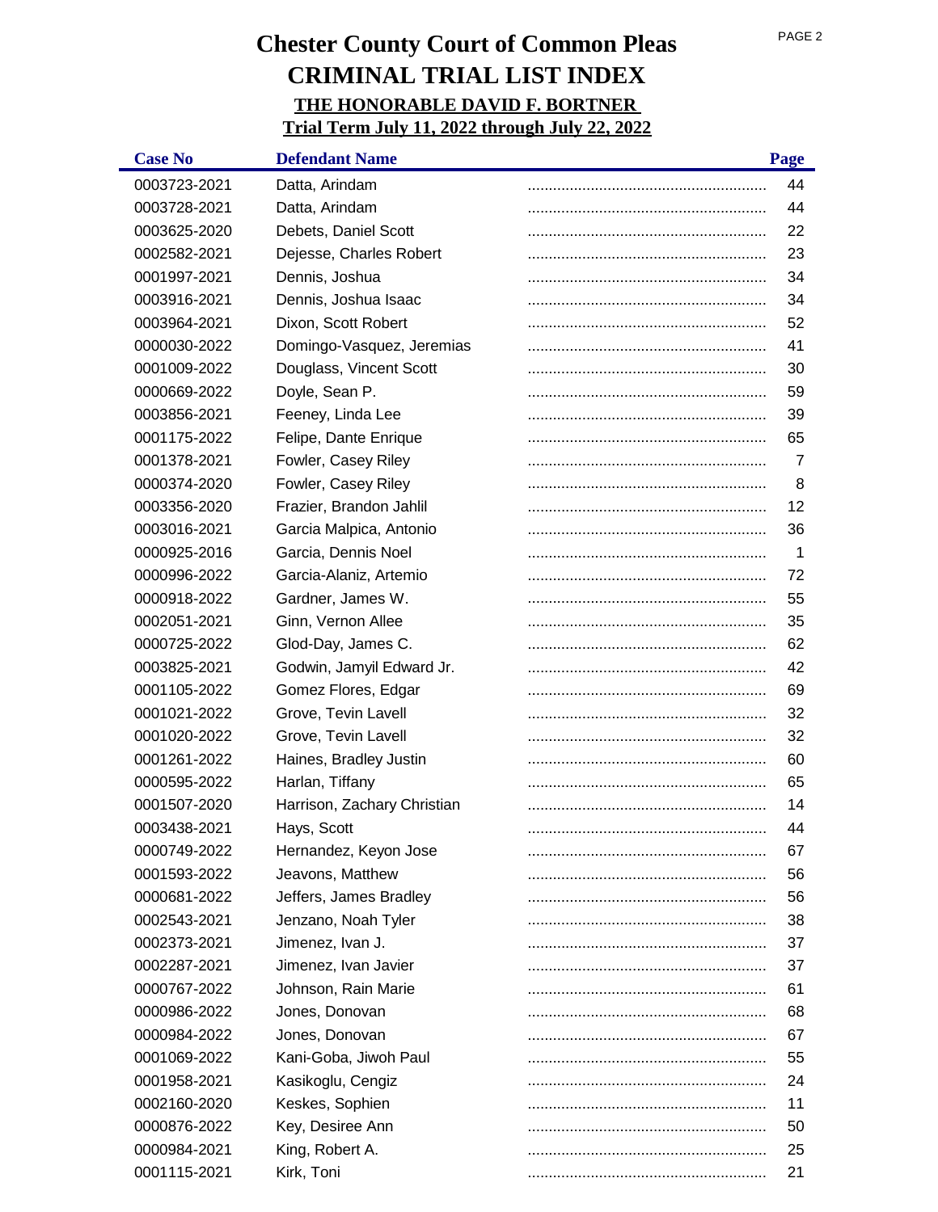# Chester County Court of Common Pleas

# CRIMINAL TRIAL LIST INDEX

## THE HONORABLE DAVID F. BORTNER

## Trial Term July 11, 2022 through July 22, 2022

| Case No | Defendant Name | Page |
|---|---|---|
| 0003723-2021 | Datta, Arindam | 44 |
| 0003728-2021 | Datta, Arindam | 44 |
| 0003625-2020 | Debets, Daniel Scott | 22 |
| 0002582-2021 | Dejesse, Charles Robert | 23 |
| 0001997-2021 | Dennis, Joshua | 34 |
| 0003916-2021 | Dennis, Joshua Isaac | 34 |
| 0003964-2021 | Dixon, Scott Robert | 52 |
| 0000030-2022 | Domingo-Vasquez, Jeremias | 41 |
| 0001009-2022 | Douglass, Vincent Scott | 30 |
| 0000669-2022 | Doyle, Sean P. | 59 |
| 0003856-2021 | Feeney, Linda Lee | 39 |
| 0001175-2022 | Felipe, Dante Enrique | 65 |
| 0001378-2021 | Fowler, Casey Riley | 7 |
| 0000374-2020 | Fowler, Casey Riley | 8 |
| 0003356-2020 | Frazier, Brandon Jahlil | 12 |
| 0003016-2021 | Garcia Malpica, Antonio | 36 |
| 0000925-2016 | Garcia, Dennis Noel | 1 |
| 0000996-2022 | Garcia-Alaniz, Artemio | 72 |
| 0000918-2022 | Gardner, James W. | 55 |
| 0002051-2021 | Ginn, Vernon Allee | 35 |
| 0000725-2022 | Glod-Day, James C. | 62 |
| 0003825-2021 | Godwin, Jamyil Edward Jr. | 42 |
| 0001105-2022 | Gomez Flores, Edgar | 69 |
| 0001021-2022 | Grove, Tevin Lavell | 32 |
| 0001020-2022 | Grove, Tevin Lavell | 32 |
| 0001261-2022 | Haines, Bradley Justin | 60 |
| 0000595-2022 | Harlan, Tiffany | 65 |
| 0001507-2020 | Harrison, Zachary Christian | 14 |
| 0003438-2021 | Hays, Scott | 44 |
| 0000749-2022 | Hernandez, Keyon Jose | 67 |
| 0001593-2022 | Jeavons, Matthew | 56 |
| 0000681-2022 | Jeffers, James Bradley | 56 |
| 0002543-2021 | Jenzano, Noah Tyler | 38 |
| 0002373-2021 | Jimenez, Ivan J. | 37 |
| 0002287-2021 | Jimenez, Ivan Javier | 37 |
| 0000767-2022 | Johnson, Rain Marie | 61 |
| 0000986-2022 | Jones, Donovan | 68 |
| 0000984-2022 | Jones, Donovan | 67 |
| 0001069-2022 | Kani-Goba, Jiwoh Paul | 55 |
| 0001958-2021 | Kasikoglu, Cengiz | 24 |
| 0002160-2020 | Keskes, Sophien | 11 |
| 0000876-2022 | Key, Desiree Ann | 50 |
| 0000984-2021 | King, Robert A. | 25 |
| 0001115-2021 | Kirk, Toni | 21 |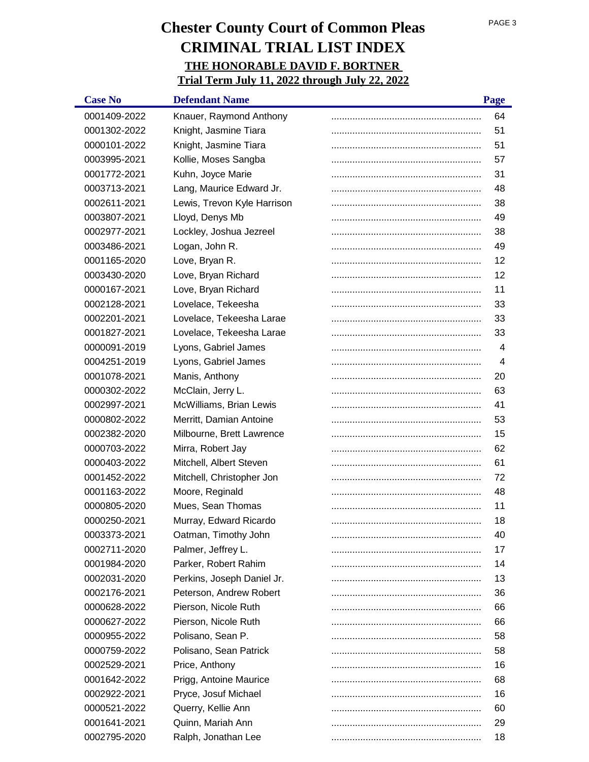# Chester County Court of Common Pleas
# CRIMINAL TRIAL LIST INDEX
## THE HONORABLE DAVID F. BORTNER
## Trial Term July 11, 2022 through July 22, 2022

| Case No | Defendant Name | Page |
|---|---|---|
| 0001409-2022 | Knauer, Raymond Anthony | 64 |
| 0001302-2022 | Knight, Jasmine Tiara | 51 |
| 0000101-2022 | Knight, Jasmine Tiara | 51 |
| 0003995-2021 | Kollie, Moses Sangba | 57 |
| 0001772-2021 | Kuhn, Joyce Marie | 31 |
| 0003713-2021 | Lang, Maurice Edward Jr. | 48 |
| 0002611-2021 | Lewis, Trevon Kyle Harrison | 38 |
| 0003807-2021 | Lloyd, Denys Mb | 49 |
| 0002977-2021 | Lockley, Joshua Jezreel | 38 |
| 0003486-2021 | Logan, John R. | 49 |
| 0001165-2020 | Love, Bryan R. | 12 |
| 0003430-2020 | Love, Bryan Richard | 12 |
| 0000167-2021 | Love, Bryan Richard | 11 |
| 0002128-2021 | Lovelace, Tekeesha | 33 |
| 0002201-2021 | Lovelace, Tekeesha Larae | 33 |
| 0001827-2021 | Lovelace, Tekeesha Larae | 33 |
| 0000091-2019 | Lyons, Gabriel James | 4 |
| 0004251-2019 | Lyons, Gabriel James | 4 |
| 0001078-2021 | Manis, Anthony | 20 |
| 0000302-2022 | McClain, Jerry L. | 63 |
| 0002997-2021 | McWilliams, Brian Lewis | 41 |
| 0000802-2022 | Merritt, Damian Antoine | 53 |
| 0002382-2020 | Milbourne, Brett Lawrence | 15 |
| 0000703-2022 | Mirra, Robert Jay | 62 |
| 0000403-2022 | Mitchell, Albert Steven | 61 |
| 0001452-2022 | Mitchell, Christopher Jon | 72 |
| 0001163-2022 | Moore, Reginald | 48 |
| 0000805-2020 | Mues, Sean Thomas | 11 |
| 0000250-2021 | Murray, Edward Ricardo | 18 |
| 0003373-2021 | Oatman, Timothy John | 40 |
| 0002711-2020 | Palmer, Jeffrey L. | 17 |
| 0001984-2020 | Parker, Robert Rahim | 14 |
| 0002031-2020 | Perkins, Joseph Daniel Jr. | 13 |
| 0002176-2021 | Peterson, Andrew Robert | 36 |
| 0000628-2022 | Pierson, Nicole Ruth | 66 |
| 0000627-2022 | Pierson, Nicole Ruth | 66 |
| 0000955-2022 | Polisano, Sean P. | 58 |
| 0000759-2022 | Polisano, Sean Patrick | 58 |
| 0002529-2021 | Price, Anthony | 16 |
| 0001642-2022 | Prigg, Antoine Maurice | 68 |
| 0002922-2021 | Pryce, Josuf Michael | 16 |
| 0000521-2022 | Querry, Kellie Ann | 60 |
| 0001641-2021 | Quinn, Mariah Ann | 29 |
| 0002795-2020 | Ralph, Jonathan Lee | 18 |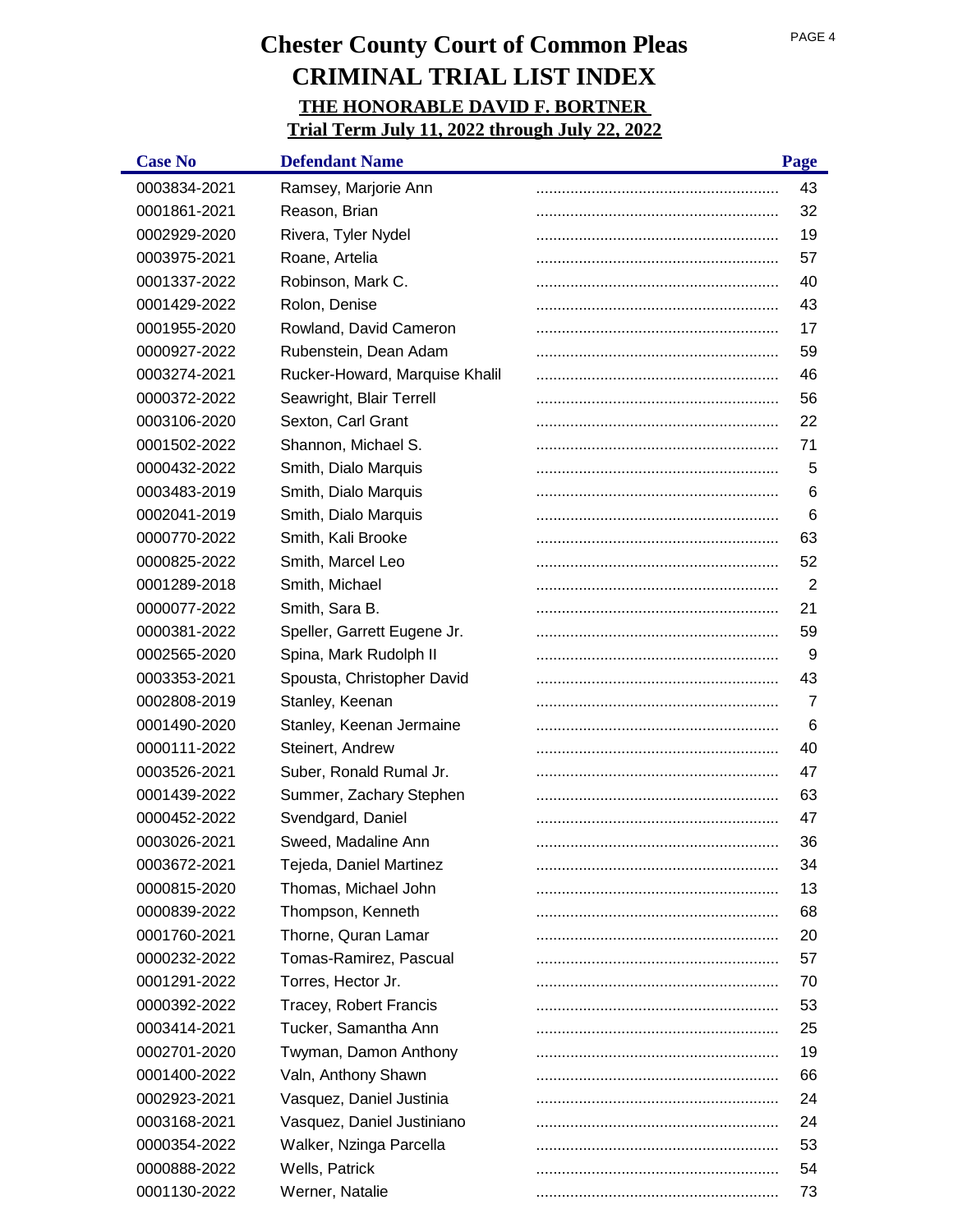# Chester County Court of Common Pleas

# CRIMINAL TRIAL LIST INDEX

## THE HONORABLE DAVID F. BORTNER

### Trial Term July 11, 2022 through July 22, 2022

| Case No | Defendant Name | Page |
|---|---|---|
| 0003834-2021 | Ramsey, Marjorie Ann | 43 |
| 0001861-2021 | Reason, Brian | 32 |
| 0002929-2020 | Rivera, Tyler Nydel | 19 |
| 0003975-2021 | Roane, Artelia | 57 |
| 0001337-2022 | Robinson, Mark C. | 40 |
| 0001429-2022 | Rolon, Denise | 43 |
| 0001955-2020 | Rowland, David Cameron | 17 |
| 0000927-2022 | Rubenstein, Dean Adam | 59 |
| 0003274-2021 | Rucker-Howard, Marquise Khalil | 46 |
| 0000372-2022 | Seawright, Blair Terrell | 56 |
| 0003106-2020 | Sexton, Carl Grant | 22 |
| 0001502-2022 | Shannon, Michael S. | 71 |
| 0000432-2022 | Smith, Dialo Marquis | 5 |
| 0003483-2019 | Smith, Dialo Marquis | 6 |
| 0002041-2019 | Smith, Dialo Marquis | 6 |
| 0000770-2022 | Smith, Kali Brooke | 63 |
| 0000825-2022 | Smith, Marcel Leo | 52 |
| 0001289-2018 | Smith, Michael | 2 |
| 0000077-2022 | Smith, Sara B. | 21 |
| 0000381-2022 | Speller, Garrett Eugene Jr. | 59 |
| 0002565-2020 | Spina, Mark Rudolph II | 9 |
| 0003353-2021 | Spousta, Christopher David | 43 |
| 0002808-2019 | Stanley, Keenan | 7 |
| 0001490-2020 | Stanley, Keenan Jermaine | 6 |
| 0000111-2022 | Steinert, Andrew | 40 |
| 0003526-2021 | Suber, Ronald Rumal Jr. | 47 |
| 0001439-2022 | Summer, Zachary Stephen | 63 |
| 0000452-2022 | Svendgard, Daniel | 47 |
| 0003026-2021 | Sweed, Madaline Ann | 36 |
| 0003672-2021 | Tejeda, Daniel Martinez | 34 |
| 0000815-2020 | Thomas, Michael John | 13 |
| 0000839-2022 | Thompson, Kenneth | 68 |
| 0001760-2021 | Thorne, Quran Lamar | 20 |
| 0000232-2022 | Tomas-Ramirez, Pascual | 57 |
| 0001291-2022 | Torres, Hector Jr. | 70 |
| 0000392-2022 | Tracey, Robert Francis | 53 |
| 0003414-2021 | Tucker, Samantha Ann | 25 |
| 0002701-2020 | Twyman, Damon Anthony | 19 |
| 0001400-2022 | Valn, Anthony Shawn | 66 |
| 0002923-2021 | Vasquez, Daniel Justinia | 24 |
| 0003168-2021 | Vasquez, Daniel Justiniano | 24 |
| 0000354-2022 | Walker, Nzinga Parcella | 53 |
| 0000888-2022 | Wells, Patrick | 54 |
| 0001130-2022 | Werner, Natalie | 73 |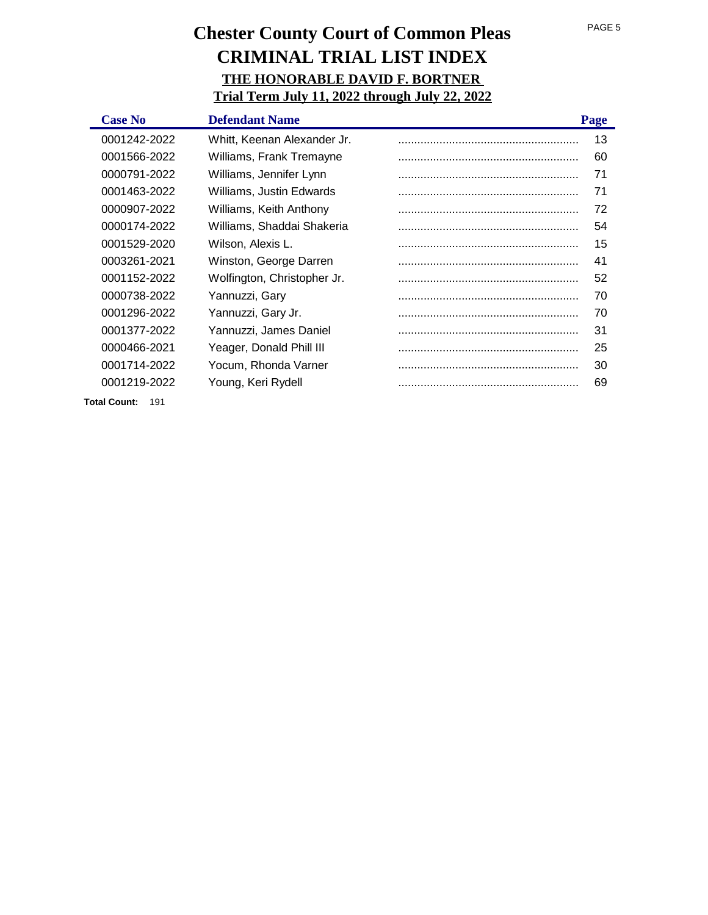# Chester County Court of Common Pleas

## CRIMINAL TRIAL LIST INDEX

### THE HONORABLE DAVID F. BORTNER

### Trial Term July 11, 2022 through July 22, 2022

| Case No | Defendant Name | Page |
|---|---|---|
| 0001242-2022 | Whitt, Keenan Alexander Jr. | 13 |
| 0001566-2022 | Williams, Frank Tremayne | 60 |
| 0000791-2022 | Williams, Jennifer Lynn | 71 |
| 0001463-2022 | Williams, Justin Edwards | 71 |
| 0000907-2022 | Williams, Keith Anthony | 72 |
| 0000174-2022 | Williams, Shaddai Shakeria | 54 |
| 0001529-2020 | Wilson, Alexis L. | 15 |
| 0003261-2021 | Winston, George Darren | 41 |
| 0001152-2022 | Wolfington, Christopher Jr. | 52 |
| 0000738-2022 | Yannuzzi, Gary | 70 |
| 0001296-2022 | Yannuzzi, Gary Jr. | 70 |
| 0001377-2022 | Yannuzzi, James Daniel | 31 |
| 0000466-2021 | Yeager, Donald Phill III | 25 |
| 0001714-2022 | Yocum, Rhonda Varner | 30 |
| 0001219-2022 | Young, Keri Rydell | 69 |

**Total Count:** 191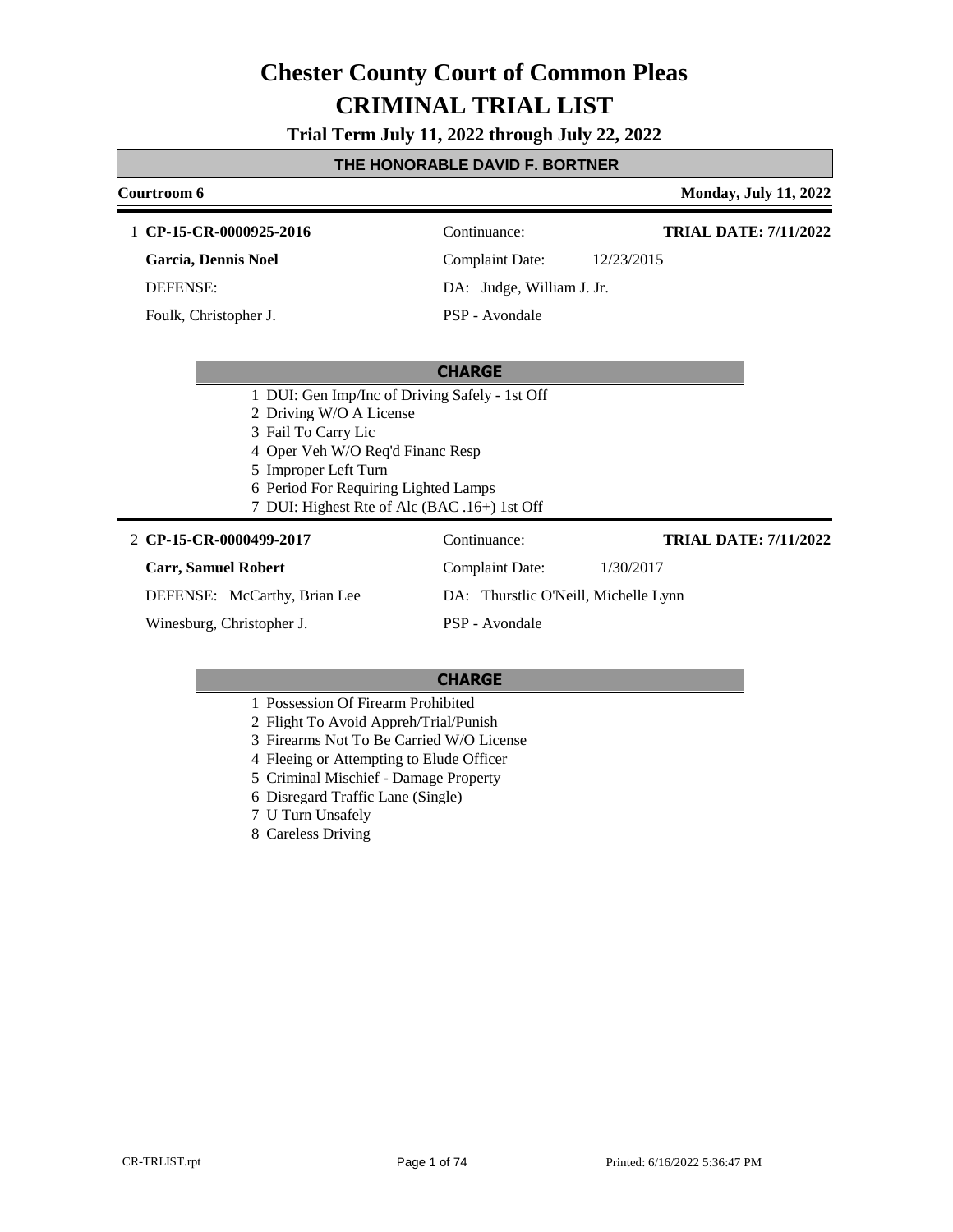# Chester County Court of Common Pleas
# CRIMINAL TRIAL LIST

**Trial Term July 11, 2022 through July 22, 2022**

## THE HONORABLE DAVID F. BORTNER

**Courtroom 6** | **Monday, July 11, 2022**

---

1 **CP-15-CR-0000925-2016** | Continuance: | **TRIAL DATE: 7/11/2022**

**Garcia, Dennis Noel** | Complaint Date: 12/23/2015

DEFENSE: | DA: Judge, William J. Jr.

Foulk, Christopher J. | PSP - Avondale

**CHARGE**

1 DUI: Gen Imp/Inc of Driving Safely - 1st Off
2 Driving W/O A License
3 Fail To Carry Lic
4 Oper Veh W/O Req'd Financ Resp
5 Improper Left Turn
6 Period For Requiring Lighted Lamps
7 DUI: Highest Rte of Alc (BAC .16+) 1st Off

---

2 **CP-15-CR-0000499-2017** | Continuance: | **TRIAL DATE: 7/11/2022**

**Carr, Samuel Robert** | Complaint Date: 1/30/2017

DEFENSE: McCarthy, Brian Lee | DA: Thurstlic O'Neill, Michelle Lynn

Winesburg, Christopher J. | PSP - Avondale

**CHARGE**

1 Possession Of Firearm Prohibited
2 Flight To Avoid Appreh/Trial/Punish
3 Firearms Not To Be Carried W/O License
4 Fleeing or Attempting to Elude Officer
5 Criminal Mischief - Damage Property
6 Disregard Traffic Lane (Single)
7 U Turn Unsafely
8 Careless Driving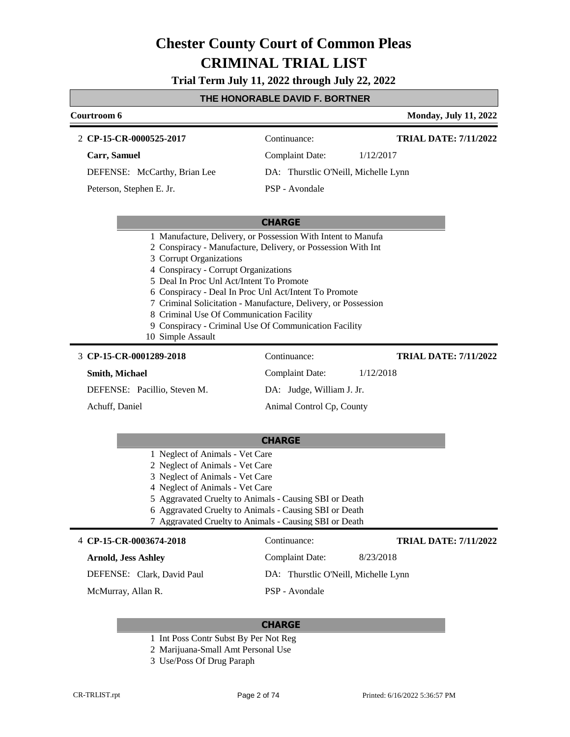# Chester County Court of Common Pleas

# CRIMINAL TRIAL LIST

**Trial Term July 11, 2022 through July 22, 2022**

**THE HONORABLE DAVID F. BORTNER**

**Courtroom 6** — **Monday, July 11, 2022**

---

2 **CP-15-CR-0000525-2017** — Continuance: — **TRIAL DATE: 7/11/2022**

**Carr, Samuel** — Complaint Date: 1/12/2017

DEFENSE: McCarthy, Brian Lee — DA: Thurstlic O'Neill, Michelle Lynn

Peterson, Stephen E. Jr. — PSP - Avondale

**CHARGE**

1 Manufacture, Delivery, or Possession With Intent to Manufa
2 Conspiracy - Manufacture, Delivery, or Possession With Int
3 Corrupt Organizations
4 Conspiracy - Corrupt Organizations
5 Deal In Proc Unl Act/Intent To Promote
6 Conspiracy - Deal In Proc Unl Act/Intent To Promote
7 Criminal Solicitation - Manufacture, Delivery, or Possession
8 Criminal Use Of Communication Facility
9 Conspiracy - Criminal Use Of Communication Facility
10 Simple Assault

---

3 **CP-15-CR-0001289-2018** — Continuance: — **TRIAL DATE: 7/11/2022**

**Smith, Michael** — Complaint Date: 1/12/2018

DEFENSE: Pacillio, Steven M. — DA: Judge, William J. Jr.

Achuff, Daniel — Animal Control Cp, County

**CHARGE**

1 Neglect of Animals - Vet Care
2 Neglect of Animals - Vet Care
3 Neglect of Animals - Vet Care
4 Neglect of Animals - Vet Care
5 Aggravated Cruelty to Animals - Causing SBI or Death
6 Aggravated Cruelty to Animals - Causing SBI or Death
7 Aggravated Cruelty to Animals - Causing SBI or Death

---

4 **CP-15-CR-0003674-2018** — Continuance: — **TRIAL DATE: 7/11/2022**

**Arnold, Jess Ashley** — Complaint Date: 8/23/2018

DEFENSE: Clark, David Paul — DA: Thurstlic O'Neill, Michelle Lynn

McMurray, Allan R. — PSP - Avondale

**CHARGE**

1 Int Poss Contr Subst By Per Not Reg
2 Marijuana-Small Amt Personal Use
3 Use/Poss Of Drug Paraph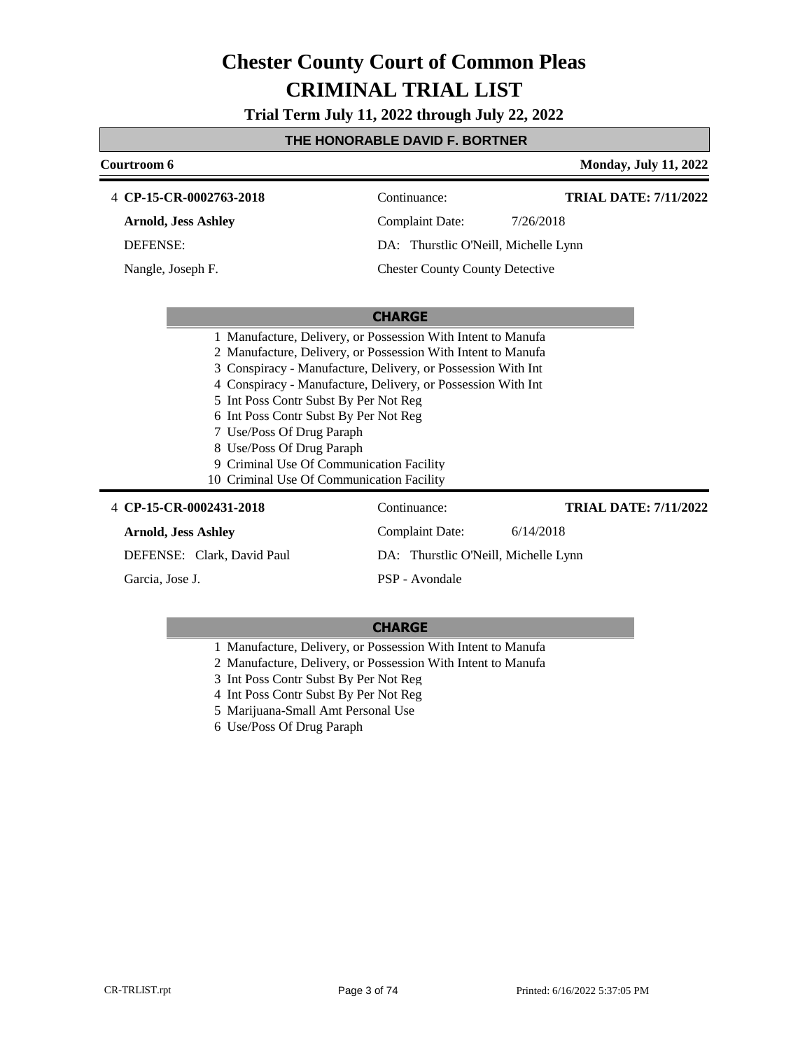# Chester County Court of Common Pleas

# CRIMINAL TRIAL LIST

**Trial Term July 11, 2022 through July 22, 2022**

## THE HONORABLE DAVID F. BORTNER

**Courtroom 6** | **Monday, July 11, 2022**

---

4 **CP-15-CR-0002763-2018** | Continuance: | **TRIAL DATE: 7/11/2022**

**Arnold, Jess Ashley** | Complaint Date: 7/26/2018

DEFENSE: | DA: Thurstlic O'Neill, Michelle Lynn

Nangle, Joseph F. | Chester County County Detective

**CHARGE**

1 Manufacture, Delivery, or Possession With Intent to Manufa
2 Manufacture, Delivery, or Possession With Intent to Manufa
3 Conspiracy - Manufacture, Delivery, or Possession With Int
4 Conspiracy - Manufacture, Delivery, or Possession With Int
5 Int Poss Contr Subst By Per Not Reg
6 Int Poss Contr Subst By Per Not Reg
7 Use/Poss Of Drug Paraph
8 Use/Poss Of Drug Paraph
9 Criminal Use Of Communication Facility
10 Criminal Use Of Communication Facility

---

4 **CP-15-CR-0002431-2018** | Continuance: | **TRIAL DATE: 7/11/2022**

**Arnold, Jess Ashley** | Complaint Date: 6/14/2018

DEFENSE: Clark, David Paul | DA: Thurstlic O'Neill, Michelle Lynn

Garcia, Jose J. | PSP - Avondale

**CHARGE**

1 Manufacture, Delivery, or Possession With Intent to Manufa
2 Manufacture, Delivery, or Possession With Intent to Manufa
3 Int Poss Contr Subst By Per Not Reg
4 Int Poss Contr Subst By Per Not Reg
5 Marijuana-Small Amt Personal Use
6 Use/Poss Of Drug Paraph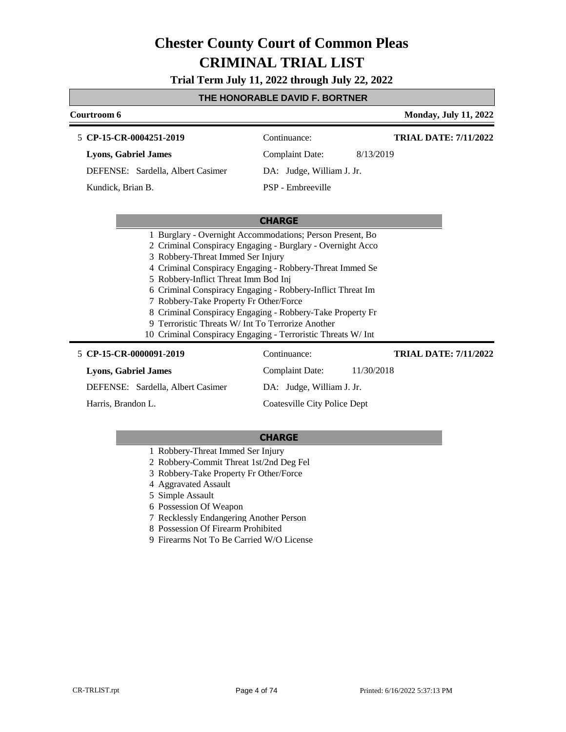# Chester County Court of Common Pleas
# CRIMINAL TRIAL LIST

**Trial Term July 11, 2022 through July 22, 2022**

**THE HONORABLE DAVID F. BORTNER**

**Courtroom 6** | **Monday, July 11, 2022**

---

5 **CP-15-CR-0004251-2019** | Continuance: | **TRIAL DATE: 7/11/2022**

**Lyons, Gabriel James** | Complaint Date: 8/13/2019

DEFENSE: Sardella, Albert Casimer | DA: Judge, William J. Jr.

Kundick, Brian B. | PSP - Embreeville

**CHARGE**

1 Burglary - Overnight Accommodations; Person Present, Bo
2 Criminal Conspiracy Engaging - Burglary - Overnight Acco
3 Robbery-Threat Immed Ser Injury
4 Criminal Conspiracy Engaging - Robbery-Threat Immed Se
5 Robbery-Inflict Threat Imm Bod Inj
6 Criminal Conspiracy Engaging - Robbery-Inflict Threat Im
7 Robbery-Take Property Fr Other/Force
8 Criminal Conspiracy Engaging - Robbery-Take Property Fr
9 Terroristic Threats W/ Int To Terrorize Another
10 Criminal Conspiracy Engaging - Terroristic Threats W/ Int

---

5 **CP-15-CR-0000091-2019** | Continuance: | **TRIAL DATE: 7/11/2022**

**Lyons, Gabriel James** | Complaint Date: 11/30/2018

DEFENSE: Sardella, Albert Casimer | DA: Judge, William J. Jr.

Harris, Brandon L. | Coatesville City Police Dept

**CHARGE**

1 Robbery-Threat Immed Ser Injury
2 Robbery-Commit Threat 1st/2nd Deg Fel
3 Robbery-Take Property Fr Other/Force
4 Aggravated Assault
5 Simple Assault
6 Possession Of Weapon
7 Recklessly Endangering Another Person
8 Possession Of Firearm Prohibited
9 Firearms Not To Be Carried W/O License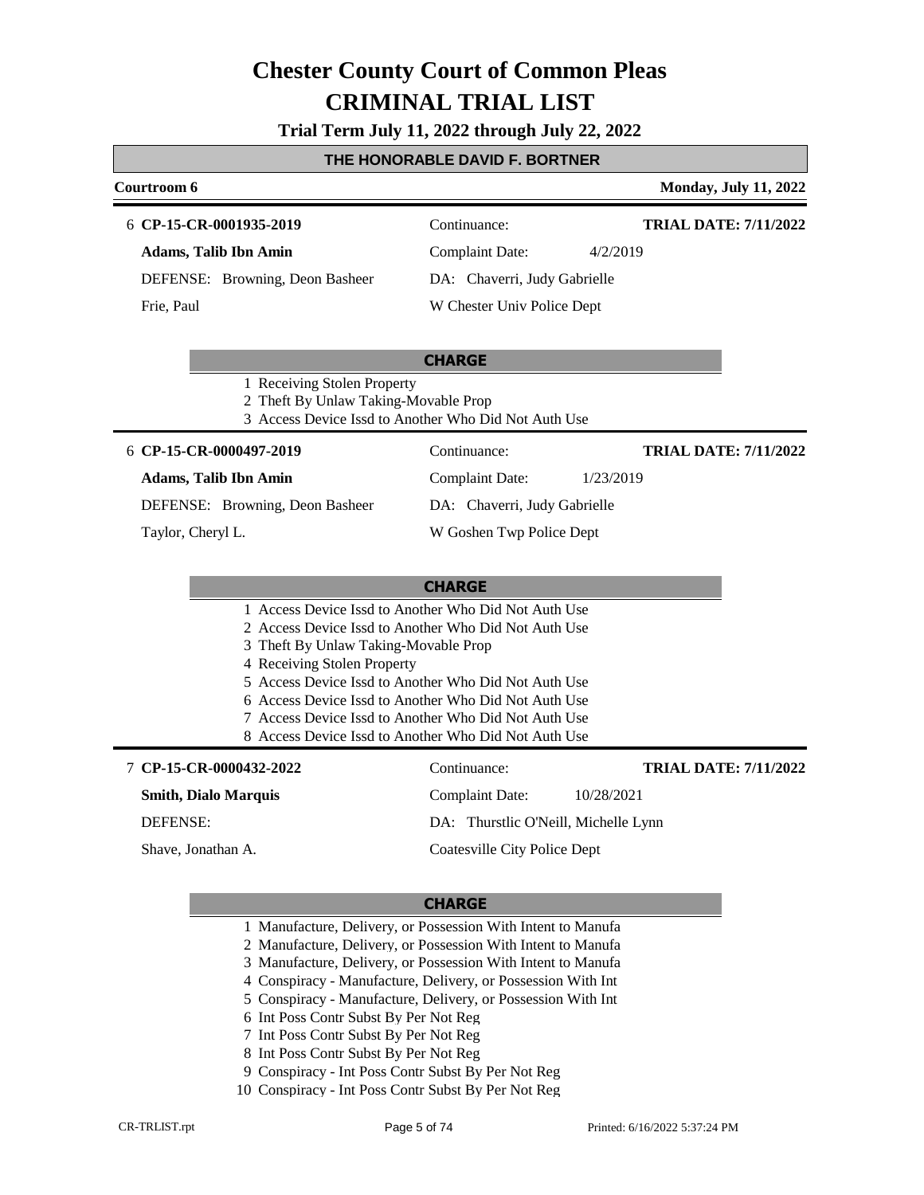# Chester County Court of Common Pleas
# CRIMINAL TRIAL LIST

**Trial Term July 11, 2022 through July 22, 2022**

**THE HONORABLE DAVID F. BORTNER**

**Courtroom 6** **Monday, July 11, 2022**

6 **CP-15-CR-0001935-2019** Continuance: **TRIAL DATE: 7/11/2022**

**Adams, Talib Ibn Amin** Complaint Date: 4/2/2019

DEFENSE: Browning, Deon Basheer DA: Chaverri, Judy Gabrielle

Frie, Paul W Chester Univ Police Dept

**CHARGE**

1 Receiving Stolen Property
2 Theft By Unlaw Taking-Movable Prop
3 Access Device Issd to Another Who Did Not Auth Use

6 **CP-15-CR-0000497-2019** Continuance: **TRIAL DATE: 7/11/2022**

**Adams, Talib Ibn Amin** Complaint Date: 1/23/2019

DEFENSE: Browning, Deon Basheer DA: Chaverri, Judy Gabrielle

Taylor, Cheryl L. W Goshen Twp Police Dept

**CHARGE**

1 Access Device Issd to Another Who Did Not Auth Use
2 Access Device Issd to Another Who Did Not Auth Use
3 Theft By Unlaw Taking-Movable Prop
4 Receiving Stolen Property
5 Access Device Issd to Another Who Did Not Auth Use
6 Access Device Issd to Another Who Did Not Auth Use
7 Access Device Issd to Another Who Did Not Auth Use
8 Access Device Issd to Another Who Did Not Auth Use

7 **CP-15-CR-0000432-2022** Continuance: **TRIAL DATE: 7/11/2022**

**Smith, Dialo Marquis** Complaint Date: 10/28/2021

DEFENSE: DA: Thurstlic O'Neill, Michelle Lynn

Shave, Jonathan A. Coatesville City Police Dept

**CHARGE**

1 Manufacture, Delivery, or Possession With Intent to Manufa
2 Manufacture, Delivery, or Possession With Intent to Manufa
3 Manufacture, Delivery, or Possession With Intent to Manufa
4 Conspiracy - Manufacture, Delivery, or Possession With Int
5 Conspiracy - Manufacture, Delivery, or Possession With Int
6 Int Poss Contr Subst By Per Not Reg
7 Int Poss Contr Subst By Per Not Reg
8 Int Poss Contr Subst By Per Not Reg
9 Conspiracy - Int Poss Contr Subst By Per Not Reg
10 Conspiracy - Int Poss Contr Subst By Per Not Reg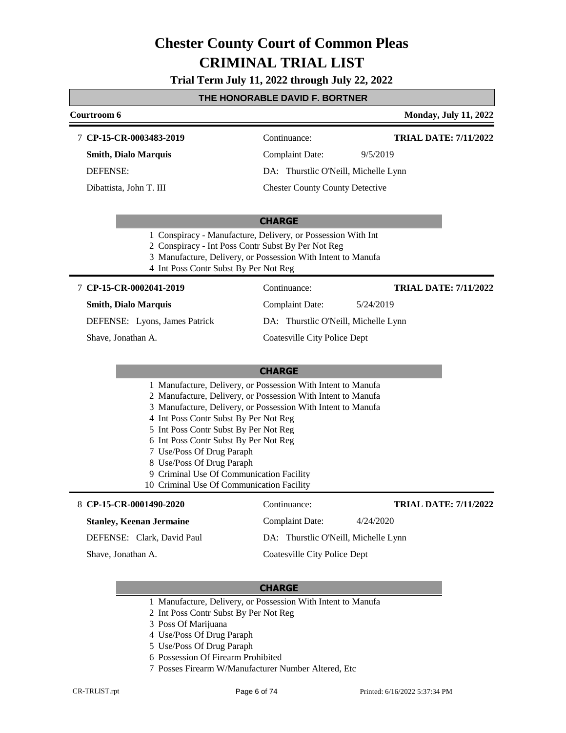# Chester County Court of Common Pleas

# CRIMINAL TRIAL LIST

**Trial Term July 11, 2022 through July 22, 2022**

## THE HONORABLE DAVID F. BORTNER

**Courtroom 6** — **Monday, July 11, 2022**

---

7 **CP-15-CR-0003483-2019** — Continuance: — **TRIAL DATE: 7/11/2022**

**Smith, Dialo Marquis** — Complaint Date: 9/5/2019

DEFENSE: — DA: Thurstlic O'Neill, Michelle Lynn

Dibattista, John T. III — Chester County County Detective

**CHARGE**

1. Conspiracy - Manufacture, Delivery, or Possession With Int
2. Conspiracy - Int Poss Contr Subst By Per Not Reg
3. Manufacture, Delivery, or Possession With Intent to Manufa
4. Int Poss Contr Subst By Per Not Reg

---

7 **CP-15-CR-0002041-2019** — Continuance: — **TRIAL DATE: 7/11/2022**

**Smith, Dialo Marquis** — Complaint Date: 5/24/2019

DEFENSE: Lyons, James Patrick — DA: Thurstlic O'Neill, Michelle Lynn

Shave, Jonathan A. — Coatesville City Police Dept

**CHARGE**

1. Manufacture, Delivery, or Possession With Intent to Manufa
2. Manufacture, Delivery, or Possession With Intent to Manufa
3. Manufacture, Delivery, or Possession With Intent to Manufa
4. Int Poss Contr Subst By Per Not Reg
5. Int Poss Contr Subst By Per Not Reg
6. Int Poss Contr Subst By Per Not Reg
7. Use/Poss Of Drug Paraph
8. Use/Poss Of Drug Paraph
9. Criminal Use Of Communication Facility
10. Criminal Use Of Communication Facility

---

8 **CP-15-CR-0001490-2020** — Continuance: — **TRIAL DATE: 7/11/2022**

**Stanley, Keenan Jermaine** — Complaint Date: 4/24/2020

DEFENSE: Clark, David Paul — DA: Thurstlic O'Neill, Michelle Lynn

Shave, Jonathan A. — Coatesville City Police Dept

**CHARGE**

1. Manufacture, Delivery, or Possession With Intent to Manufa
2. Int Poss Contr Subst By Per Not Reg
3. Poss Of Marijuana
4. Use/Poss Of Drug Paraph
5. Use/Poss Of Drug Paraph
6. Possession Of Firearm Prohibited
7. Posses Firearm W/Manufacturer Number Altered, Etc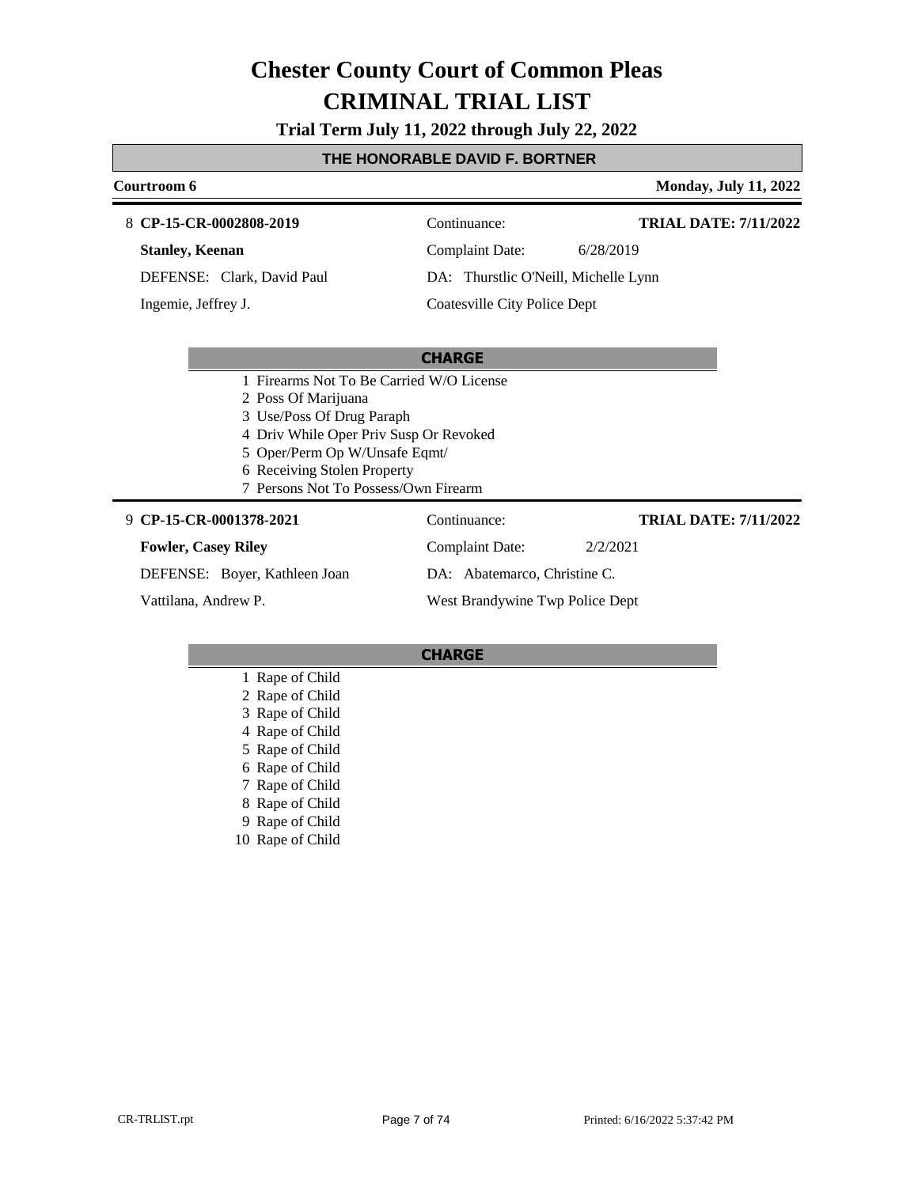# Chester County Court of Common Pleas

# CRIMINAL TRIAL LIST

**Trial Term July 11, 2022 through July 22, 2022**

**THE HONORABLE DAVID F. BORTNER**

**Courtroom 6** | **Monday, July 11, 2022**

---

8 **CP-15-CR-0002808-2019** | Continuance: | **TRIAL DATE: 7/11/2022**

**Stanley, Keenan** | Complaint Date: 6/28/2019

DEFENSE: Clark, David Paul | DA: Thurstlic O'Neill, Michelle Lynn

Ingemie, Jeffrey J. | Coatesville City Police Dept

**CHARGE**

1 Firearms Not To Be Carried W/O License
2 Poss Of Marijuana
3 Use/Poss Of Drug Paraph
4 Driv While Oper Priv Susp Or Revoked
5 Oper/Perm Op W/Unsafe Eqmt/
6 Receiving Stolen Property
7 Persons Not To Possess/Own Firearm

---

9 **CP-15-CR-0001378-2021** | Continuance: | **TRIAL DATE: 7/11/2022**

**Fowler, Casey Riley** | Complaint Date: 2/2/2021

DEFENSE: Boyer, Kathleen Joan | DA: Abatemarco, Christine C.

Vattilana, Andrew P. | West Brandywine Twp Police Dept

**CHARGE**

1 Rape of Child
2 Rape of Child
3 Rape of Child
4 Rape of Child
5 Rape of Child
6 Rape of Child
7 Rape of Child
8 Rape of Child
9 Rape of Child
10 Rape of Child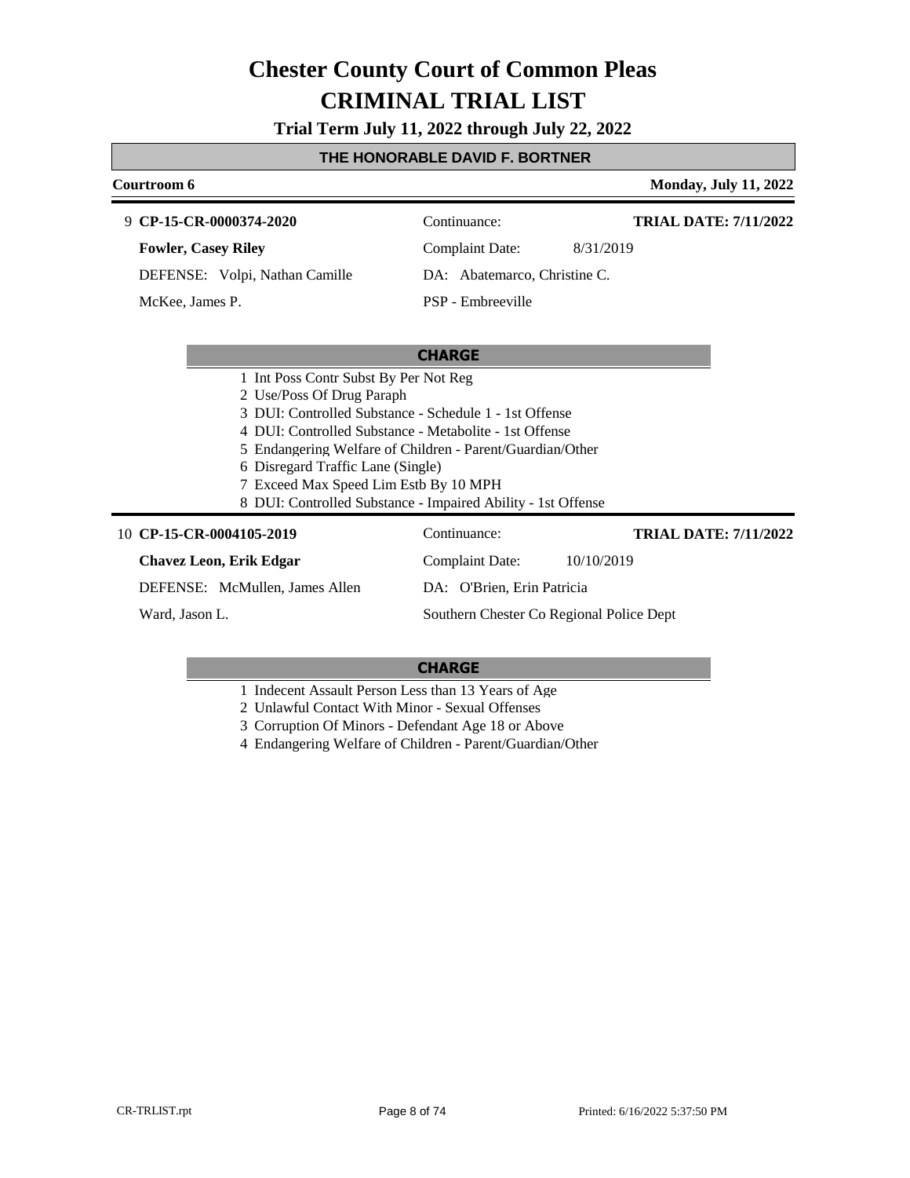# Chester County Court of Common Pleas
# CRIMINAL TRIAL LIST

**Trial Term July 11, 2022 through July 22, 2022**

**THE HONORABLE DAVID F. BORTNER**

**Courtroom 6** | **Monday, July 11, 2022**

---

9 **CP-15-CR-0000374-2020** | Continuance: | **TRIAL DATE: 7/11/2022**

**Fowler, Casey Riley** | Complaint Date: 8/31/2019

DEFENSE: Volpi, Nathan Camille | DA: Abatemarco, Christine C.

McKee, James P. | PSP - Embreeville

**CHARGE**

1 Int Poss Contr Subst By Per Not Reg
2 Use/Poss Of Drug Paraph
3 DUI: Controlled Substance - Schedule 1 - 1st Offense
4 DUI: Controlled Substance - Metabolite - 1st Offense
5 Endangering Welfare of Children - Parent/Guardian/Other
6 Disregard Traffic Lane (Single)
7 Exceed Max Speed Lim Estb By 10 MPH
8 DUI: Controlled Substance - Impaired Ability - 1st Offense

---

10 **CP-15-CR-0004105-2019** | Continuance: | **TRIAL DATE: 7/11/2022**

**Chavez Leon, Erik Edgar** | Complaint Date: 10/10/2019

DEFENSE: McMullen, James Allen | DA: O'Brien, Erin Patricia

Ward, Jason L. | Southern Chester Co Regional Police Dept

**CHARGE**

1 Indecent Assault Person Less than 13 Years of Age
2 Unlawful Contact With Minor - Sexual Offenses
3 Corruption Of Minors - Defendant Age 18 or Above
4 Endangering Welfare of Children - Parent/Guardian/Other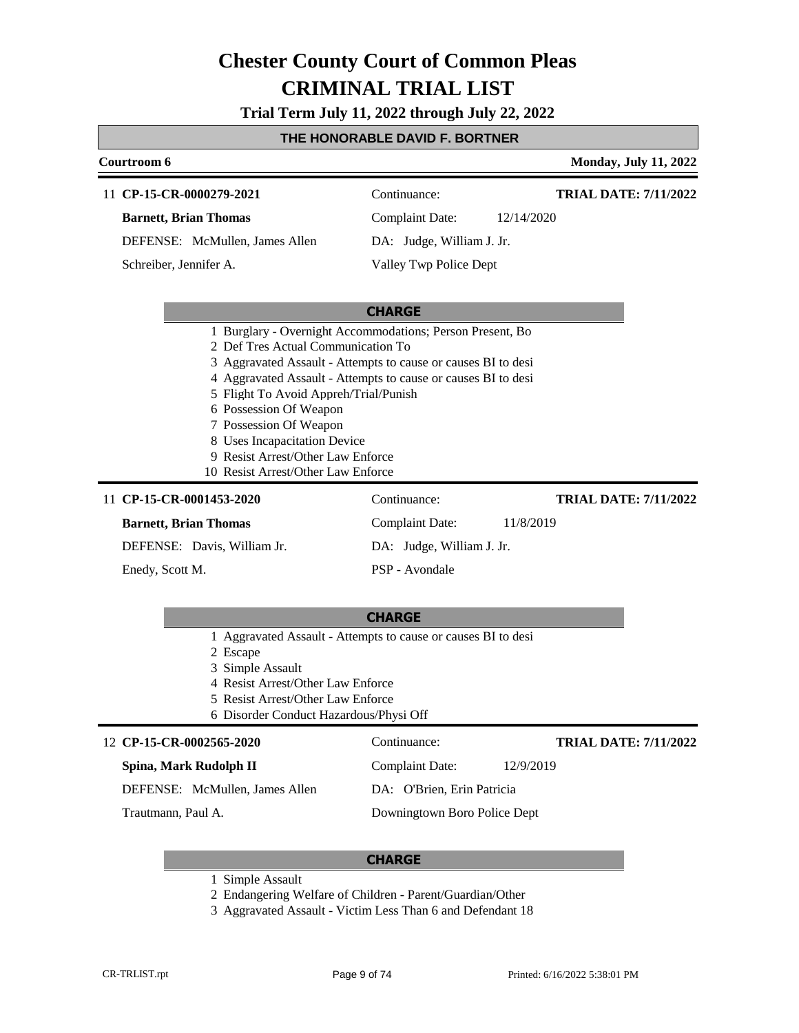# Chester County Court of Common Pleas
# CRIMINAL TRIAL LIST

**Trial Term July 11, 2022 through July 22, 2022**

## THE HONORABLE DAVID F. BORTNER

**Courtroom 6** | **Monday, July 11, 2022**

---

11 **CP-15-CR-0000279-2021** | Continuance: | **TRIAL DATE: 7/11/2022**

**Barnett, Brian Thomas** | Complaint Date: 12/14/2020

DEFENSE: McMullen, James Allen | DA: Judge, William J. Jr.

Schreiber, Jennifer A. | Valley Twp Police Dept

**CHARGE**

1 Burglary - Overnight Accommodations; Person Present, Bo
2 Def Tres Actual Communication To
3 Aggravated Assault - Attempts to cause or causes BI to desi
4 Aggravated Assault - Attempts to cause or causes BI to desi
5 Flight To Avoid Appreh/Trial/Punish
6 Possession Of Weapon
7 Possession Of Weapon
8 Uses Incapacitation Device
9 Resist Arrest/Other Law Enforce
10 Resist Arrest/Other Law Enforce

---

11 **CP-15-CR-0001453-2020** | Continuance: | **TRIAL DATE: 7/11/2022**

**Barnett, Brian Thomas** | Complaint Date: 11/8/2019

DEFENSE: Davis, William Jr. | DA: Judge, William J. Jr.

Enedy, Scott M. | PSP - Avondale

**CHARGE**

1 Aggravated Assault - Attempts to cause or causes BI to desi
2 Escape
3 Simple Assault
4 Resist Arrest/Other Law Enforce
5 Resist Arrest/Other Law Enforce
6 Disorder Conduct Hazardous/Physi Off

---

12 **CP-15-CR-0002565-2020** | Continuance: | **TRIAL DATE: 7/11/2022**

**Spina, Mark Rudolph II** | Complaint Date: 12/9/2019

DEFENSE: McMullen, James Allen | DA: O'Brien, Erin Patricia

Trautmann, Paul A. | Downingtown Boro Police Dept

**CHARGE**

1 Simple Assault
2 Endangering Welfare of Children - Parent/Guardian/Other
3 Aggravated Assault - Victim Less Than 6 and Defendant 18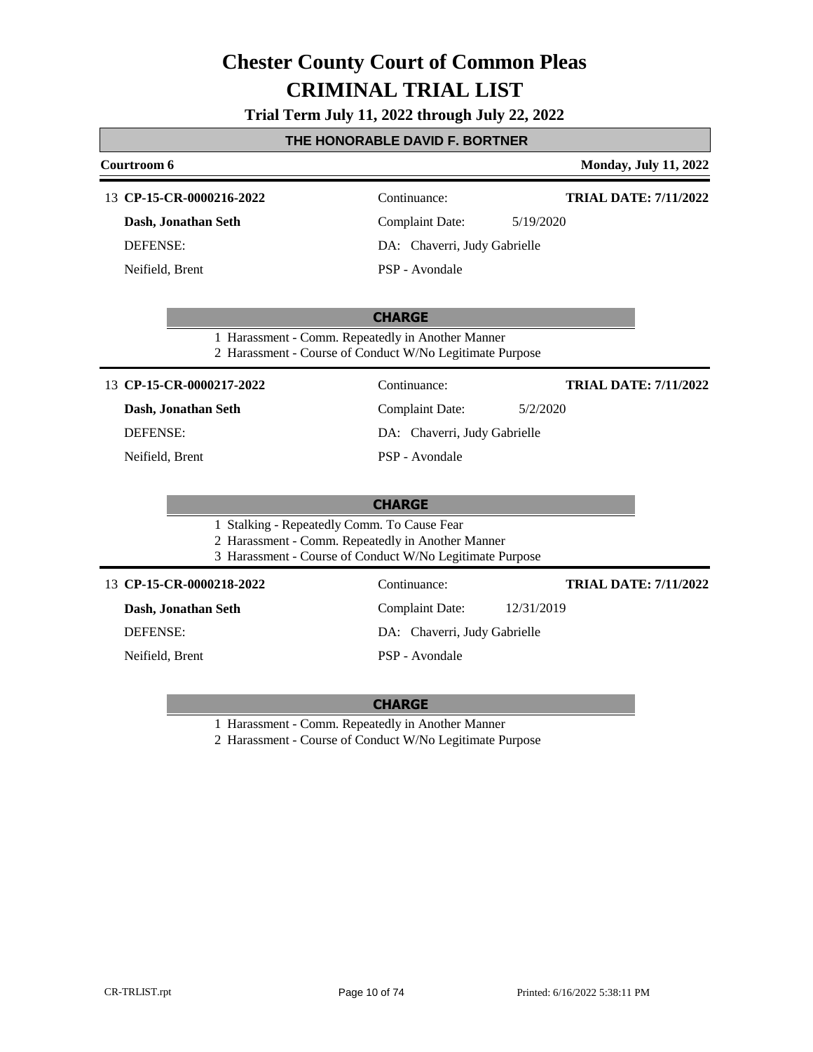# Chester County Court of Common Pleas

# CRIMINAL TRIAL LIST

**Trial Term July 11, 2022 through July 22, 2022**

## THE HONORABLE DAVID F. BORTNER

**Courtroom 6** | **Monday, July 11, 2022**

---

13 **CP-15-CR-0000216-2022** | Continuance: | **TRIAL DATE: 7/11/2022**

**Dash, Jonathan Seth** | Complaint Date: 5/19/2020

DEFENSE: | DA: Chaverri, Judy Gabrielle

Neifield, Brent | PSP - Avondale

**CHARGE**

1 Harassment - Comm. Repeatedly in Another Manner
2 Harassment - Course of Conduct W/No Legitimate Purpose

---

13 **CP-15-CR-0000217-2022** | Continuance: | **TRIAL DATE: 7/11/2022**

**Dash, Jonathan Seth** | Complaint Date: 5/2/2020

DEFENSE: | DA: Chaverri, Judy Gabrielle

Neifield, Brent | PSP - Avondale

**CHARGE**

1 Stalking - Repeatedly Comm. To Cause Fear
2 Harassment - Comm. Repeatedly in Another Manner
3 Harassment - Course of Conduct W/No Legitimate Purpose

---

13 **CP-15-CR-0000218-2022** | Continuance: | **TRIAL DATE: 7/11/2022**

**Dash, Jonathan Seth** | Complaint Date: 12/31/2019

DEFENSE: | DA: Chaverri, Judy Gabrielle

Neifield, Brent | PSP - Avondale

**CHARGE**

1 Harassment - Comm. Repeatedly in Another Manner
2 Harassment - Course of Conduct W/No Legitimate Purpose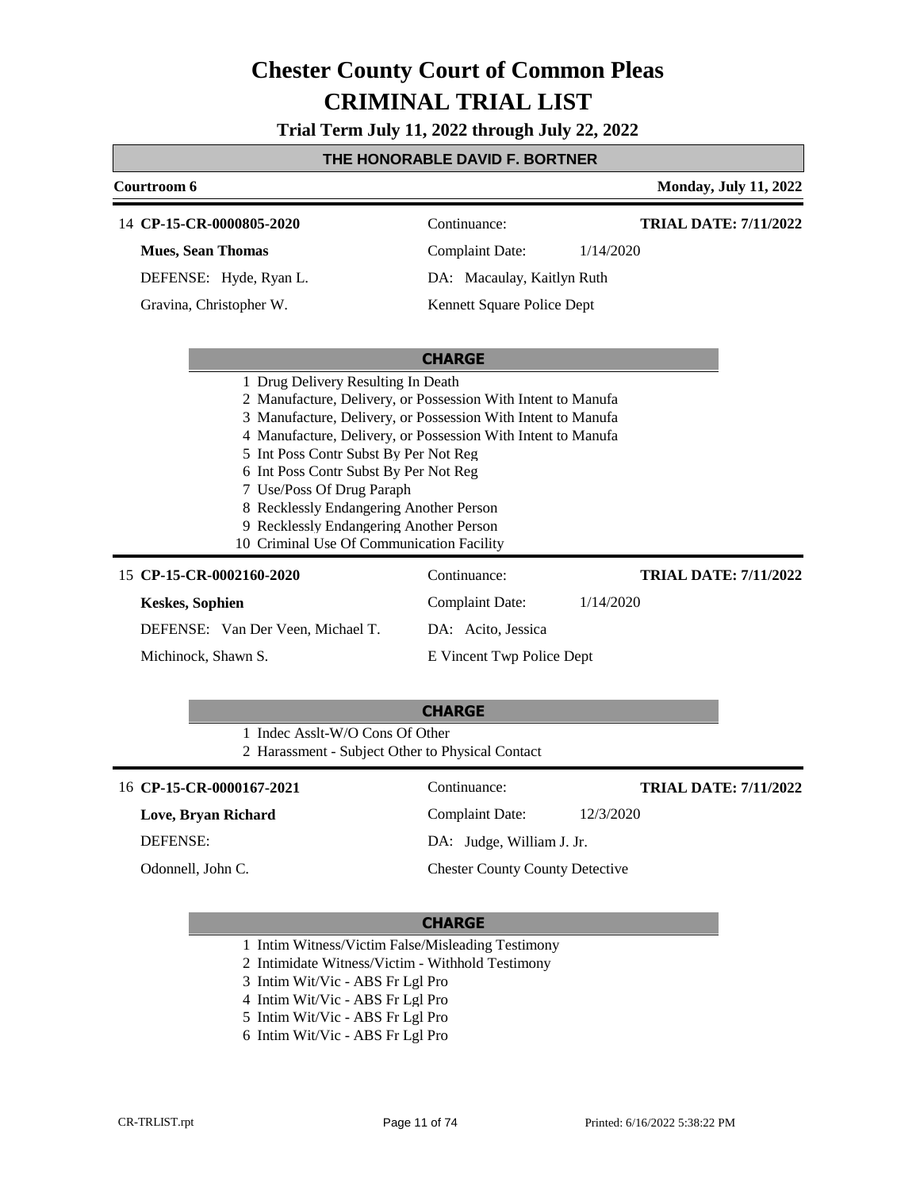# Chester County Court of Common Pleas

# CRIMINAL TRIAL LIST

**Trial Term July 11, 2022 through July 22, 2022**

**THE HONORABLE DAVID F. BORTNER**

**Courtroom 6** — **Monday, July 11, 2022**

---

14 **CP-15-CR-0000805-2020** — Continuance: — **TRIAL DATE: 7/11/2022**

**Mues, Sean Thomas** — Complaint Date: 1/14/2020

DEFENSE: Hyde, Ryan L. — DA: Macaulay, Kaitlyn Ruth

Gravina, Christopher W. — Kennett Square Police Dept

**CHARGE**

1. Drug Delivery Resulting In Death
2. Manufacture, Delivery, or Possession With Intent to Manufa
3. Manufacture, Delivery, or Possession With Intent to Manufa
4. Manufacture, Delivery, or Possession With Intent to Manufa
5. Int Poss Contr Subst By Per Not Reg
6. Int Poss Contr Subst By Per Not Reg
7. Use/Poss Of Drug Paraph
8. Recklessly Endangering Another Person
9. Recklessly Endangering Another Person
10. Criminal Use Of Communication Facility

---

15 **CP-15-CR-0002160-2020** — Continuance: — **TRIAL DATE: 7/11/2022**

**Keskes, Sophien** — Complaint Date: 1/14/2020

DEFENSE: Van Der Veen, Michael T. — DA: Acito, Jessica

Michinock, Shawn S. — E Vincent Twp Police Dept

**CHARGE**

1. Indec Asslt-W/O Cons Of Other
2. Harassment - Subject Other to Physical Contact

---

16 **CP-15-CR-0000167-2021** — Continuance: — **TRIAL DATE: 7/11/2022**

**Love, Bryan Richard** — Complaint Date: 12/3/2020

DEFENSE: — DA: Judge, William J. Jr.

Odonnell, John C. — Chester County County Detective

**CHARGE**

1. Intim Witness/Victim False/Misleading Testimony
2. Intimidate Witness/Victim - Withhold Testimony
3. Intim Wit/Vic - ABS Fr Lgl Pro
4. Intim Wit/Vic - ABS Fr Lgl Pro
5. Intim Wit/Vic - ABS Fr Lgl Pro
6. Intim Wit/Vic - ABS Fr Lgl Pro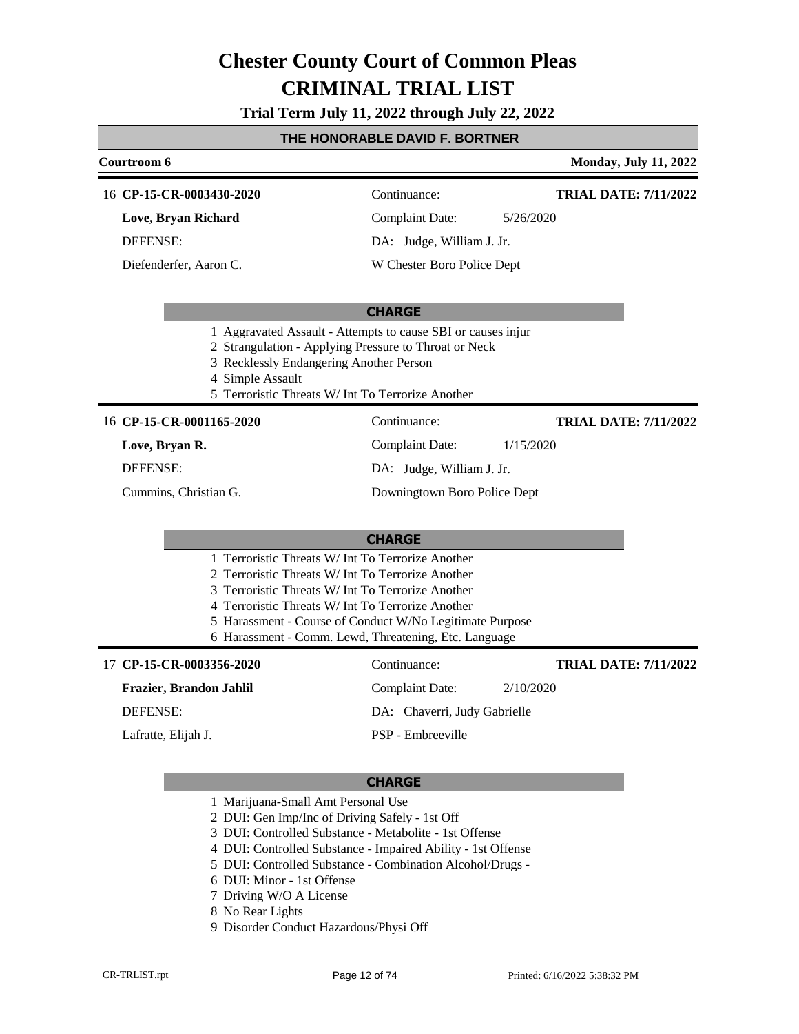# Chester County Court of Common Pleas

# CRIMINAL TRIAL LIST

**Trial Term July 11, 2022 through July 22, 2022**

## THE HONORABLE DAVID F. BORTNER

**Courtroom 6** — **Monday, July 11, 2022**

---

16 **CP-15-CR-0003430-2020** — Continuance: — **TRIAL DATE: 7/11/2022**

**Love, Bryan Richard** — Complaint Date: 5/26/2020

DEFENSE: — DA: Judge, William J. Jr.

Diefenderfer, Aaron C. — W Chester Boro Police Dept

**CHARGE**

1 Aggravated Assault - Attempts to cause SBI or causes injur
2 Strangulation - Applying Pressure to Throat or Neck
3 Recklessly Endangering Another Person
4 Simple Assault
5 Terroristic Threats W/ Int To Terrorize Another

---

16 **CP-15-CR-0001165-2020** — Continuance: — **TRIAL DATE: 7/11/2022**

**Love, Bryan R.** — Complaint Date: 1/15/2020

DEFENSE: — DA: Judge, William J. Jr.

Cummins, Christian G. — Downingtown Boro Police Dept

**CHARGE**

1 Terroristic Threats W/ Int To Terrorize Another
2 Terroristic Threats W/ Int To Terrorize Another
3 Terroristic Threats W/ Int To Terrorize Another
4 Terroristic Threats W/ Int To Terrorize Another
5 Harassment - Course of Conduct W/No Legitimate Purpose
6 Harassment - Comm. Lewd, Threatening, Etc. Language

---

17 **CP-15-CR-0003356-2020** — Continuance: — **TRIAL DATE: 7/11/2022**

**Frazier, Brandon Jahlil** — Complaint Date: 2/10/2020

DEFENSE: — DA: Chaverri, Judy Gabrielle

Lafratte, Elijah J. — PSP - Embreeville

**CHARGE**

1 Marijuana-Small Amt Personal Use
2 DUI: Gen Imp/Inc of Driving Safely - 1st Off
3 DUI: Controlled Substance - Metabolite - 1st Offense
4 DUI: Controlled Substance - Impaired Ability - 1st Offense
5 DUI: Controlled Substance - Combination Alcohol/Drugs -
6 DUI: Minor - 1st Offense
7 Driving W/O A License
8 No Rear Lights
9 Disorder Conduct Hazardous/Physi Off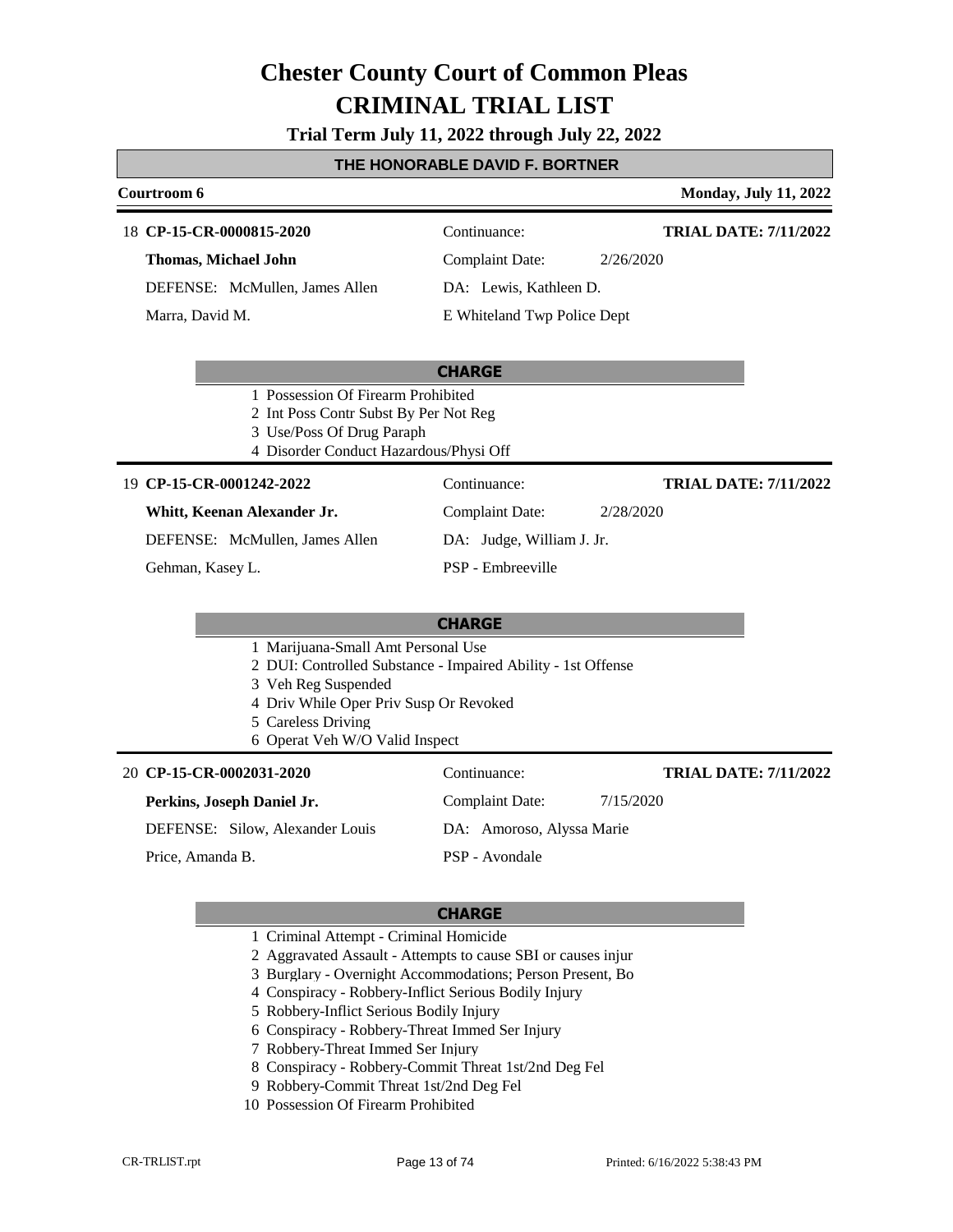# Chester County Court of Common Pleas
# CRIMINAL TRIAL LIST

**Trial Term July 11, 2022 through July 22, 2022**

## THE HONORABLE DAVID F. BORTNER

**Courtroom 6** **Monday, July 11, 2022**

---

18 **CP-15-CR-0000815-2020** Continuance: **TRIAL DATE: 7/11/2022**

**Thomas, Michael John** Complaint Date: 2/26/2020

DEFENSE: McMullen, James Allen DA: Lewis, Kathleen D.

Marra, David M. E Whiteland Twp Police Dept

**CHARGE**

1. Possession Of Firearm Prohibited
2. Int Poss Contr Subst By Per Not Reg
3. Use/Poss Of Drug Paraph
4. Disorder Conduct Hazardous/Physi Off

---

19 **CP-15-CR-0001242-2022** Continuance: **TRIAL DATE: 7/11/2022**

**Whitt, Keenan Alexander Jr.** Complaint Date: 2/28/2020

DEFENSE: McMullen, James Allen DA: Judge, William J. Jr.

Gehman, Kasey L. PSP - Embreeville

**CHARGE**

1. Marijuana-Small Amt Personal Use
2. DUI: Controlled Substance - Impaired Ability - 1st Offense
3. Veh Reg Suspended
4. Driv While Oper Priv Susp Or Revoked
5. Careless Driving
6. Operat Veh W/O Valid Inspect

---

20 **CP-15-CR-0002031-2020** Continuance: **TRIAL DATE: 7/11/2022**

**Perkins, Joseph Daniel Jr.** Complaint Date: 7/15/2020

DEFENSE: Silow, Alexander Louis DA: Amoroso, Alyssa Marie

Price, Amanda B. PSP - Avondale

**CHARGE**

1. Criminal Attempt - Criminal Homicide
2. Aggravated Assault - Attempts to cause SBI or causes injur
3. Burglary - Overnight Accommodations; Person Present, Bo
4. Conspiracy - Robbery-Inflict Serious Bodily Injury
5. Robbery-Inflict Serious Bodily Injury
6. Conspiracy - Robbery-Threat Immed Ser Injury
7. Robbery-Threat Immed Ser Injury
8. Conspiracy - Robbery-Commit Threat 1st/2nd Deg Fel
9. Robbery-Commit Threat 1st/2nd Deg Fel
10. Possession Of Firearm Prohibited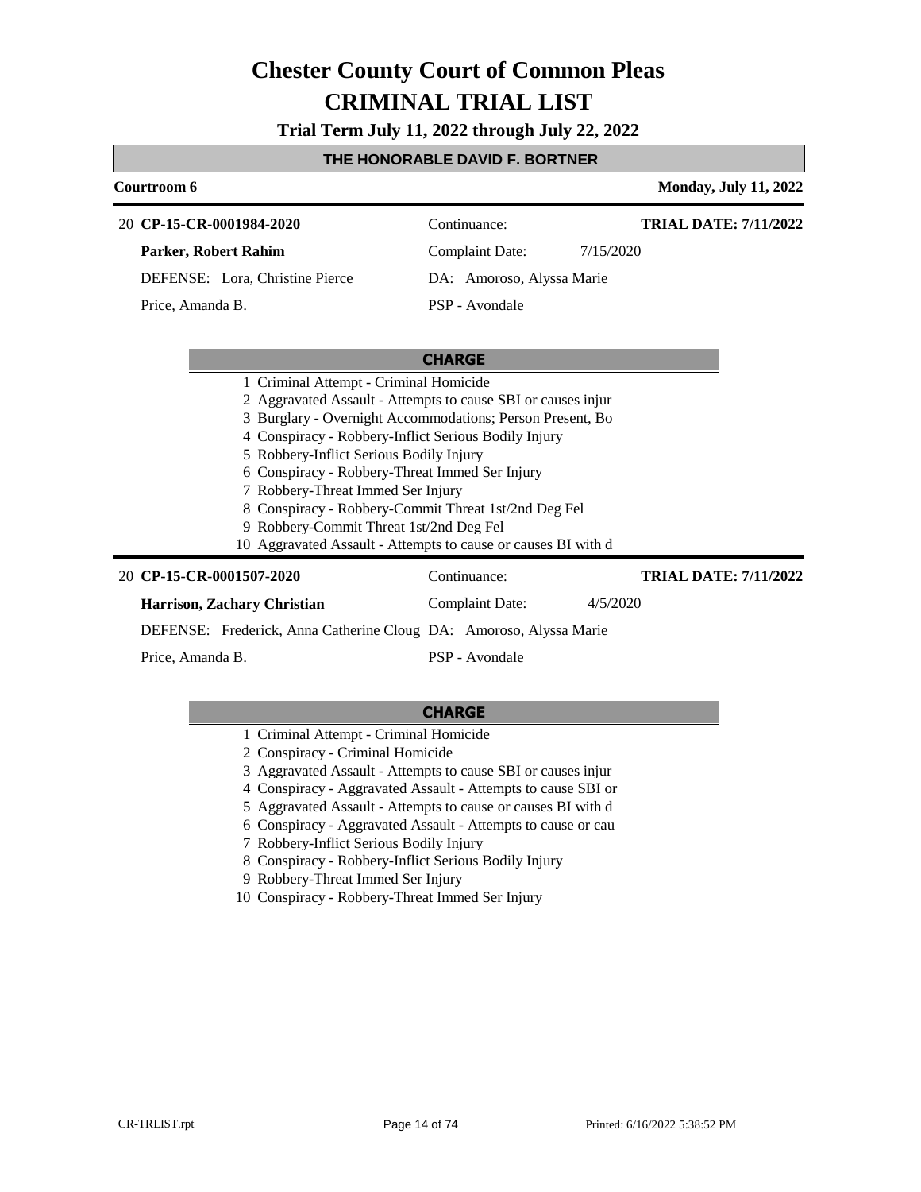# Chester County Court of Common Pleas
# CRIMINAL TRIAL LIST

**Trial Term July 11, 2022 through July 22, 2022**

**THE HONORABLE DAVID F. BORTNER**

**Courtroom 6** — **Monday, July 11, 2022**

---

20 **CP-15-CR-0001984-2020** — Continuance: — **TRIAL DATE: 7/11/2022**

**Parker, Robert Rahim** — Complaint Date: 7/15/2020

DEFENSE: Lora, Christine Pierce — DA: Amoroso, Alyssa Marie

Price, Amanda B. — PSP - Avondale

**CHARGE**

1. Criminal Attempt - Criminal Homicide
2. Aggravated Assault - Attempts to cause SBI or causes injur
3. Burglary - Overnight Accommodations; Person Present, Bo
4. Conspiracy - Robbery-Inflict Serious Bodily Injury
5. Robbery-Inflict Serious Bodily Injury
6. Conspiracy - Robbery-Threat Immed Ser Injury
7. Robbery-Threat Immed Ser Injury
8. Conspiracy - Robbery-Commit Threat 1st/2nd Deg Fel
9. Robbery-Commit Threat 1st/2nd Deg Fel
10. Aggravated Assault - Attempts to cause or causes BI with d

---

20 **CP-15-CR-0001507-2020** — Continuance: — **TRIAL DATE: 7/11/2022**

**Harrison, Zachary Christian** — Complaint Date: 4/5/2020

DEFENSE: Frederick, Anna Catherine Cloug — DA: Amoroso, Alyssa Marie

Price, Amanda B. — PSP - Avondale

**CHARGE**

1. Criminal Attempt - Criminal Homicide
2. Conspiracy - Criminal Homicide
3. Aggravated Assault - Attempts to cause SBI or causes injur
4. Conspiracy - Aggravated Assault - Attempts to cause SBI or
5. Aggravated Assault - Attempts to cause or causes BI with d
6. Conspiracy - Aggravated Assault - Attempts to cause or cau
7. Robbery-Inflict Serious Bodily Injury
8. Conspiracy - Robbery-Inflict Serious Bodily Injury
9. Robbery-Threat Immed Ser Injury
10. Conspiracy - Robbery-Threat Immed Ser Injury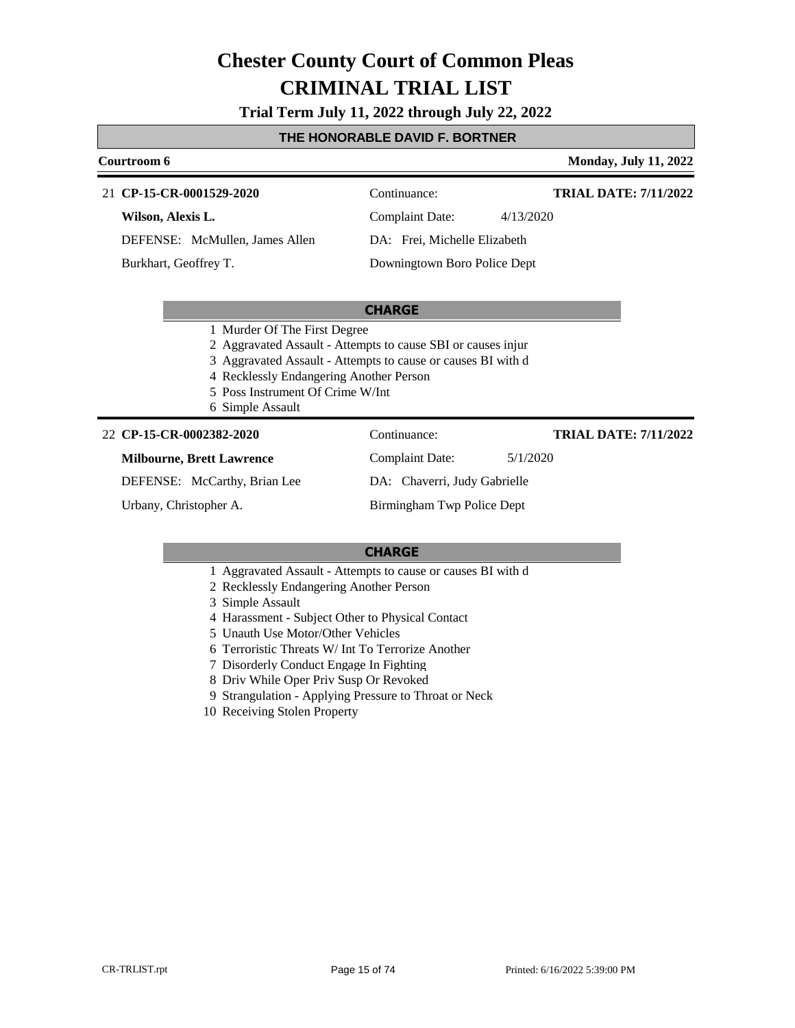# Chester County Court of Common Pleas
# CRIMINAL TRIAL LIST

**Trial Term July 11, 2022 through July 22, 2022**

## THE HONORABLE DAVID F. BORTNER

**Courtroom 6** | **Monday, July 11, 2022**

---

21 **CP-15-CR-0001529-2020** | Continuance: | **TRIAL DATE: 7/11/2022**

**Wilson, Alexis L.** | Complaint Date: 4/13/2020

DEFENSE: McMullen, James Allen | DA: Frei, Michelle Elizabeth

Burkhart, Geoffrey T. | Downingtown Boro Police Dept

### CHARGE

1 Murder Of The First Degree
2 Aggravated Assault - Attempts to cause SBI or causes injur
3 Aggravated Assault - Attempts to cause or causes BI with d
4 Recklessly Endangering Another Person
5 Poss Instrument Of Crime W/Int
6 Simple Assault

---

22 **CP-15-CR-0002382-2020** | Continuance: | **TRIAL DATE: 7/11/2022**

**Milbourne, Brett Lawrence** | Complaint Date: 5/1/2020

DEFENSE: McCarthy, Brian Lee | DA: Chaverri, Judy Gabrielle

Urbany, Christopher A. | Birmingham Twp Police Dept

### CHARGE

1 Aggravated Assault - Attempts to cause or causes BI with d
2 Recklessly Endangering Another Person
3 Simple Assault
4 Harassment - Subject Other to Physical Contact
5 Unauth Use Motor/Other Vehicles
6 Terroristic Threats W/ Int To Terrorize Another
7 Disorderly Conduct Engage In Fighting
8 Driv While Oper Priv Susp Or Revoked
9 Strangulation - Applying Pressure to Throat or Neck
10 Receiving Stolen Property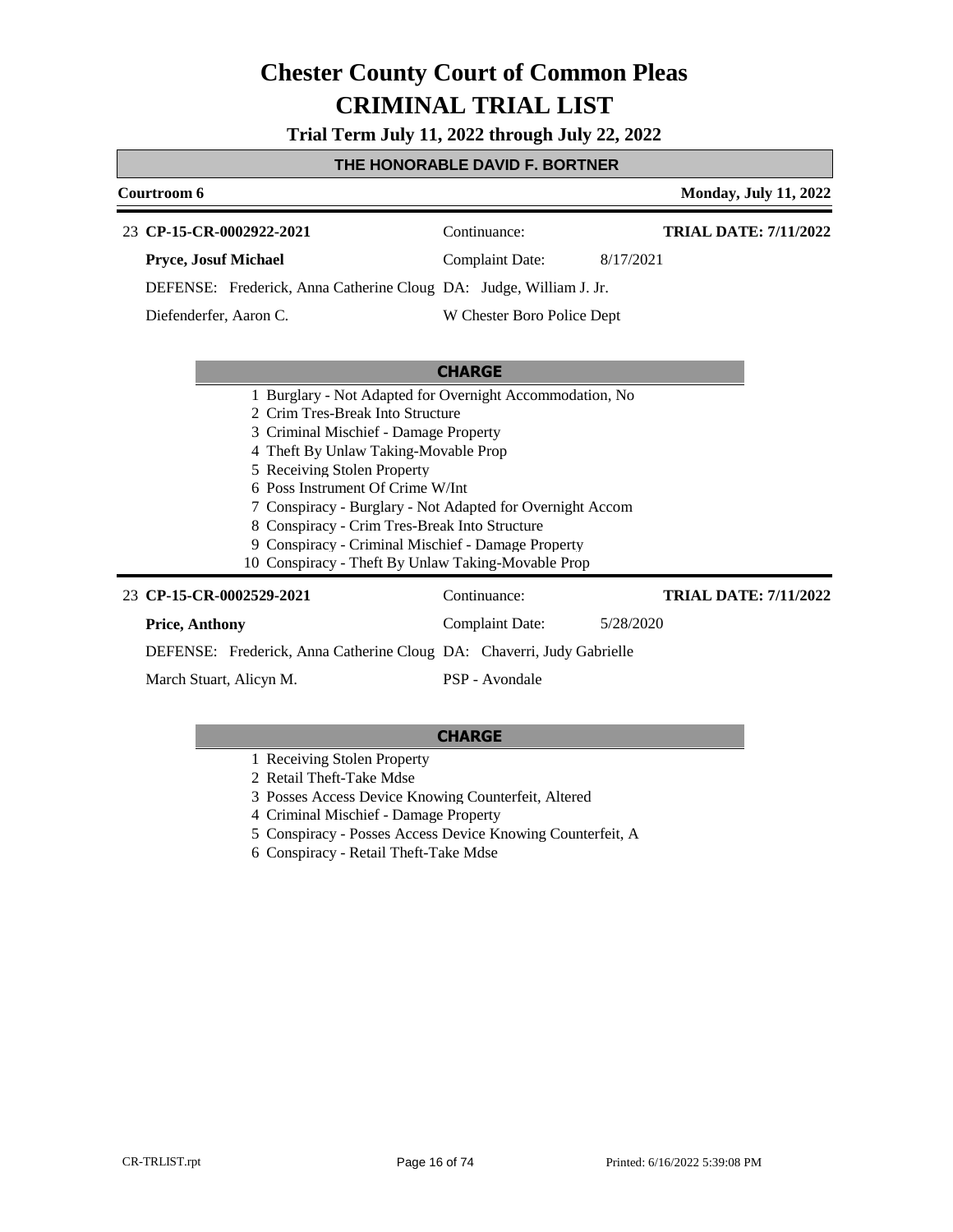# Chester County Court of Common Pleas

# CRIMINAL TRIAL LIST

**Trial Term July 11, 2022 through July 22, 2022**

**THE HONORABLE DAVID F. BORTNER**

**Courtroom 6** — **Monday, July 11, 2022**

---

23 **CP-15-CR-0002922-2021** — Continuance: — **TRIAL DATE: 7/11/2022**

**Pryce, Josuf Michael** — Complaint Date: 8/17/2021

DEFENSE: Frederick, Anna Catherine Cloug DA: Judge, William J. Jr.

Diefenderfer, Aaron C. — W Chester Boro Police Dept

**CHARGE**

1. Burglary - Not Adapted for Overnight Accommodation, No
2. Crim Tres-Break Into Structure
3. Criminal Mischief - Damage Property
4. Theft By Unlaw Taking-Movable Prop
5. Receiving Stolen Property
6. Poss Instrument Of Crime W/Int
7. Conspiracy - Burglary - Not Adapted for Overnight Accom
8. Conspiracy - Crim Tres-Break Into Structure
9. Conspiracy - Criminal Mischief - Damage Property
10. Conspiracy - Theft By Unlaw Taking-Movable Prop

---

23 **CP-15-CR-0002529-2021** — Continuance: — **TRIAL DATE: 7/11/2022**

**Price, Anthony** — Complaint Date: 5/28/2020

DEFENSE: Frederick, Anna Catherine Cloug DA: Chaverri, Judy Gabrielle

March Stuart, Alicyn M. — PSP - Avondale

**CHARGE**

1. Receiving Stolen Property
2. Retail Theft-Take Mdse
3. Posses Access Device Knowing Counterfeit, Altered
4. Criminal Mischief - Damage Property
5. Conspiracy - Posses Access Device Knowing Counterfeit, A
6. Conspiracy - Retail Theft-Take Mdse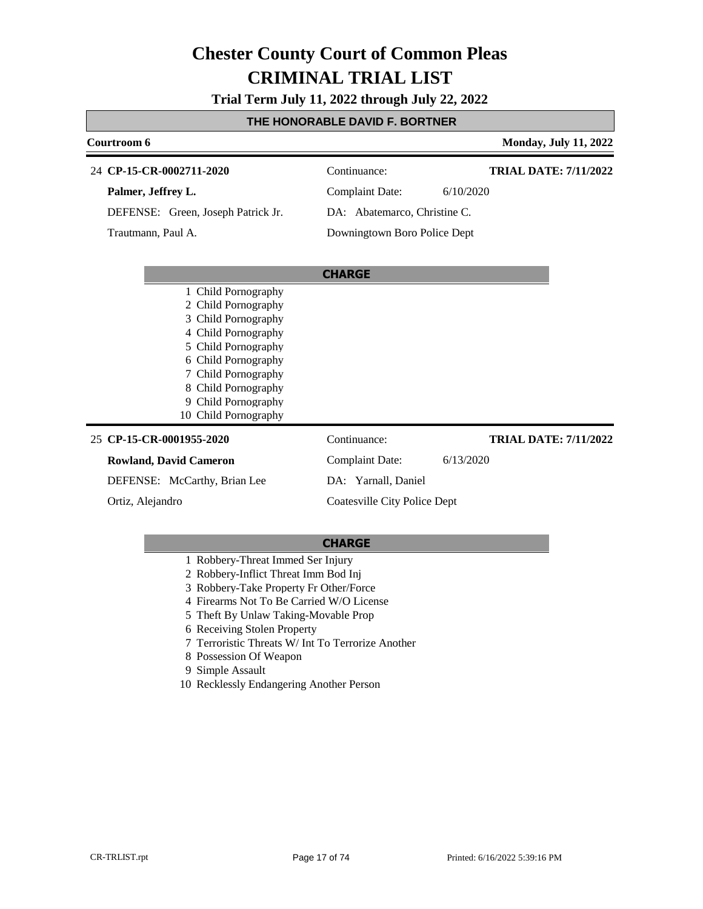# Chester County Court of Common Pleas

# CRIMINAL TRIAL LIST

**Trial Term July 11, 2022 through July 22, 2022**

## THE HONORABLE DAVID F. BORTNER

**Courtroom 6** — **Monday, July 11, 2022**

---

24 **CP-15-CR-0002711-2020**
Continuance:
**TRIAL DATE: 7/11/2022**

**Palmer, Jeffrey L.**
Complaint Date: 6/10/2020

DEFENSE: Green, Joseph Patrick Jr.
DA: Abatemarco, Christine C.

Trautmann, Paul A.
Downingtown Boro Police Dept

**CHARGE**

1 Child Pornography
2 Child Pornography
3 Child Pornography
4 Child Pornography
5 Child Pornography
6 Child Pornography
7 Child Pornography
8 Child Pornography
9 Child Pornography
10 Child Pornography

---

25 **CP-15-CR-0001955-2020**
Continuance:
**TRIAL DATE: 7/11/2022**

**Rowland, David Cameron**
Complaint Date: 6/13/2020

DEFENSE: McCarthy, Brian Lee
DA: Yarnall, Daniel

Ortiz, Alejandro
Coatesville City Police Dept

**CHARGE**

1 Robbery-Threat Immed Ser Injury
2 Robbery-Inflict Threat Imm Bod Inj
3 Robbery-Take Property Fr Other/Force
4 Firearms Not To Be Carried W/O License
5 Theft By Unlaw Taking-Movable Prop
6 Receiving Stolen Property
7 Terroristic Threats W/ Int To Terrorize Another
8 Possession Of Weapon
9 Simple Assault
10 Recklessly Endangering Another Person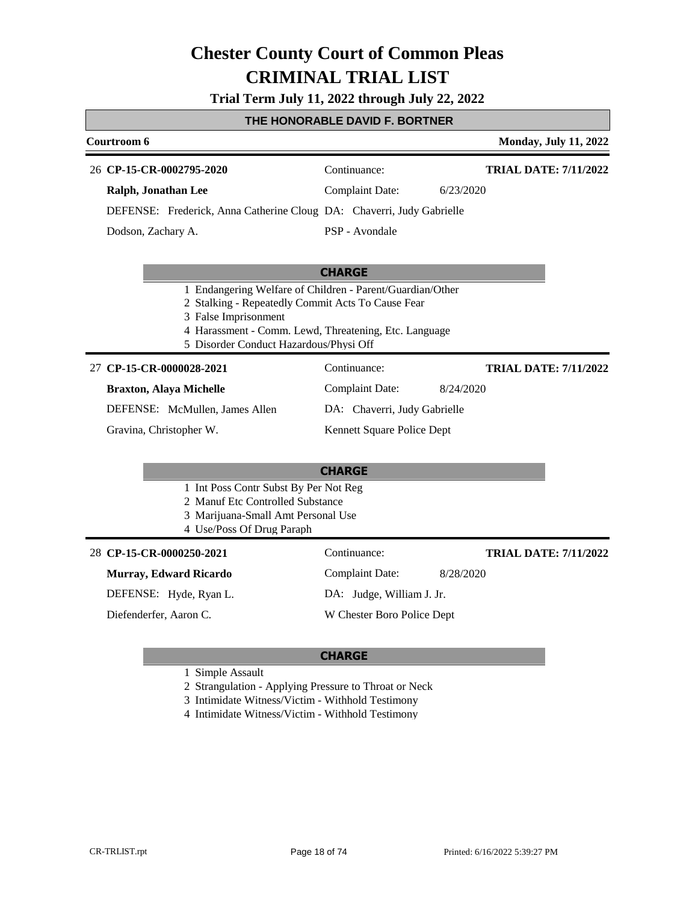# Chester County Court of Common Pleas

# CRIMINAL TRIAL LIST

**Trial Term July 11, 2022 through July 22, 2022**

## THE HONORABLE DAVID F. BORTNER

**Courtroom 6** — **Monday, July 11, 2022**

---

26 **CP-15-CR-0002795-2020** — Continuance: — **TRIAL DATE: 7/11/2022**

**Ralph, Jonathan Lee** — Complaint Date: 6/23/2020

DEFENSE: Frederick, Anna Catherine Cloug — DA: Chaverri, Judy Gabrielle

Dodson, Zachary A. — PSP - Avondale

**CHARGE**

1 Endangering Welfare of Children - Parent/Guardian/Other
2 Stalking - Repeatedly Commit Acts To Cause Fear
3 False Imprisonment
4 Harassment - Comm. Lewd, Threatening, Etc. Language
5 Disorder Conduct Hazardous/Physi Off

---

27 **CP-15-CR-0000028-2021** — Continuance: — **TRIAL DATE: 7/11/2022**

**Braxton, Alaya Michelle** — Complaint Date: 8/24/2020

DEFENSE: McMullen, James Allen — DA: Chaverri, Judy Gabrielle

Gravina, Christopher W. — Kennett Square Police Dept

**CHARGE**

1 Int Poss Contr Subst By Per Not Reg
2 Manuf Etc Controlled Substance
3 Marijuana-Small Amt Personal Use
4 Use/Poss Of Drug Paraph

---

28 **CP-15-CR-0000250-2021** — Continuance: — **TRIAL DATE: 7/11/2022**

**Murray, Edward Ricardo** — Complaint Date: 8/28/2020

DEFENSE: Hyde, Ryan L. — DA: Judge, William J. Jr.

Diefenderfer, Aaron C. — W Chester Boro Police Dept

**CHARGE**

1 Simple Assault
2 Strangulation - Applying Pressure to Throat or Neck
3 Intimidate Witness/Victim - Withhold Testimony
4 Intimidate Witness/Victim - Withhold Testimony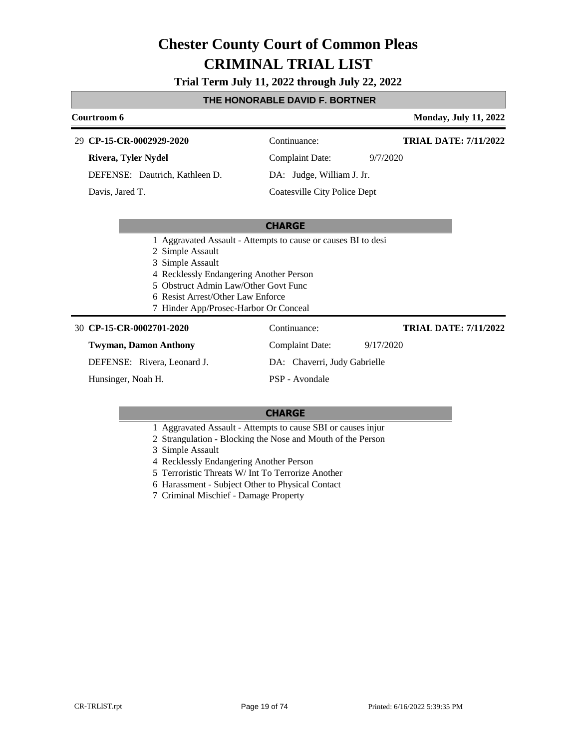# Chester County Court of Common Pleas
# CRIMINAL TRIAL LIST

**Trial Term July 11, 2022 through July 22, 2022**

### THE HONORABLE DAVID F. BORTNER

**Courtroom 6** — **Monday, July 11, 2022**

---

29 **CP-15-CR-0002929-2020** — Continuance: — **TRIAL DATE: 7/11/2022**

**Rivera, Tyler Nydel** — Complaint Date: 9/7/2020

DEFENSE: Dautrich, Kathleen D. — DA: Judge, William J. Jr.

Davis, Jared T. — Coatesville City Police Dept

**CHARGE**

1. Aggravated Assault - Attempts to cause or causes BI to desi
2. Simple Assault
3. Simple Assault
4. Recklessly Endangering Another Person
5. Obstruct Admin Law/Other Govt Func
6. Resist Arrest/Other Law Enforce
7. Hinder App/Prosec-Harbor Or Conceal

---

30 **CP-15-CR-0002701-2020** — Continuance: — **TRIAL DATE: 7/11/2022**

**Twyman, Damon Anthony** — Complaint Date: 9/17/2020

DEFENSE: Rivera, Leonard J. — DA: Chaverri, Judy Gabrielle

Hunsinger, Noah H. — PSP - Avondale

**CHARGE**

1. Aggravated Assault - Attempts to cause SBI or causes injur
2. Strangulation - Blocking the Nose and Mouth of the Person
3. Simple Assault
4. Recklessly Endangering Another Person
5. Terroristic Threats W/ Int To Terrorize Another
6. Harassment - Subject Other to Physical Contact
7. Criminal Mischief - Damage Property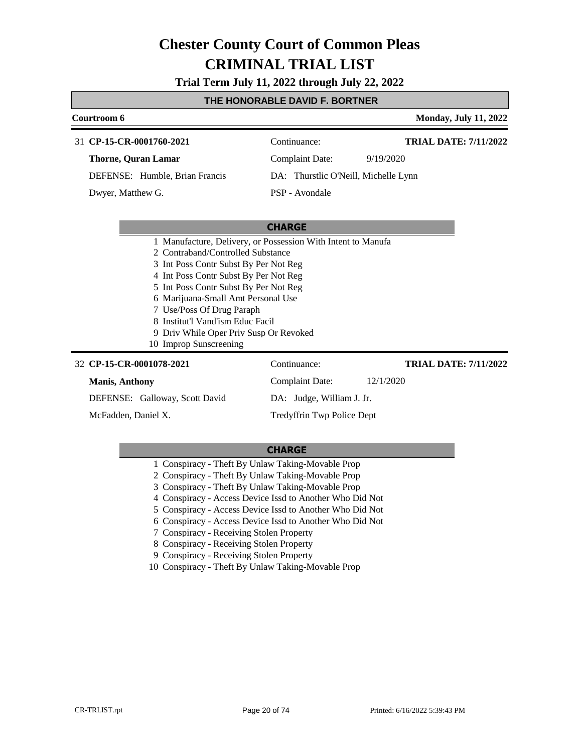# Chester County Court of Common Pleas
# CRIMINAL TRIAL LIST

**Trial Term July 11, 2022 through July 22, 2022**

## THE HONORABLE DAVID F. BORTNER

**Courtroom 6** — **Monday, July 11, 2022**

---

31 **CP-15-CR-0001760-2021** | Continuance: | **TRIAL DATE: 7/11/2022**

**Thorne, Quran Lamar** | Complaint Date: 9/19/2020

DEFENSE: Humble, Brian Francis | DA: Thurstlic O'Neill, Michelle Lynn

Dwyer, Matthew G. | PSP - Avondale

**CHARGE**

1 Manufacture, Delivery, or Possession With Intent to Manufa
2 Contraband/Controlled Substance
3 Int Poss Contr Subst By Per Not Reg
4 Int Poss Contr Subst By Per Not Reg
5 Int Poss Contr Subst By Per Not Reg
6 Marijuana-Small Amt Personal Use
7 Use/Poss Of Drug Paraph
8 Institut'l Vand'ism Educ Facil
9 Driv While Oper Priv Susp Or Revoked
10 Improp Sunscreening

---

32 **CP-15-CR-0001078-2021** | Continuance: | **TRIAL DATE: 7/11/2022**

**Manis, Anthony** | Complaint Date: 12/1/2020

DEFENSE: Galloway, Scott David | DA: Judge, William J. Jr.

McFadden, Daniel X. | Tredyffrin Twp Police Dept

**CHARGE**

1 Conspiracy - Theft By Unlaw Taking-Movable Prop
2 Conspiracy - Theft By Unlaw Taking-Movable Prop
3 Conspiracy - Theft By Unlaw Taking-Movable Prop
4 Conspiracy - Access Device Issd to Another Who Did Not
5 Conspiracy - Access Device Issd to Another Who Did Not
6 Conspiracy - Access Device Issd to Another Who Did Not
7 Conspiracy - Receiving Stolen Property
8 Conspiracy - Receiving Stolen Property
9 Conspiracy - Receiving Stolen Property
10 Conspiracy - Theft By Unlaw Taking-Movable Prop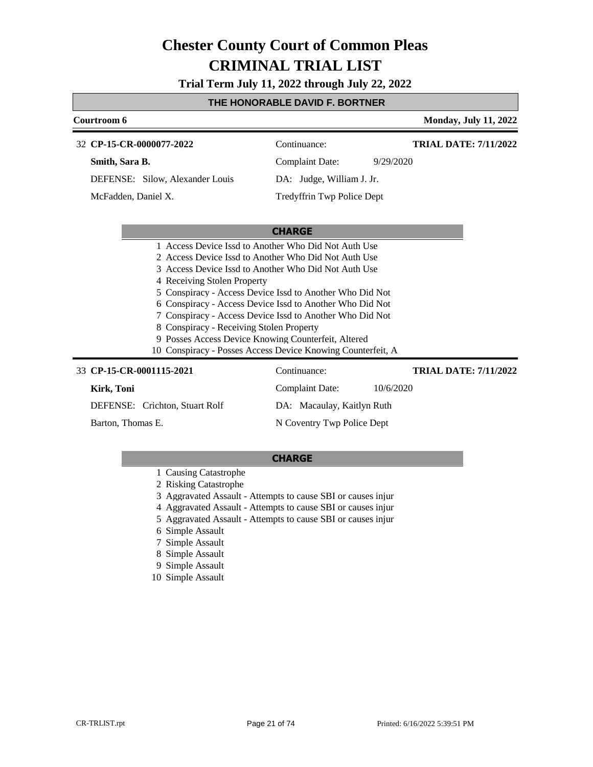# Chester County Court of Common Pleas
# CRIMINAL TRIAL LIST

**Trial Term July 11, 2022 through July 22, 2022**

## THE HONORABLE DAVID F. BORTNER

**Courtroom 6** — **Monday, July 11, 2022**

---

32 **CP-15-CR-0000077-2022** — Continuance: — **TRIAL DATE: 7/11/2022**

**Smith, Sara B.** — Complaint Date: 9/29/2020

DEFENSE: Silow, Alexander Louis — DA: Judge, William J. Jr.

McFadden, Daniel X. — Tredyffrin Twp Police Dept

**CHARGE**

1 Access Device Issd to Another Who Did Not Auth Use
2 Access Device Issd to Another Who Did Not Auth Use
3 Access Device Issd to Another Who Did Not Auth Use
4 Receiving Stolen Property
5 Conspiracy - Access Device Issd to Another Who Did Not
6 Conspiracy - Access Device Issd to Another Who Did Not
7 Conspiracy - Access Device Issd to Another Who Did Not
8 Conspiracy - Receiving Stolen Property
9 Posses Access Device Knowing Counterfeit, Altered
10 Conspiracy - Posses Access Device Knowing Counterfeit, A

---

33 **CP-15-CR-0001115-2021** — Continuance: — **TRIAL DATE: 7/11/2022**

**Kirk, Toni** — Complaint Date: 10/6/2020

DEFENSE: Crichton, Stuart Rolf — DA: Macaulay, Kaitlyn Ruth

Barton, Thomas E. — N Coventry Twp Police Dept

**CHARGE**

1 Causing Catastrophe
2 Risking Catastrophe
3 Aggravated Assault - Attempts to cause SBI or causes injur
4 Aggravated Assault - Attempts to cause SBI or causes injur
5 Aggravated Assault - Attempts to cause SBI or causes injur
6 Simple Assault
7 Simple Assault
8 Simple Assault
9 Simple Assault
10 Simple Assault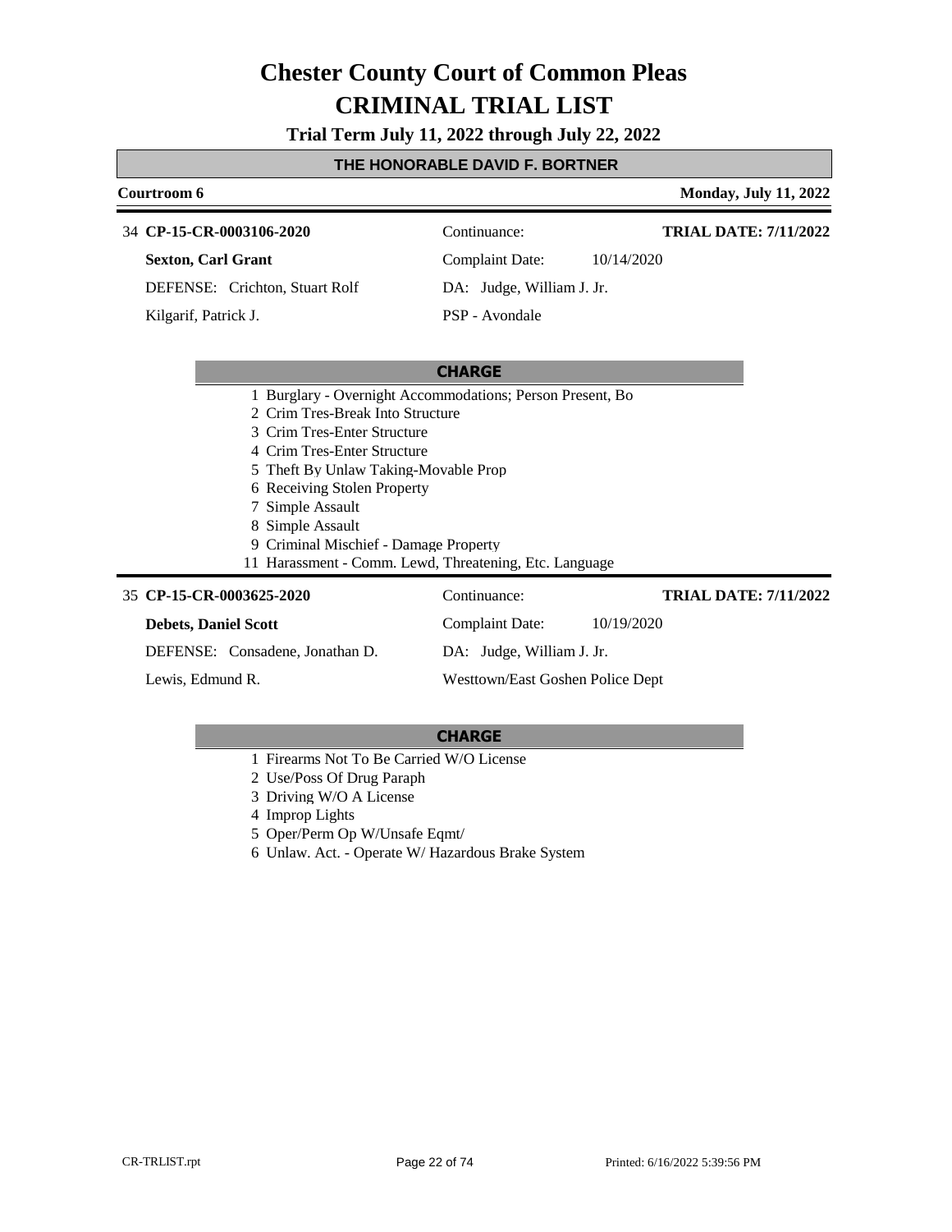# Chester County Court of Common Pleas
# CRIMINAL TRIAL LIST

**Trial Term July 11, 2022 through July 22, 2022**

## THE HONORABLE DAVID F. BORTNER

**Courtroom 6** | **Monday, July 11, 2022**

---

34 **CP-15-CR-0003106-2020** | Continuance: | **TRIAL DATE: 7/11/2022**

**Sexton, Carl Grant** | Complaint Date: 10/14/2020

DEFENSE: Crichton, Stuart Rolf | DA: Judge, William J. Jr.

Kilgarif, Patrick J. | PSP - Avondale

**CHARGE**

1 Burglary - Overnight Accommodations; Person Present, Bo
2 Crim Tres-Break Into Structure
3 Crim Tres-Enter Structure
4 Crim Tres-Enter Structure
5 Theft By Unlaw Taking-Movable Prop
6 Receiving Stolen Property
7 Simple Assault
8 Simple Assault
9 Criminal Mischief - Damage Property
11 Harassment - Comm. Lewd, Threatening, Etc. Language

---

35 **CP-15-CR-0003625-2020** | Continuance: | **TRIAL DATE: 7/11/2022**

**Debets, Daniel Scott** | Complaint Date: 10/19/2020

DEFENSE: Consadene, Jonathan D. | DA: Judge, William J. Jr.

Lewis, Edmund R. | Westtown/East Goshen Police Dept

**CHARGE**

1 Firearms Not To Be Carried W/O License
2 Use/Poss Of Drug Paraph
3 Driving W/O A License
4 Improp Lights
5 Oper/Perm Op W/Unsafe Eqmt/
6 Unlaw. Act. - Operate W/ Hazardous Brake System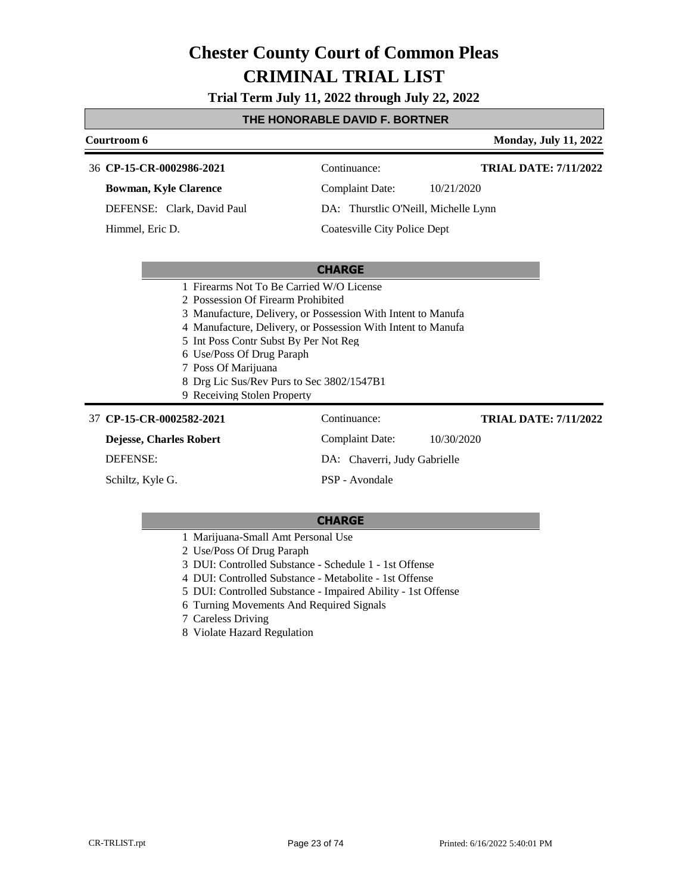# Chester County Court of Common Pleas
# CRIMINAL TRIAL LIST

**Trial Term July 11, 2022 through July 22, 2022**

**THE HONORABLE DAVID F. BORTNER**

**Courtroom 6** | **Monday, July 11, 2022**

---

36 **CP-15-CR-0002986-2021**

**Bowman, Kyle Clarence**

DEFENSE: Clark, David Paul

Himmel, Eric D.

Continuance: **TRIAL DATE: 7/11/2022**

Complaint Date: 10/21/2020

DA: Thurstlic O'Neill, Michelle Lynn

Coatesville City Police Dept

**CHARGE**

1 Firearms Not To Be Carried W/O License
2 Possession Of Firearm Prohibited
3 Manufacture, Delivery, or Possession With Intent to Manufa
4 Manufacture, Delivery, or Possession With Intent to Manufa
5 Int Poss Contr Subst By Per Not Reg
6 Use/Poss Of Drug Paraph
7 Poss Of Marijuana
8 Drg Lic Sus/Rev Purs to Sec 3802/1547B1
9 Receiving Stolen Property

---

37 **CP-15-CR-0002582-2021**

**Dejesse, Charles Robert**

DEFENSE:

Schiltz, Kyle G.

Continuance: **TRIAL DATE: 7/11/2022**

Complaint Date: 10/30/2020

DA: Chaverri, Judy Gabrielle

PSP - Avondale

**CHARGE**

1 Marijuana-Small Amt Personal Use
2 Use/Poss Of Drug Paraph
3 DUI: Controlled Substance - Schedule 1 - 1st Offense
4 DUI: Controlled Substance - Metabolite - 1st Offense
5 DUI: Controlled Substance - Impaired Ability - 1st Offense
6 Turning Movements And Required Signals
7 Careless Driving
8 Violate Hazard Regulation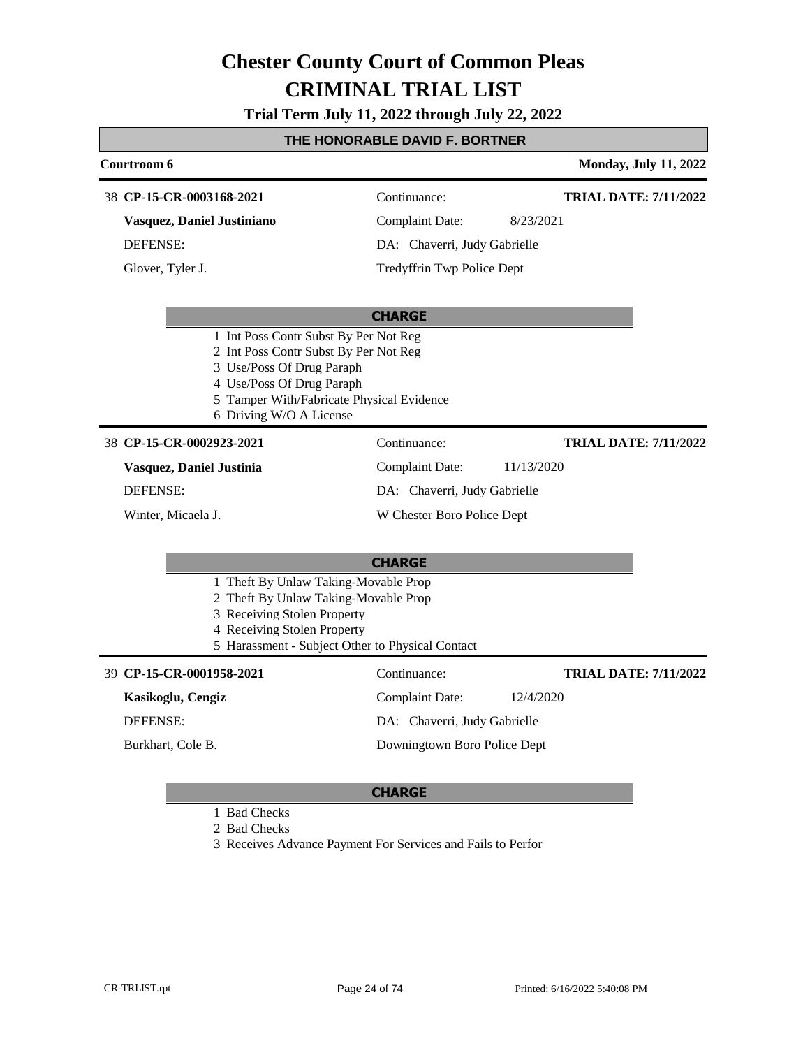# Chester County Court of Common Pleas

# CRIMINAL TRIAL LIST

**Trial Term July 11, 2022 through July 22, 2022**

## THE HONORABLE DAVID F. BORTNER

**Courtroom 6** — **Monday, July 11, 2022**

---

38 **CP-15-CR-0003168-2021** — Continuance: — **TRIAL DATE: 7/11/2022**

**Vasquez, Daniel Justiniano** — Complaint Date: 8/23/2021

DEFENSE: — DA: Chaverri, Judy Gabrielle

Glover, Tyler J. — Tredyffrin Twp Police Dept

**CHARGE**

1 Int Poss Contr Subst By Per Not Reg
2 Int Poss Contr Subst By Per Not Reg
3 Use/Poss Of Drug Paraph
4 Use/Poss Of Drug Paraph
5 Tamper With/Fabricate Physical Evidence
6 Driving W/O A License

---

38 **CP-15-CR-0002923-2021** — Continuance: — **TRIAL DATE: 7/11/2022**

**Vasquez, Daniel Justinia** — Complaint Date: 11/13/2020

DEFENSE: — DA: Chaverri, Judy Gabrielle

Winter, Micaela J. — W Chester Boro Police Dept

**CHARGE**

1 Theft By Unlaw Taking-Movable Prop
2 Theft By Unlaw Taking-Movable Prop
3 Receiving Stolen Property
4 Receiving Stolen Property
5 Harassment - Subject Other to Physical Contact

---

39 **CP-15-CR-0001958-2021** — Continuance: — **TRIAL DATE: 7/11/2022**

**Kasikoglu, Cengiz** — Complaint Date: 12/4/2020

DEFENSE: — DA: Chaverri, Judy Gabrielle

Burkhart, Cole B. — Downingtown Boro Police Dept

**CHARGE**

1 Bad Checks
2 Bad Checks
3 Receives Advance Payment For Services and Fails to Perfor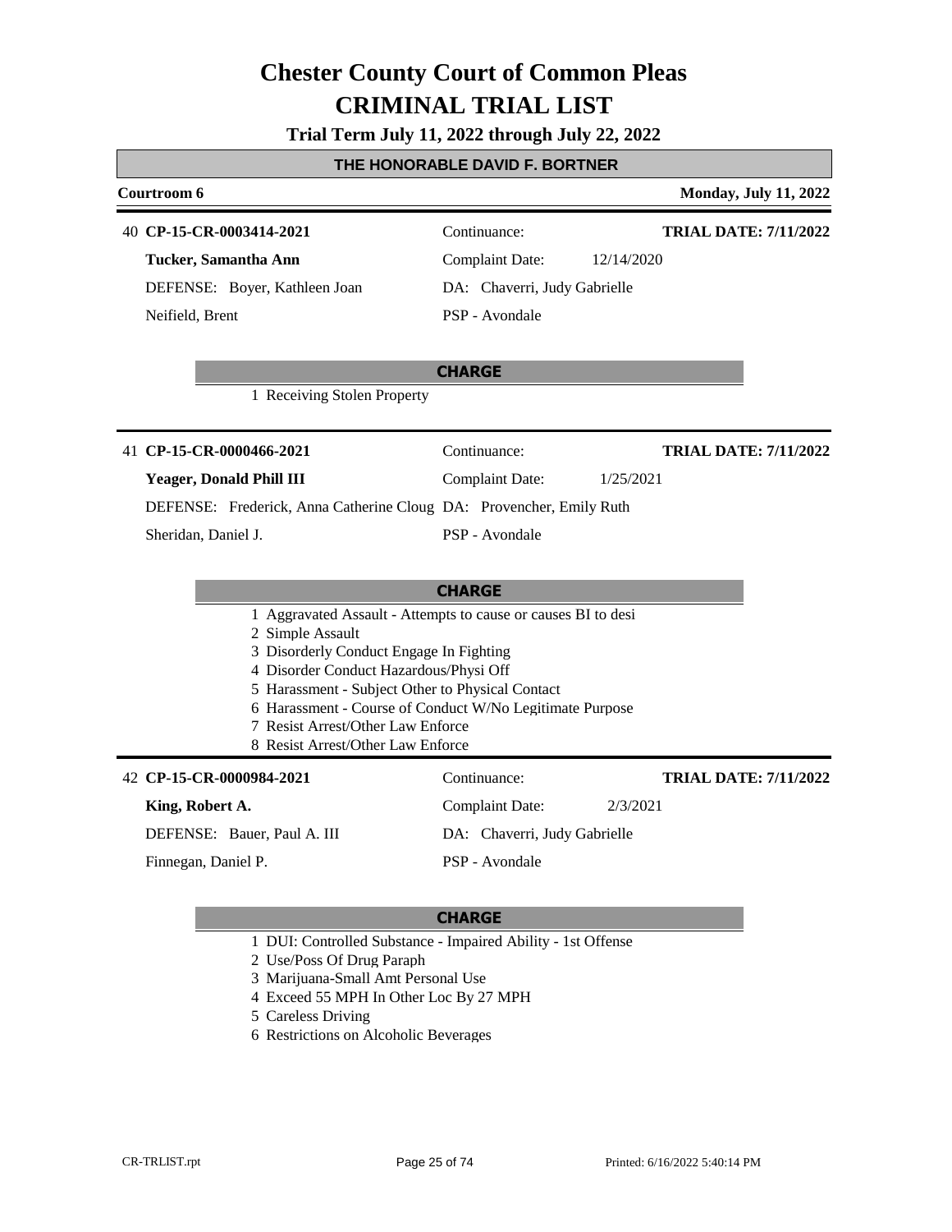# Chester County Court of Common Pleas

# CRIMINAL TRIAL LIST

**Trial Term July 11, 2022 through July 22, 2022**

## THE HONORABLE DAVID F. BORTNER

**Courtroom 6** — **Monday, July 11, 2022**

---

40 **CP-15-CR-0003414-2021** — Continuance: — **TRIAL DATE: 7/11/2022**

**Tucker, Samantha Ann** — Complaint Date: 12/14/2020

DEFENSE: Boyer, Kathleen Joan — DA: Chaverri, Judy Gabrielle

Neifield, Brent — PSP - Avondale

**CHARGE**

1 Receiving Stolen Property

---

41 **CP-15-CR-0000466-2021** — Continuance: — **TRIAL DATE: 7/11/2022**

**Yeager, Donald Phill III** — Complaint Date: 1/25/2021

DEFENSE: Frederick, Anna Catherine Cloug — DA: Provencher, Emily Ruth

Sheridan, Daniel J. — PSP - Avondale

**CHARGE**

1 Aggravated Assault - Attempts to cause or causes BI to desi
2 Simple Assault
3 Disorderly Conduct Engage In Fighting
4 Disorder Conduct Hazardous/Physi Off
5 Harassment - Subject Other to Physical Contact
6 Harassment - Course of Conduct W/No Legitimate Purpose
7 Resist Arrest/Other Law Enforce
8 Resist Arrest/Other Law Enforce

---

42 **CP-15-CR-0000984-2021** — Continuance: — **TRIAL DATE: 7/11/2022**

**King, Robert A.** — Complaint Date: 2/3/2021

DEFENSE: Bauer, Paul A. III — DA: Chaverri, Judy Gabrielle

Finnegan, Daniel P. — PSP - Avondale

**CHARGE**

1 DUI: Controlled Substance - Impaired Ability - 1st Offense
2 Use/Poss Of Drug Paraph
3 Marijuana-Small Amt Personal Use
4 Exceed 55 MPH In Other Loc By 27 MPH
5 Careless Driving
6 Restrictions on Alcoholic Beverages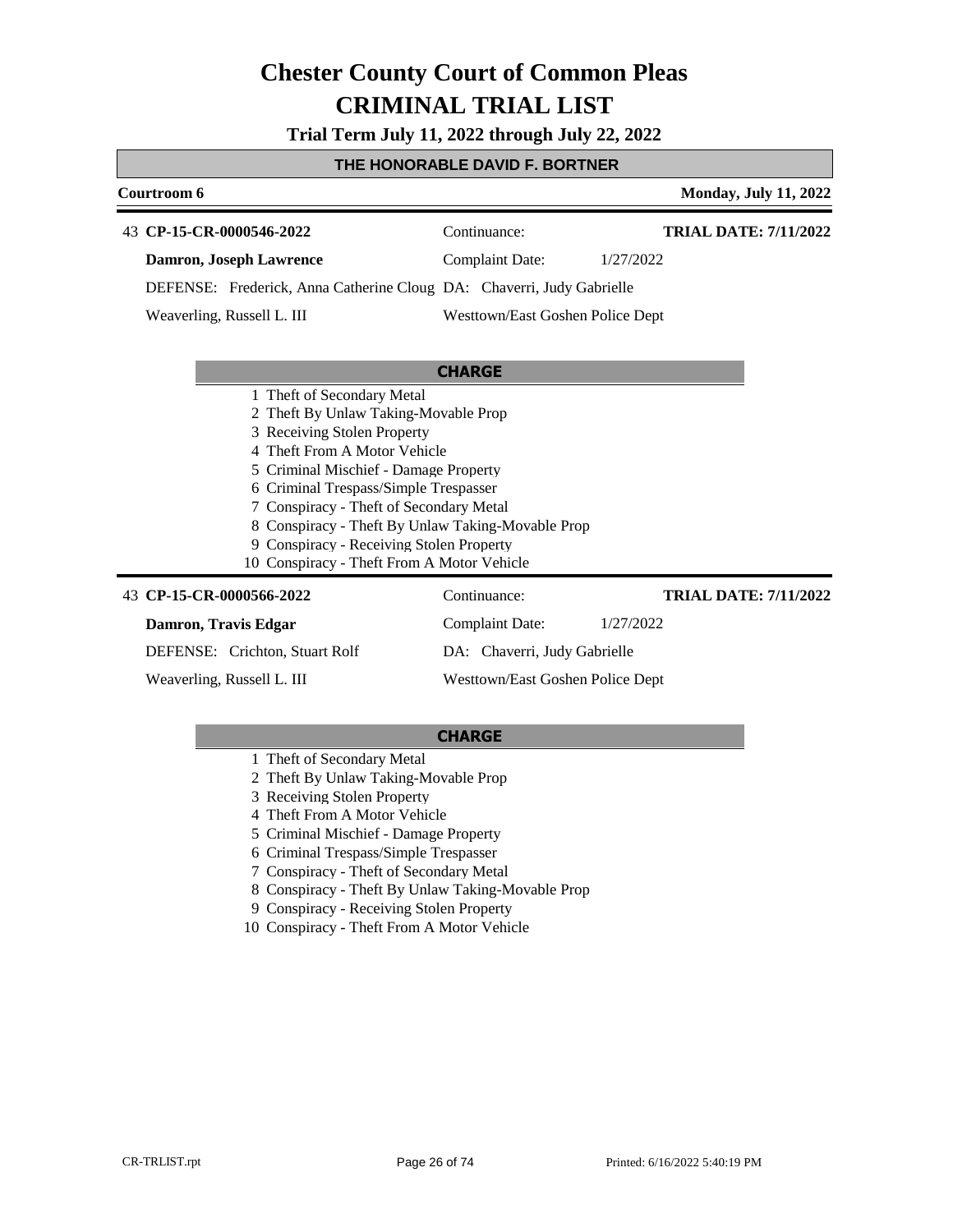# Chester County Court of Common Pleas

# CRIMINAL TRIAL LIST

**Trial Term July 11, 2022 through July 22, 2022**

**THE HONORABLE DAVID F. BORTNER**

**Courtroom 6** | **Monday, July 11, 2022**

43 **CP-15-CR-0000546-2022** | Continuance: | **TRIAL DATE: 7/11/2022**

**Damron, Joseph Lawrence** | Complaint Date: 1/27/2022

DEFENSE: Frederick, Anna Catherine Cloug | DA: Chaveri, Judy Gabrielle

Weaverling, Russell L. III | Westtown/East Goshen Police Dept

**CHARGE**

1. Theft of Secondary Metal
2. Theft By Unlaw Taking-Movable Prop
3. Receiving Stolen Property
4. Theft From A Motor Vehicle
5. Criminal Mischief - Damage Property
6. Criminal Trespass/Simple Trespasser
7. Conspiracy - Theft of Secondary Metal
8. Conspiracy - Theft By Unlaw Taking-Movable Prop
9. Conspiracy - Receiving Stolen Property
10. Conspiracy - Theft From A Motor Vehicle

43 **CP-15-CR-0000566-2022** | Continuance: | **TRIAL DATE: 7/11/2022**

**Damron, Travis Edgar** | Complaint Date: 1/27/2022

DEFENSE: Crichton, Stuart Rolf | DA: Chaveri, Judy Gabrielle

Weaverling, Russell L. III | Westtown/East Goshen Police Dept

**CHARGE**

1. Theft of Secondary Metal
2. Theft By Unlaw Taking-Movable Prop
3. Receiving Stolen Property
4. Theft From A Motor Vehicle
5. Criminal Mischief - Damage Property
6. Criminal Trespass/Simple Trespasser
7. Conspiracy - Theft of Secondary Metal
8. Conspiracy - Theft By Unlaw Taking-Movable Prop
9. Conspiracy - Receiving Stolen Property
10. Conspiracy - Theft From A Motor Vehicle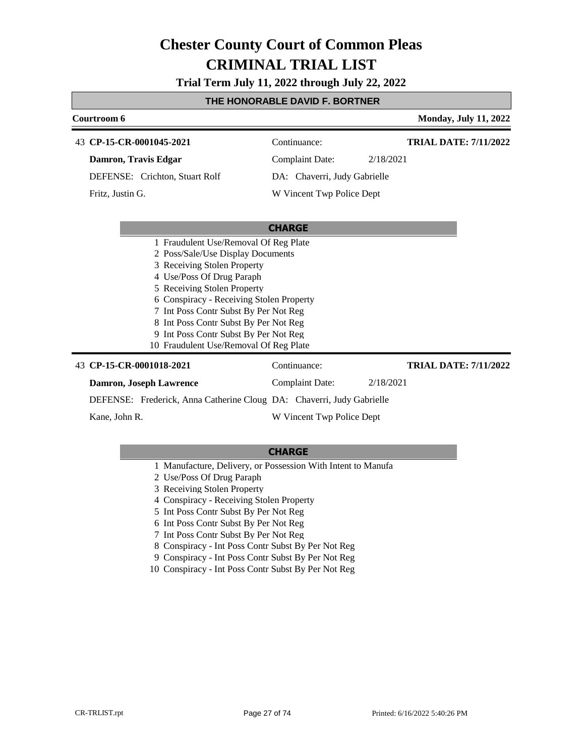# Chester County Court of Common Pleas
# CRIMINAL TRIAL LIST

**Trial Term July 11, 2022 through July 22, 2022**

**THE HONORABLE DAVID F. BORTNER**

**Courtroom 6** — **Monday, July 11, 2022**

---

43 **CP-15-CR-0001045-2021** — Continuance: — **TRIAL DATE: 7/11/2022**

**Damron, Travis Edgar** — Complaint Date: 2/18/2021

DEFENSE: Crichton, Stuart Rolf — DA: Chaverri, Judy Gabrielle

Fritz, Justin G. — W Vincent Twp Police Dept

**CHARGE**

1 Fraudulent Use/Removal Of Reg Plate
2 Poss/Sale/Use Display Documents
3 Receiving Stolen Property
4 Use/Poss Of Drug Paraph
5 Receiving Stolen Property
6 Conspiracy - Receiving Stolen Property
7 Int Poss Contr Subst By Per Not Reg
8 Int Poss Contr Subst By Per Not Reg
9 Int Poss Contr Subst By Per Not Reg
10 Fraudulent Use/Removal Of Reg Plate

---

43 **CP-15-CR-0001018-2021** — Continuance: — **TRIAL DATE: 7/11/2022**

**Damron, Joseph Lawrence** — Complaint Date: 2/18/2021

DEFENSE: Frederick, Anna Catherine Cloug — DA: Chaverri, Judy Gabrielle

Kane, John R. — W Vincent Twp Police Dept

**CHARGE**

1 Manufacture, Delivery, or Possession With Intent to Manufa
2 Use/Poss Of Drug Paraph
3 Receiving Stolen Property
4 Conspiracy - Receiving Stolen Property
5 Int Poss Contr Subst By Per Not Reg
6 Int Poss Contr Subst By Per Not Reg
7 Int Poss Contr Subst By Per Not Reg
8 Conspiracy - Int Poss Contr Subst By Per Not Reg
9 Conspiracy - Int Poss Contr Subst By Per Not Reg
10 Conspiracy - Int Poss Contr Subst By Per Not Reg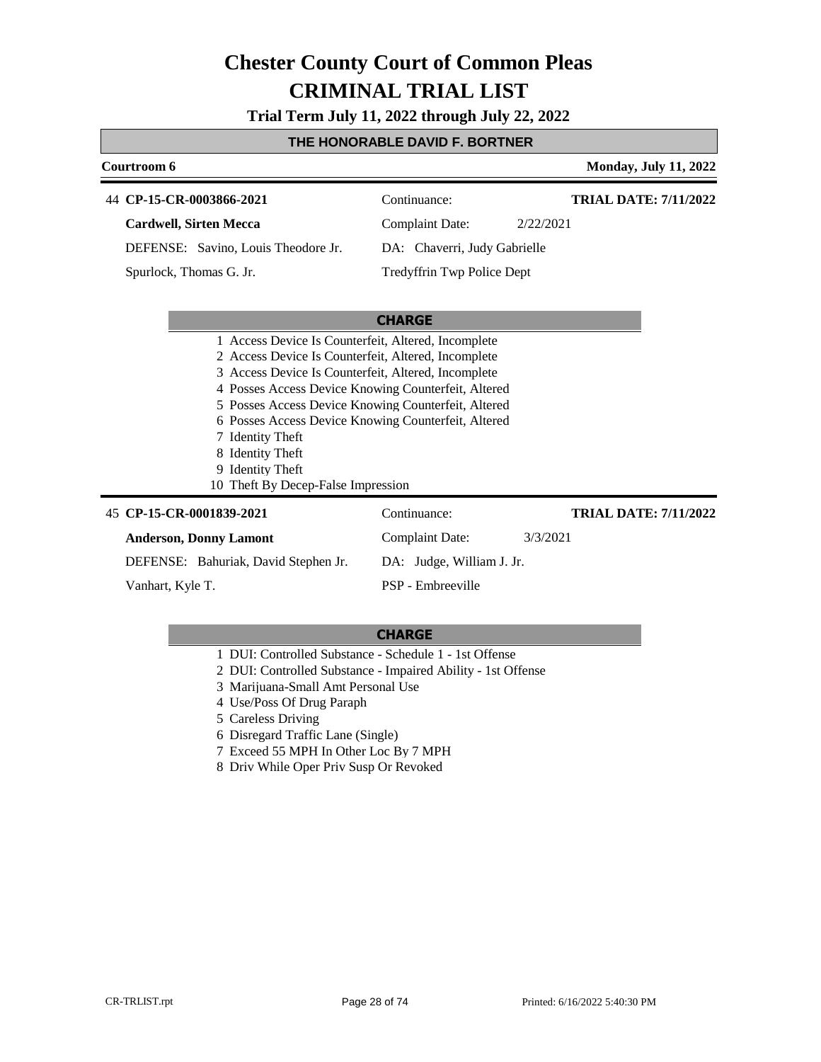# Chester County Court of Common Pleas
# CRIMINAL TRIAL LIST

**Trial Term July 11, 2022 through July 22, 2022**

**THE HONORABLE DAVID F. BORTNER**

**Courtroom 6** — **Monday, July 11, 2022**

---

44 **CP-15-CR-0003866-2021** — Continuance: — **TRIAL DATE: 7/11/2022**

**Cardwell, Sirten Mecca** — Complaint Date: 2/22/2021

DEFENSE: Savino, Louis Theodore Jr. — DA: Chaverri, Judy Gabrielle

Spurlock, Thomas G. Jr. — Tredyffrin Twp Police Dept

**CHARGE**

1. Access Device Is Counterfeit, Altered, Incomplete
2. Access Device Is Counterfeit, Altered, Incomplete
3. Access Device Is Counterfeit, Altered, Incomplete
4. Posses Access Device Knowing Counterfeit, Altered
5. Posses Access Device Knowing Counterfeit, Altered
6. Posses Access Device Knowing Counterfeit, Altered
7. Identity Theft
8. Identity Theft
9. Identity Theft
10. Theft By Decep-False Impression

---

45 **CP-15-CR-0001839-2021** — Continuance: — **TRIAL DATE: 7/11/2022**

**Anderson, Donny Lamont** — Complaint Date: 3/3/2021

DEFENSE: Bahuriak, David Stephen Jr. — DA: Judge, William J. Jr.

Vanhart, Kyle T. — PSP - Embreeville

**CHARGE**

1. DUI: Controlled Substance - Schedule 1 - 1st Offense
2. DUI: Controlled Substance - Impaired Ability - 1st Offense
3. Marijuana-Small Amt Personal Use
4. Use/Poss Of Drug Paraph
5. Careless Driving
6. Disregard Traffic Lane (Single)
7. Exceed 55 MPH In Other Loc By 7 MPH
8. Driv While Oper Priv Susp Or Revoked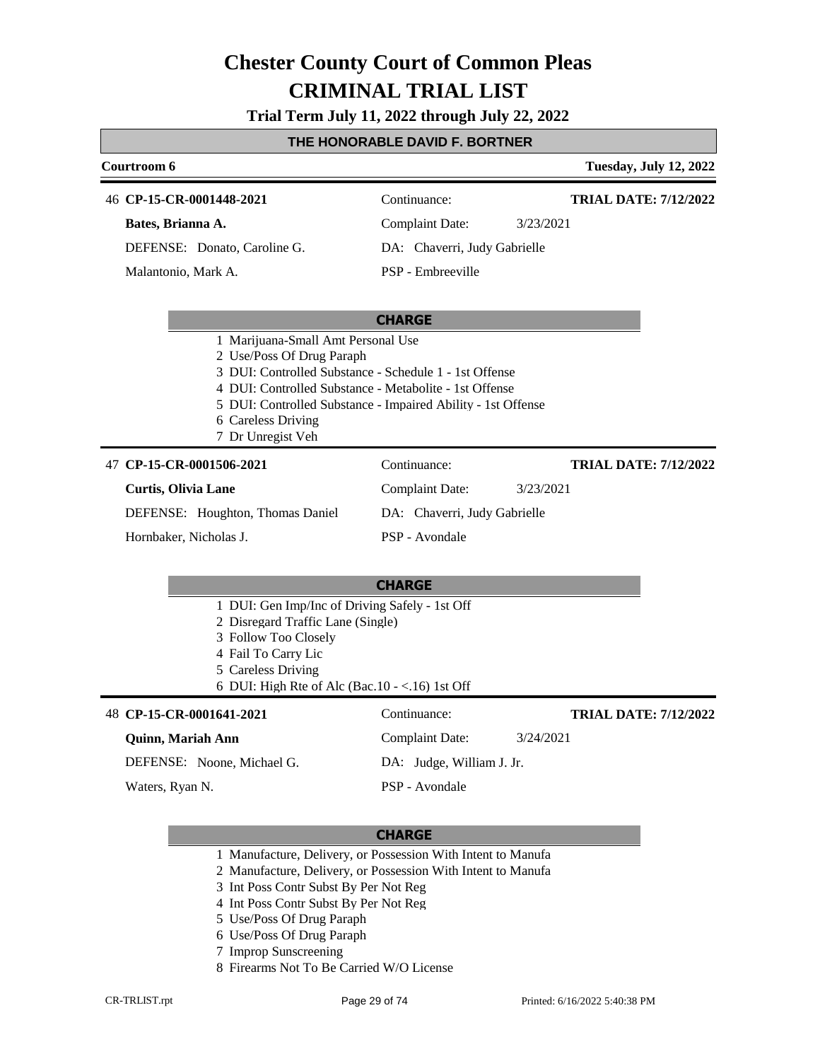# Chester County Court of Common Pleas

# CRIMINAL TRIAL LIST

**Trial Term July 11, 2022 through July 22, 2022**

## THE HONORABLE DAVID F. BORTNER

**Courtroom 6** | **Tuesday, July 12, 2022**

---

46 **CP-15-CR-0001448-2021** | Continuance: | **TRIAL DATE: 7/12/2022**

**Bates, Brianna A.** | Complaint Date: 3/23/2021

DEFENSE: Donato, Caroline G. | DA: Chaverri, Judy Gabrielle

Malantonio, Mark A. | PSP - Embreeville

**CHARGE**

1 Marijuana-Small Amt Personal Use
2 Use/Poss Of Drug Paraph
3 DUI: Controlled Substance - Schedule 1 - 1st Offense
4 DUI: Controlled Substance - Metabolite - 1st Offense
5 DUI: Controlled Substance - Impaired Ability - 1st Offense
6 Careless Driving
7 Dr Unregist Veh

---

47 **CP-15-CR-0001506-2021** | Continuance: | **TRIAL DATE: 7/12/2022**

**Curtis, Olivia Lane** | Complaint Date: 3/23/2021

DEFENSE: Houghton, Thomas Daniel | DA: Chaverri, Judy Gabrielle

Hornbaker, Nicholas J. | PSP - Avondale

**CHARGE**

1 DUI: Gen Imp/Inc of Driving Safely - 1st Off
2 Disregard Traffic Lane (Single)
3 Follow Too Closely
4 Fail To Carry Lic
5 Careless Driving
6 DUI: High Rte of Alc (Bac.10 - <.16) 1st Off

---

48 **CP-15-CR-0001641-2021** | Continuance: | **TRIAL DATE: 7/12/2022**

**Quinn, Mariah Ann** | Complaint Date: 3/24/2021

DEFENSE: Noone, Michael G. | DA: Judge, William J. Jr.

Waters, Ryan N. | PSP - Avondale

**CHARGE**

1 Manufacture, Delivery, or Possession With Intent to Manufa
2 Manufacture, Delivery, or Possession With Intent to Manufa
3 Int Poss Contr Subst By Per Not Reg
4 Int Poss Contr Subst By Per Not Reg
5 Use/Poss Of Drug Paraph
6 Use/Poss Of Drug Paraph
7 Improp Sunscreening
8 Firearms Not To Be Carried W/O License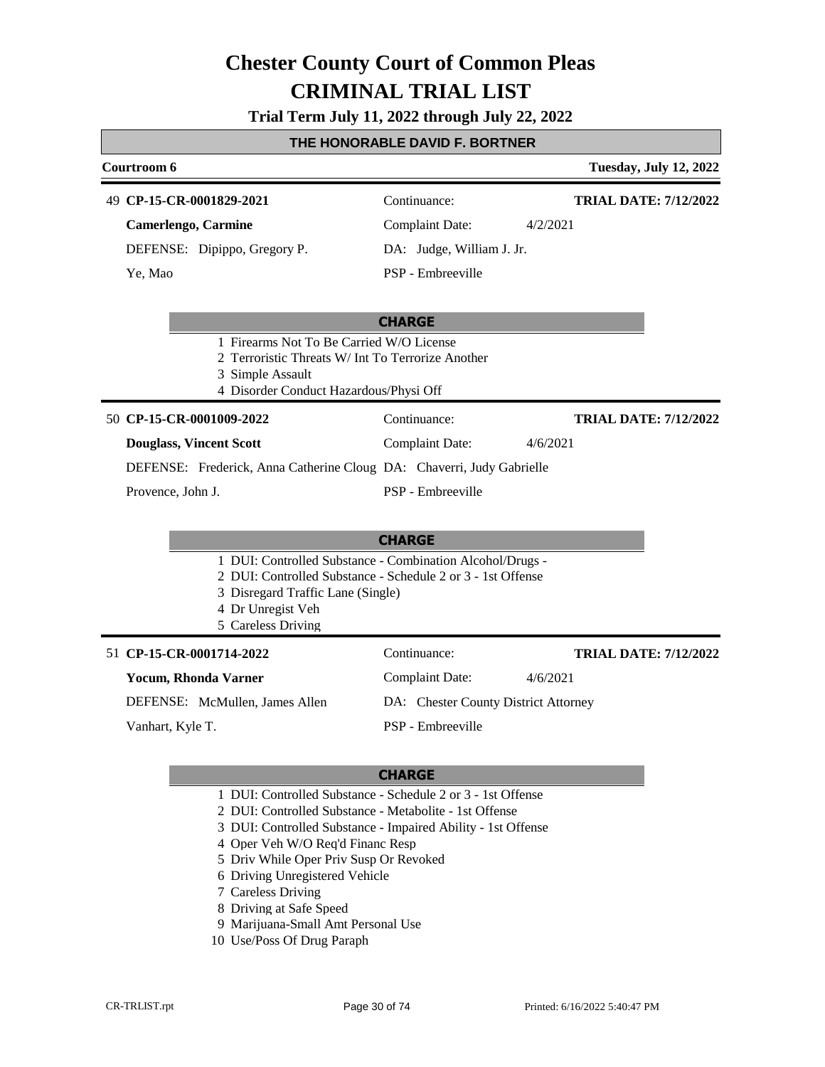# Chester County Court of Common Pleas
# CRIMINAL TRIAL LIST

**Trial Term July 11, 2022 through July 22, 2022**

## THE HONORABLE DAVID F. BORTNER

**Courtroom 6** — **Tuesday, July 12, 2022**

---

49 **CP-15-CR-0001829-2021** — Continuance: — **TRIAL DATE: 7/12/2022**

**Camerlengo, Carmine** — Complaint Date: 4/2/2021

DEFENSE: Dipippo, Gregory P. — DA: Judge, William J. Jr.

Ye, Mao — PSP - Embreeville

**CHARGE**

1 Firearms Not To Be Carried W/O License
2 Terroristic Threats W/ Int To Terrorize Another
3 Simple Assault
4 Disorder Conduct Hazardous/Physi Off

---

50 **CP-15-CR-0001009-2022** — Continuance: — **TRIAL DATE: 7/12/2022**

**Douglass, Vincent Scott** — Complaint Date: 4/6/2021

DEFENSE: Frederick, Anna Catherine Cloug — DA: Chaverri, Judy Gabrielle

Provence, John J. — PSP - Embreeville

**CHARGE**

1 DUI: Controlled Substance - Combination Alcohol/Drugs -
2 DUI: Controlled Substance - Schedule 2 or 3 - 1st Offense
3 Disregard Traffic Lane (Single)
4 Dr Unregist Veh
5 Careless Driving

---

51 **CP-15-CR-0001714-2022** — Continuance: — **TRIAL DATE: 7/12/2022**

**Yocum, Rhonda Varner** — Complaint Date: 4/6/2021

DEFENSE: McMullen, James Allen — DA: Chester County District Attorney

Vanhart, Kyle T. — PSP - Embreeville

**CHARGE**

1 DUI: Controlled Substance - Schedule 2 or 3 - 1st Offense
2 DUI: Controlled Substance - Metabolite - 1st Offense
3 DUI: Controlled Substance - Impaired Ability - 1st Offense
4 Oper Veh W/O Req'd Financ Resp
5 Driv While Oper Priv Susp Or Revoked
6 Driving Unregistered Vehicle
7 Careless Driving
8 Driving at Safe Speed
9 Marijuana-Small Amt Personal Use
10 Use/Poss Of Drug Paraph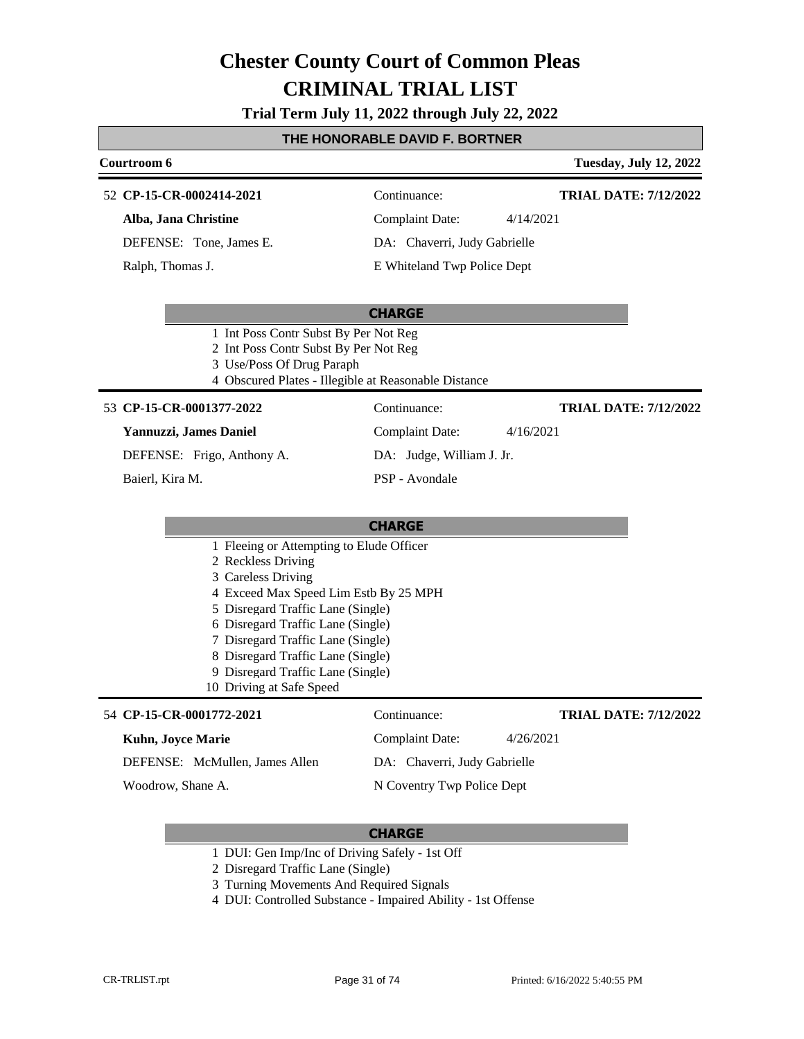# Chester County Court of Common Pleas
# CRIMINAL TRIAL LIST

**Trial Term July 11, 2022 through July 22, 2022**

## THE HONORABLE DAVID F. BORTNER

**Courtroom 6** — **Tuesday, July 12, 2022**

---

52 **CP-15-CR-0002414-2021** — Continuance: — **TRIAL DATE: 7/12/2022**

**Alba, Jana Christine** — Complaint Date: 4/14/2021

DEFENSE: Tone, James E. — DA: Chaverri, Judy Gabrielle

Ralph, Thomas J. — E Whiteland Twp Police Dept

**CHARGE**

1 Int Poss Contr Subst By Per Not Reg
2 Int Poss Contr Subst By Per Not Reg
3 Use/Poss Of Drug Paraph
4 Obscured Plates - Illegible at Reasonable Distance

---

53 **CP-15-CR-0001377-2022** — Continuance: — **TRIAL DATE: 7/12/2022**

**Yannuzzi, James Daniel** — Complaint Date: 4/16/2021

DEFENSE: Frigo, Anthony A. — DA: Judge, William J. Jr.

Baierl, Kira M. — PSP - Avondale

**CHARGE**

1 Fleeing or Attempting to Elude Officer
2 Reckless Driving
3 Careless Driving
4 Exceed Max Speed Lim Estb By 25 MPH
5 Disregard Traffic Lane (Single)
6 Disregard Traffic Lane (Single)
7 Disregard Traffic Lane (Single)
8 Disregard Traffic Lane (Single)
9 Disregard Traffic Lane (Single)
10 Driving at Safe Speed

---

54 **CP-15-CR-0001772-2021** — Continuance: — **TRIAL DATE: 7/12/2022**

**Kuhn, Joyce Marie** — Complaint Date: 4/26/2021

DEFENSE: McMullen, James Allen — DA: Chaverri, Judy Gabrielle

Woodrow, Shane A. — N Coventry Twp Police Dept

**CHARGE**

1 DUI: Gen Imp/Inc of Driving Safely - 1st Off
2 Disregard Traffic Lane (Single)
3 Turning Movements And Required Signals
4 DUI: Controlled Substance - Impaired Ability - 1st Offense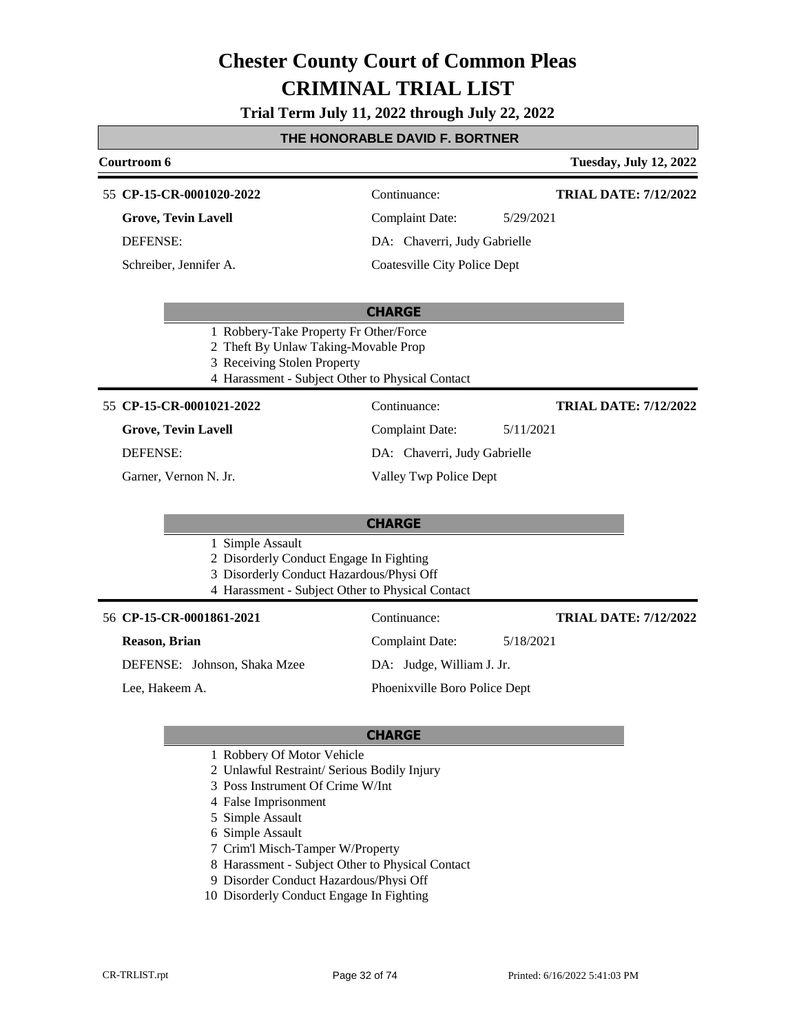# Chester County Court of Common Pleas
# CRIMINAL TRIAL LIST

**Trial Term July 11, 2022 through July 22, 2022**

## THE HONORABLE DAVID F. BORTNER

**Courtroom 6** — **Tuesday, July 12, 2022**

---

55 **CP-15-CR-0001020-2022** — Continuance: — **TRIAL DATE: 7/12/2022**

**Grove, Tevin Lavell** — Complaint Date: 5/29/2021

DEFENSE: — DA: Chaverri, Judy Gabrielle

Schreiber, Jennifer A. — Coatesville City Police Dept

**CHARGE**

1 Robbery-Take Property Fr Other/Force
2 Theft By Unlaw Taking-Movable Prop
3 Receiving Stolen Property
4 Harassment - Subject Other to Physical Contact

---

55 **CP-15-CR-0001021-2022** — Continuance: — **TRIAL DATE: 7/12/2022**

**Grove, Tevin Lavell** — Complaint Date: 5/11/2021

DEFENSE: — DA: Chaverri, Judy Gabrielle

Garner, Vernon N. Jr. — Valley Twp Police Dept

**CHARGE**

1 Simple Assault
2 Disorderly Conduct Engage In Fighting
3 Disorderly Conduct Hazardous/Physi Off
4 Harassment - Subject Other to Physical Contact

---

56 **CP-15-CR-0001861-2021** — Continuance: — **TRIAL DATE: 7/12/2022**

**Reason, Brian** — Complaint Date: 5/18/2021

DEFENSE: Johnson, Shaka Mzee — DA: Judge, William J. Jr.

Lee, Hakeem A. — Phoenixville Boro Police Dept

**CHARGE**

1 Robbery Of Motor Vehicle
2 Unlawful Restraint/ Serious Bodily Injury
3 Poss Instrument Of Crime W/Int
4 False Imprisonment
5 Simple Assault
6 Simple Assault
7 Crim'l Misch-Tamper W/Property
8 Harassment - Subject Other to Physical Contact
9 Disorder Conduct Hazardous/Physi Off
10 Disorderly Conduct Engage In Fighting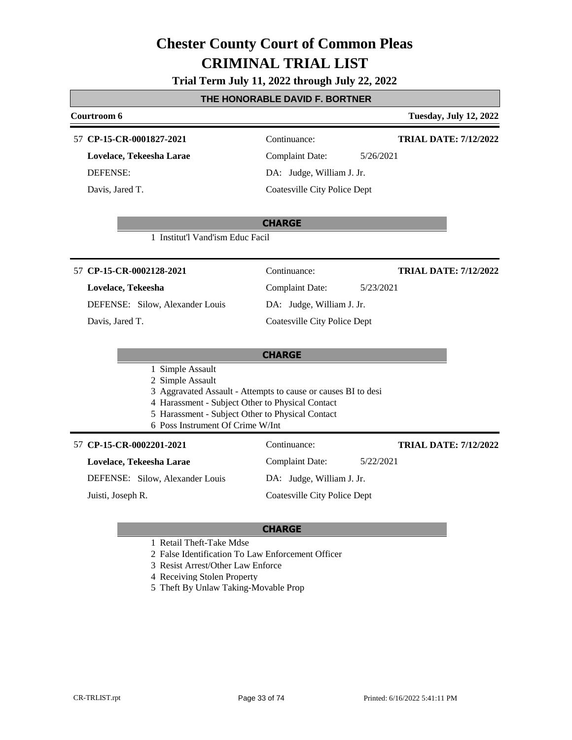# Chester County Court of Common Pleas
# CRIMINAL TRIAL LIST

**Trial Term July 11, 2022 through July 22, 2022**

## THE HONORABLE DAVID F. BORTNER

**Courtroom 6** — **Tuesday, July 12, 2022**

---

57 **CP-15-CR-0001827-2021**
**Lovelace, Tekeesha Larae**
DEFENSE:
Davis, Jared T.

Continuance:
Complaint Date: 5/26/2021
DA: Judge, William J. Jr.
Coatesville City Police Dept

**TRIAL DATE: 7/12/2022**

**CHARGE**

1 Institut'l Vand'ism Educ Facil

---

57 **CP-15-CR-0002128-2021**
**Lovelace, Tekeesha**
DEFENSE: Silow, Alexander Louis
Davis, Jared T.

Continuance:
Complaint Date: 5/23/2021
DA: Judge, William J. Jr.
Coatesville City Police Dept

**TRIAL DATE: 7/12/2022**

**CHARGE**

1 Simple Assault
2 Simple Assault
3 Aggravated Assault - Attempts to cause or causes BI to desi
4 Harassment - Subject Other to Physical Contact
5 Harassment - Subject Other to Physical Contact
6 Poss Instrument Of Crime W/Int

---

57 **CP-15-CR-0002201-2021**
**Lovelace, Tekeesha Larae**
DEFENSE: Silow, Alexander Louis
Juisti, Joseph R.

Continuance:
Complaint Date: 5/22/2021
DA: Judge, William J. Jr.
Coatesville City Police Dept

**TRIAL DATE: 7/12/2022**

**CHARGE**

1 Retail Theft-Take Mdse
2 False Identification To Law Enforcement Officer
3 Resist Arrest/Other Law Enforce
4 Receiving Stolen Property
5 Theft By Unlaw Taking-Movable Prop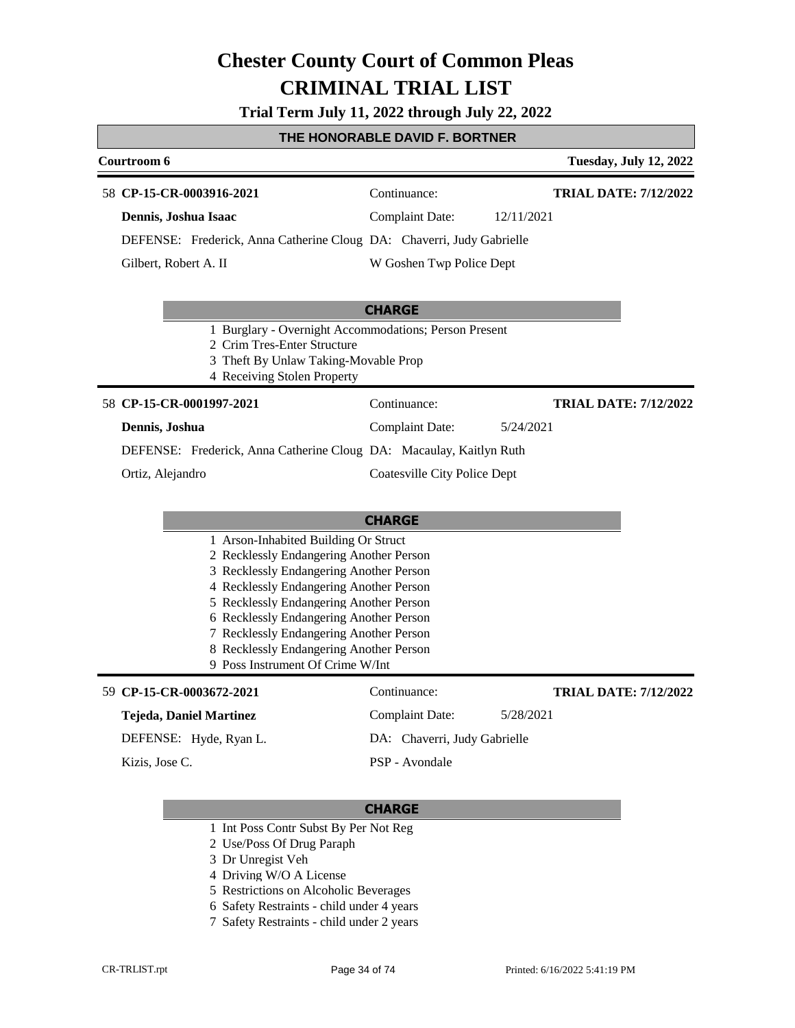# Chester County Court of Common Pleas
# CRIMINAL TRIAL LIST

**Trial Term July 11, 2022 through July 22, 2022**

**THE HONORABLE DAVID F. BORTNER**

**Courtroom 6** | **Tuesday, July 12, 2022**

---

58 **CP-15-CR-0003916-2021** | Continuance: | **TRIAL DATE: 7/12/2022**

**Dennis, Joshua Isaac** | Complaint Date: 12/11/2021

DEFENSE: Frederick, Anna Catherine Cloug DA: Chaverri, Judy Gabrielle

Gilbert, Robert A. II | W Goshen Twp Police Dept

**CHARGE**

1. Burglary - Overnight Accommodations; Person Present
2. Crim Tres-Enter Structure
3. Theft By Unlaw Taking-Movable Prop
4. Receiving Stolen Property

---

58 **CP-15-CR-0001997-2021** | Continuance: | **TRIAL DATE: 7/12/2022**

**Dennis, Joshua** | Complaint Date: 5/24/2021

DEFENSE: Frederick, Anna Catherine Cloug DA: Macaulay, Kaitlyn Ruth

Ortiz, Alejandro | Coatesville City Police Dept

**CHARGE**

1. Arson-Inhabited Building Or Struct
2. Recklessly Endangering Another Person
3. Recklessly Endangering Another Person
4. Recklessly Endangering Another Person
5. Recklessly Endangering Another Person
6. Recklessly Endangering Another Person
7. Recklessly Endangering Another Person
8. Recklessly Endangering Another Person
9. Poss Instrument Of Crime W/Int

---

59 **CP-15-CR-0003672-2021** | Continuance: | **TRIAL DATE: 7/12/2022**

**Tejeda, Daniel Martinez** | Complaint Date: 5/28/2021

DEFENSE: Hyde, Ryan L. | DA: Chaverri, Judy Gabrielle

Kizis, Jose C. | PSP - Avondale

**CHARGE**

1. Int Poss Contr Subst By Per Not Reg
2. Use/Poss Of Drug Paraph
3. Dr Unregist Veh
4. Driving W/O A License
5. Restrictions on Alcoholic Beverages
6. Safety Restraints - child under 4 years
7. Safety Restraints - child under 2 years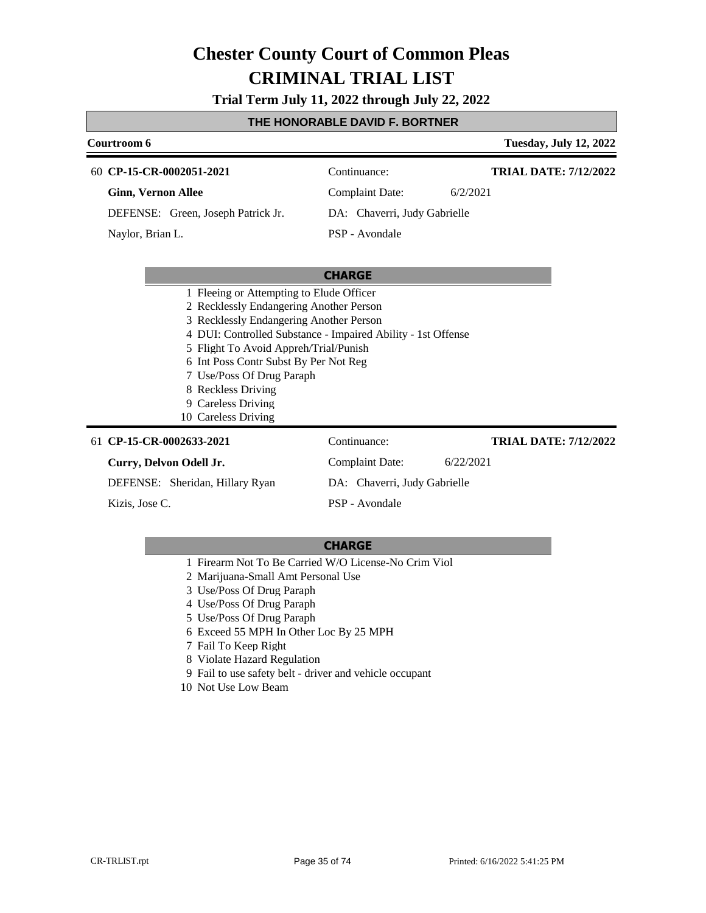# Chester County Court of Common Pleas
# CRIMINAL TRIAL LIST

**Trial Term July 11, 2022 through July 22, 2022**

## THE HONORABLE DAVID F. BORTNER

**Courtroom 6** — **Tuesday, July 12, 2022**

---

60 **CP-15-CR-0002051-2021** — Continuance: — **TRIAL DATE: 7/12/2022**

**Ginn, Vernon Allee** — Complaint Date: 6/2/2021

DEFENSE: Green, Joseph Patrick Jr. — DA: Chaverri, Judy Gabrielle

Naylor, Brian L. — PSP - Avondale

**CHARGE**

1 Fleeing or Attempting to Elude Officer
2 Recklessly Endangering Another Person
3 Recklessly Endangering Another Person
4 DUI: Controlled Substance - Impaired Ability - 1st Offense
5 Flight To Avoid Appreh/Trial/Punish
6 Int Poss Contr Subst By Per Not Reg
7 Use/Poss Of Drug Paraph
8 Reckless Driving
9 Careless Driving
10 Careless Driving

---

61 **CP-15-CR-0002633-2021** — Continuance: — **TRIAL DATE: 7/12/2022**

**Curry, Delvon Odell Jr.** — Complaint Date: 6/22/2021

DEFENSE: Sheridan, Hillary Ryan — DA: Chaverri, Judy Gabrielle

Kizis, Jose C. — PSP - Avondale

**CHARGE**

1 Firearm Not To Be Carried W/O License-No Crim Viol
2 Marijuana-Small Amt Personal Use
3 Use/Poss Of Drug Paraph
4 Use/Poss Of Drug Paraph
5 Use/Poss Of Drug Paraph
6 Exceed 55 MPH In Other Loc By 25 MPH
7 Fail To Keep Right
8 Violate Hazard Regulation
9 Fail to use safety belt - driver and vehicle occupant
10 Not Use Low Beam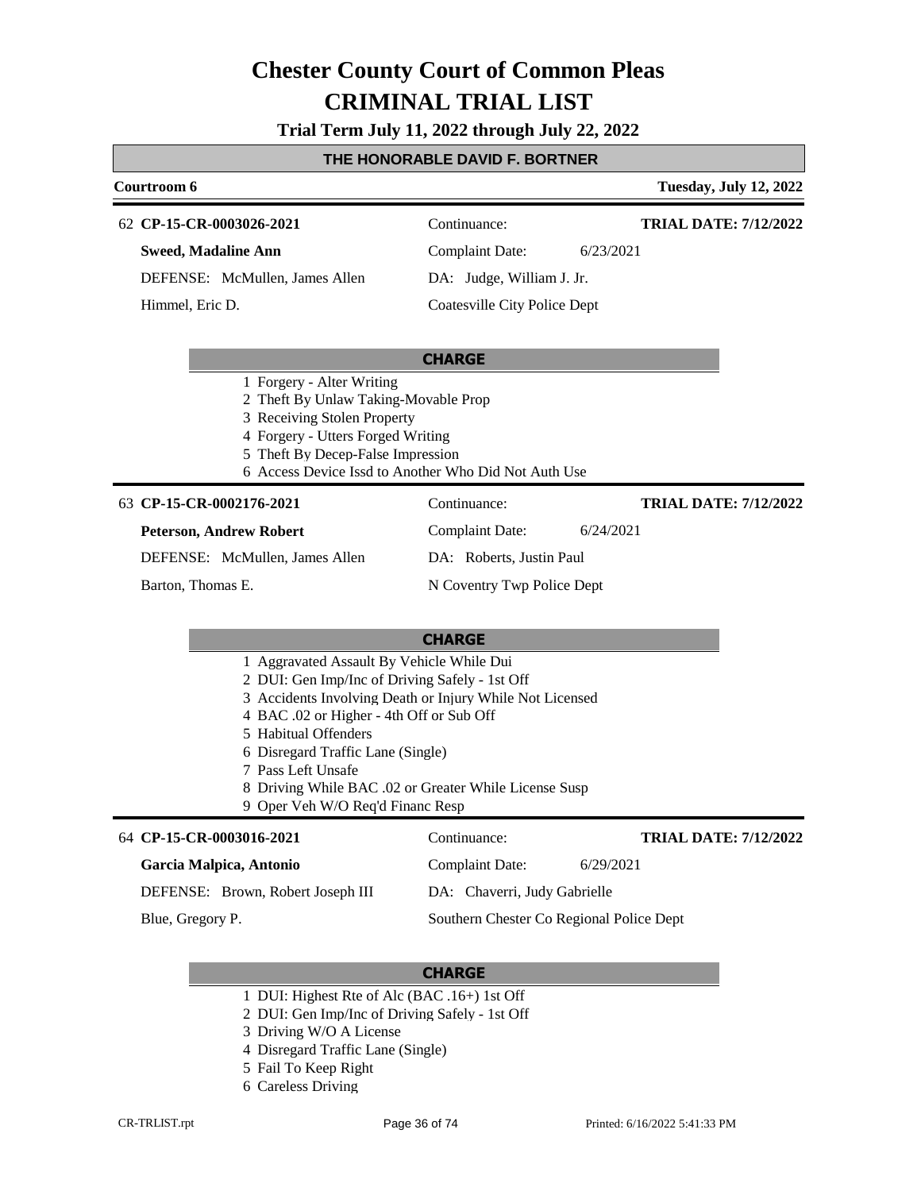# Chester County Court of Common Pleas
# CRIMINAL TRIAL LIST

**Trial Term July 11, 2022 through July 22, 2022**

## THE HONORABLE DAVID F. BORTNER

**Courtroom 6** | **Tuesday, July 12, 2022**

---

62 **CP-15-CR-0003026-2021** | Continuance: | **TRIAL DATE: 7/12/2022**

**Sweed, Madaline Ann** | Complaint Date: 6/23/2021

DEFENSE: McMullen, James Allen | DA: Judge, William J. Jr.

Himmel, Eric D. | Coatesville City Police Dept

**CHARGE**

1 Forgery - Alter Writing
2 Theft By Unlaw Taking-Movable Prop
3 Receiving Stolen Property
4 Forgery - Utters Forged Writing
5 Theft By Decep-False Impression
6 Access Device Issd to Another Who Did Not Auth Use

---

63 **CP-15-CR-0002176-2021** | Continuance: | **TRIAL DATE: 7/12/2022**

**Peterson, Andrew Robert** | Complaint Date: 6/24/2021

DEFENSE: McMullen, James Allen | DA: Roberts, Justin Paul

Barton, Thomas E. | N Coventry Twp Police Dept

**CHARGE**

1 Aggravated Assault By Vehicle While Dui
2 DUI: Gen Imp/Inc of Driving Safely - 1st Off
3 Accidents Involving Death or Injury While Not Licensed
4 BAC .02 or Higher - 4th Off or Sub Off
5 Habitual Offenders
6 Disregard Traffic Lane (Single)
7 Pass Left Unsafe
8 Driving While BAC .02 or Greater While License Susp
9 Oper Veh W/O Req'd Financ Resp

---

64 **CP-15-CR-0003016-2021** | Continuance: | **TRIAL DATE: 7/12/2022**

**Garcia Malpica, Antonio** | Complaint Date: 6/29/2021

DEFENSE: Brown, Robert Joseph III | DA: Chaverri, Judy Gabrielle

Blue, Gregory P. | Southern Chester Co Regional Police Dept

**CHARGE**

1 DUI: Highest Rte of Alc (BAC .16+) 1st Off
2 DUI: Gen Imp/Inc of Driving Safely - 1st Off
3 Driving W/O A License
4 Disregard Traffic Lane (Single)
5 Fail To Keep Right
6 Careless Driving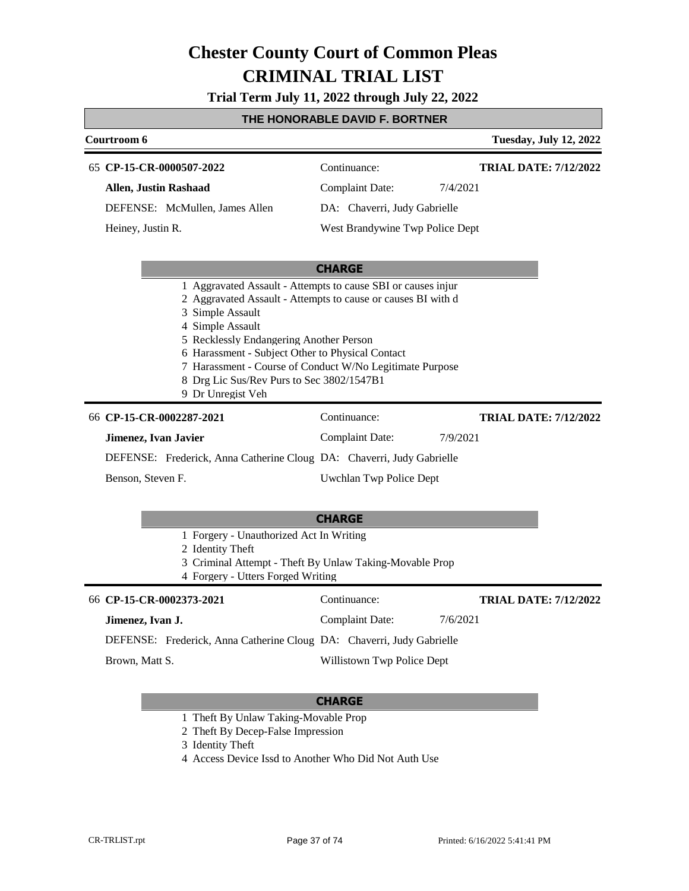# Chester County Court of Common Pleas

# CRIMINAL TRIAL LIST

**Trial Term July 11, 2022 through July 22, 2022**

## THE HONORABLE DAVID F. BORTNER

**Courtroom 6** — **Tuesday, July 12, 2022**

---

65 **CP-15-CR-0000507-2022** — Continuance: — **TRIAL DATE: 7/12/2022**

**Allen, Justin Rashaad** — Complaint Date: 7/4/2021

DEFENSE: McMullen, James Allen — DA: Chaverri, Judy Gabrielle

Heiney, Justin R. — West Brandywine Twp Police Dept

**CHARGE**

1. Aggravated Assault - Attempts to cause SBI or causes injur
2. Aggravated Assault - Attempts to cause or causes BI with d
3. Simple Assault
4. Simple Assault
5. Recklessly Endangering Another Person
6. Harassment - Subject Other to Physical Contact
7. Harassment - Course of Conduct W/No Legitimate Purpose
8. Drg Lic Sus/Rev Purs to Sec 3802/1547B1
9. Dr Unregist Veh

---

66 **CP-15-CR-0002287-2021** — Continuance: — **TRIAL DATE: 7/12/2022**

**Jimenez, Ivan Javier** — Complaint Date: 7/9/2021

DEFENSE: Frederick, Anna Catherine Cloug — DA: Chaverri, Judy Gabrielle

Benson, Steven F. — Uwchlan Twp Police Dept

**CHARGE**

1. Forgery - Unauthorized Act In Writing
2. Identity Theft
3. Criminal Attempt - Theft By Unlaw Taking-Movable Prop
4. Forgery - Utters Forged Writing

---

66 **CP-15-CR-0002373-2021** — Continuance: — **TRIAL DATE: 7/12/2022**

**Jimenez, Ivan J.** — Complaint Date: 7/6/2021

DEFENSE: Frederick, Anna Catherine Cloug — DA: Chaverri, Judy Gabrielle

Brown, Matt S. — Willistown Twp Police Dept

**CHARGE**

1. Theft By Unlaw Taking-Movable Prop
2. Theft By Decep-False Impression
3. Identity Theft
4. Access Device Issd to Another Who Did Not Auth Use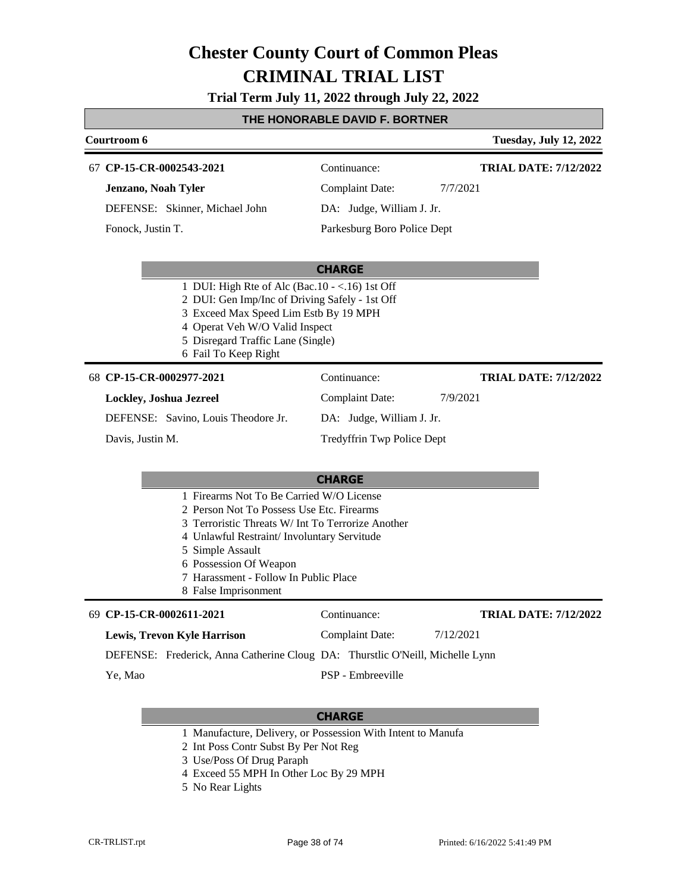# Chester County Court of Common Pleas
# CRIMINAL TRIAL LIST

**Trial Term July 11, 2022 through July 22, 2022**

## THE HONORABLE DAVID F. BORTNER

**Courtroom 6** — **Tuesday, July 12, 2022**

---

67 **CP-15-CR-0002543-2021** — Continuance: — **TRIAL DATE: 7/12/2022**

**Jenzano, Noah Tyler** — Complaint Date: 7/7/2021

DEFENSE: Skinner, Michael John — DA: Judge, William J. Jr.

Fonock, Justin T. — Parkesburg Boro Police Dept

**CHARGE**

1. DUI: High Rte of Alc (Bac.10 - <.16) 1st Off
2. DUI: Gen Imp/Inc of Driving Safely - 1st Off
3. Exceed Max Speed Lim Estb By 19 MPH
4. Operat Veh W/O Valid Inspect
5. Disregard Traffic Lane (Single)
6. Fail To Keep Right

---

68 **CP-15-CR-0002977-2021** — Continuance: — **TRIAL DATE: 7/12/2022**

**Lockley, Joshua Jezreel** — Complaint Date: 7/9/2021

DEFENSE: Savino, Louis Theodore Jr. — DA: Judge, William J. Jr.

Davis, Justin M. — Tredyffrin Twp Police Dept

**CHARGE**

1. Firearms Not To Be Carried W/O License
2. Person Not To Possess Use Etc. Firearms
3. Terroristic Threats W/ Int To Terrorize Another
4. Unlawful Restraint/ Involuntary Servitude
5. Simple Assault
6. Possession Of Weapon
7. Harassment - Follow In Public Place
8. False Imprisonment

---

69 **CP-15-CR-0002611-2021** — Continuance: — **TRIAL DATE: 7/12/2022**

**Lewis, Trevon Kyle Harrison** — Complaint Date: 7/12/2021

DEFENSE: Frederick, Anna Catherine Cloug — DA: Thurstlic O'Neill, Michelle Lynn

Ye, Mao — PSP - Embreeville

**CHARGE**

1. Manufacture, Delivery, or Possession With Intent to Manufa
2. Int Poss Contr Subst By Per Not Reg
3. Use/Poss Of Drug Paraph
4. Exceed 55 MPH In Other Loc By 29 MPH
5. No Rear Lights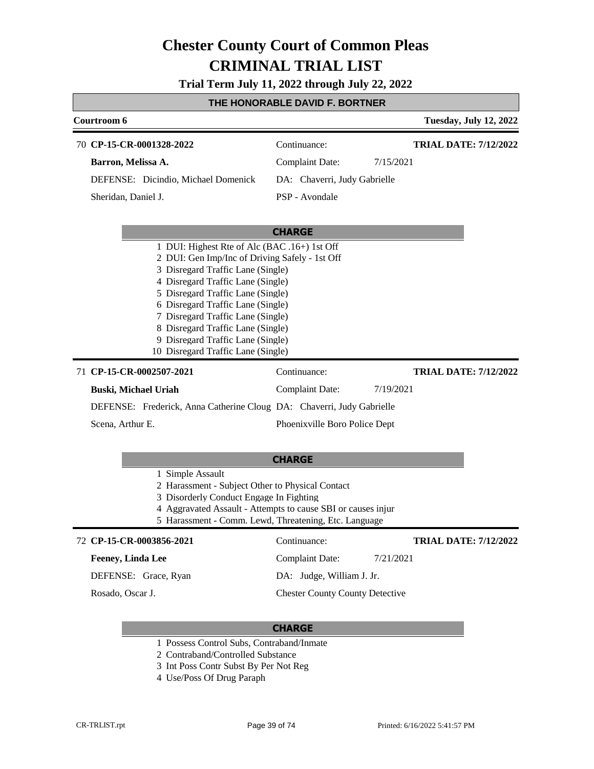# Chester County Court of Common Pleas

## CRIMINAL TRIAL LIST

### Trial Term July 11, 2022 through July 22, 2022

**THE HONORABLE DAVID F. BORTNER**

**Courtroom 6** — **Tuesday, July 12, 2022**

---

70 **CP-15-CR-0001328-2022** — Continuance: — **TRIAL DATE: 7/12/2022**

**Barron, Melissa A.** — Complaint Date: 7/15/2021

DEFENSE: Dicindio, Michael Domenick — DA: Chaverri, Judy Gabrielle

Sheridan, Daniel J. — PSP - Avondale

**CHARGE**

1 DUI: Highest Rte of Alc (BAC .16+) 1st Off
2 DUI: Gen Imp/Inc of Driving Safely - 1st Off
3 Disregard Traffic Lane (Single)
4 Disregard Traffic Lane (Single)
5 Disregard Traffic Lane (Single)
6 Disregard Traffic Lane (Single)
7 Disregard Traffic Lane (Single)
8 Disregard Traffic Lane (Single)
9 Disregard Traffic Lane (Single)
10 Disregard Traffic Lane (Single)

---

71 **CP-15-CR-0002507-2021** — Continuance: — **TRIAL DATE: 7/12/2022**

**Buski, Michael Uriah** — Complaint Date: 7/19/2021

DEFENSE: Frederick, Anna Catherine Cloug — DA: Chaverri, Judy Gabrielle

Scena, Arthur E. — Phoenixville Boro Police Dept

**CHARGE**

1 Simple Assault
2 Harassment - Subject Other to Physical Contact
3 Disorderly Conduct Engage In Fighting
4 Aggravated Assault - Attempts to cause SBI or causes injur
5 Harassment - Comm. Lewd, Threatening, Etc. Language

---

72 **CP-15-CR-0003856-2021** — Continuance: — **TRIAL DATE: 7/12/2022**

**Feeney, Linda Lee** — Complaint Date: 7/21/2021

DEFENSE: Grace, Ryan — DA: Judge, William J. Jr.

Rosado, Oscar J. — Chester County County Detective

**CHARGE**

1 Possess Control Subs, Contraband/Inmate
2 Contraband/Controlled Substance
3 Int Poss Contr Subst By Per Not Reg
4 Use/Poss Of Drug Paraph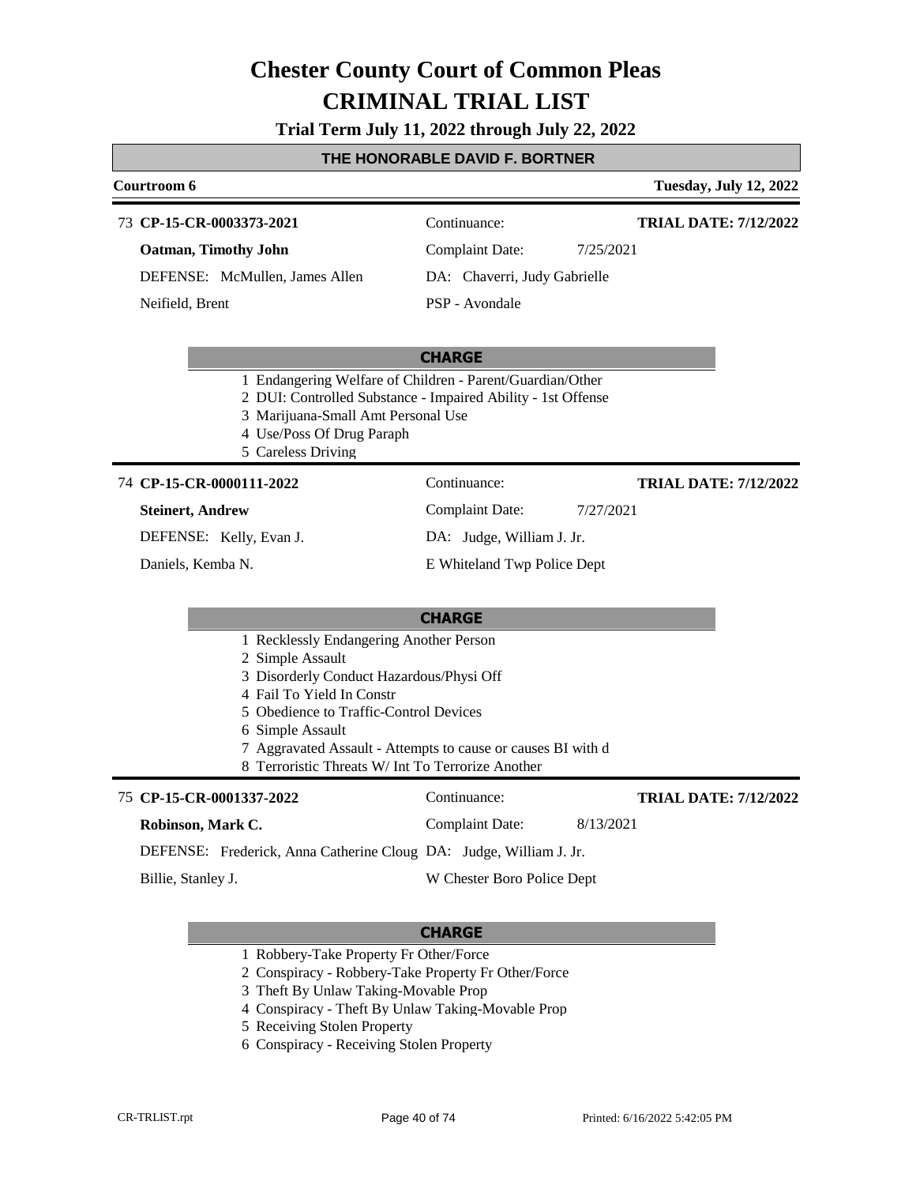# Chester County Court of Common Pleas

# CRIMINAL TRIAL LIST

**Trial Term July 11, 2022 through July 22, 2022**

## THE HONORABLE DAVID F. BORTNER

**Courtroom 6** | **Tuesday, July 12, 2022**

---

73 **CP-15-CR-0003373-2021** | Continuance: | **TRIAL DATE: 7/12/2022**

**Oatman, Timothy John** | Complaint Date: 7/25/2021

DEFENSE: McMullen, James Allen | DA: Chaverri, Judy Gabrielle

Neifield, Brent | PSP - Avondale

**CHARGE**

1 Endangering Welfare of Children - Parent/Guardian/Other
2 DUI: Controlled Substance - Impaired Ability - 1st Offense
3 Marijuana-Small Amt Personal Use
4 Use/Poss Of Drug Paraph
5 Careless Driving

---

74 **CP-15-CR-0000111-2022** | Continuance: | **TRIAL DATE: 7/12/2022**

**Steinert, Andrew** | Complaint Date: 7/27/2021

DEFENSE: Kelly, Evan J. | DA: Judge, William J. Jr.

Daniels, Kemba N. | E Whiteland Twp Police Dept

**CHARGE**

1 Recklessly Endangering Another Person
2 Simple Assault
3 Disorderly Conduct Hazardous/Physi Off
4 Fail To Yield In Constr
5 Obedience to Traffic-Control Devices
6 Simple Assault
7 Aggravated Assault - Attempts to cause or causes BI with d
8 Terroristic Threats W/ Int To Terrorize Another

---

75 **CP-15-CR-0001337-2022** | Continuance: | **TRIAL DATE: 7/12/2022**

**Robinson, Mark C.** | Complaint Date: 8/13/2021

DEFENSE: Frederick, Anna Catherine Cloug | DA: Judge, William J. Jr.

Billie, Stanley J. | W Chester Boro Police Dept

**CHARGE**

1 Robbery-Take Property Fr Other/Force
2 Conspiracy - Robbery-Take Property Fr Other/Force
3 Theft By Unlaw Taking-Movable Prop
4 Conspiracy - Theft By Unlaw Taking-Movable Prop
5 Receiving Stolen Property
6 Conspiracy - Receiving Stolen Property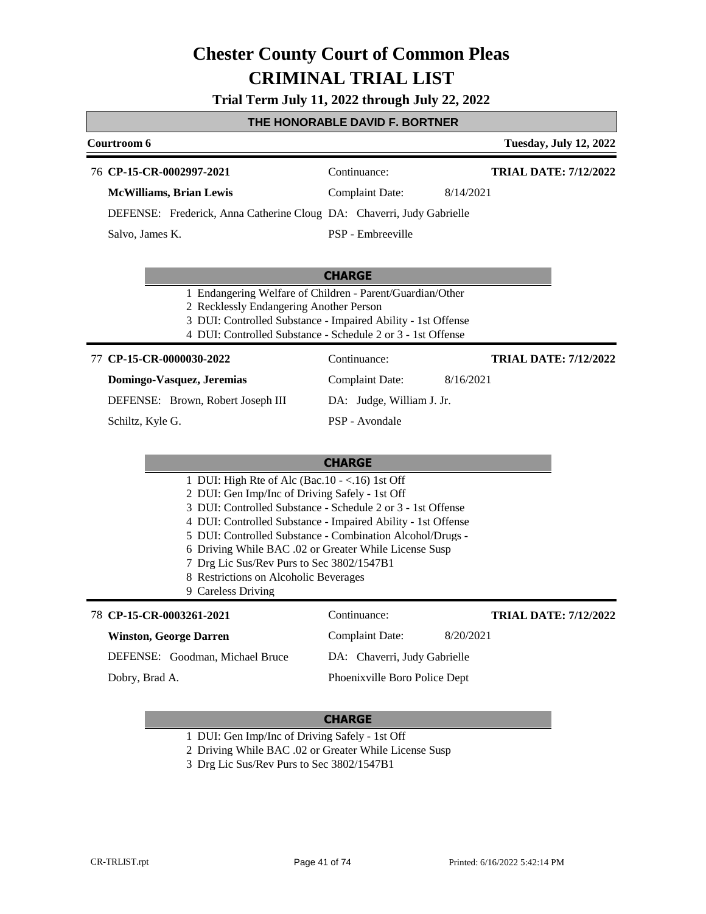# Chester County Court of Common Pleas

# CRIMINAL TRIAL LIST

**Trial Term July 11, 2022 through July 22, 2022**

## THE HONORABLE DAVID F. BORTNER

**Courtroom 6** — **Tuesday, July 12, 2022**

---

76 **CP-15-CR-0002997-2021** — Continuance: — **TRIAL DATE: 7/12/2022**

**McWilliams, Brian Lewis** — Complaint Date: 8/14/2021

DEFENSE: Frederick, Anna Catherine Cloug — DA: Chaverri, Judy Gabrielle

Salvo, James K. — PSP - Embreeville

**CHARGE**

1. Endangering Welfare of Children - Parent/Guardian/Other
2. Recklessly Endangering Another Person
3. DUI: Controlled Substance - Impaired Ability - 1st Offense
4. DUI: Controlled Substance - Schedule 2 or 3 - 1st Offense

---

77 **CP-15-CR-0000030-2022** — Continuance: — **TRIAL DATE: 7/12/2022**

**Domingo-Vasquez, Jeremias** — Complaint Date: 8/16/2021

DEFENSE: Brown, Robert Joseph III — DA: Judge, William J. Jr.

Schiltz, Kyle G. — PSP - Avondale

**CHARGE**

1. DUI: High Rte of Alc (Bac.10 - <.16) 1st Off
2. DUI: Gen Imp/Inc of Driving Safely - 1st Off
3. DUI: Controlled Substance - Schedule 2 or 3 - 1st Offense
4. DUI: Controlled Substance - Impaired Ability - 1st Offense
5. DUI: Controlled Substance - Combination Alcohol/Drugs -
6. Driving While BAC .02 or Greater While License Susp
7. Drg Lic Sus/Rev Purs to Sec 3802/1547B1
8. Restrictions on Alcoholic Beverages
9. Careless Driving

---

78 **CP-15-CR-0003261-2021** — Continuance: — **TRIAL DATE: 7/12/2022**

**Winston, George Darren** — Complaint Date: 8/20/2021

DEFENSE: Goodman, Michael Bruce — DA: Chaverri, Judy Gabrielle

Dobry, Brad A. — Phoenixville Boro Police Dept

**CHARGE**

1. DUI: Gen Imp/Inc of Driving Safely - 1st Off
2. Driving While BAC .02 or Greater While License Susp
3. Drg Lic Sus/Rev Purs to Sec 3802/1547B1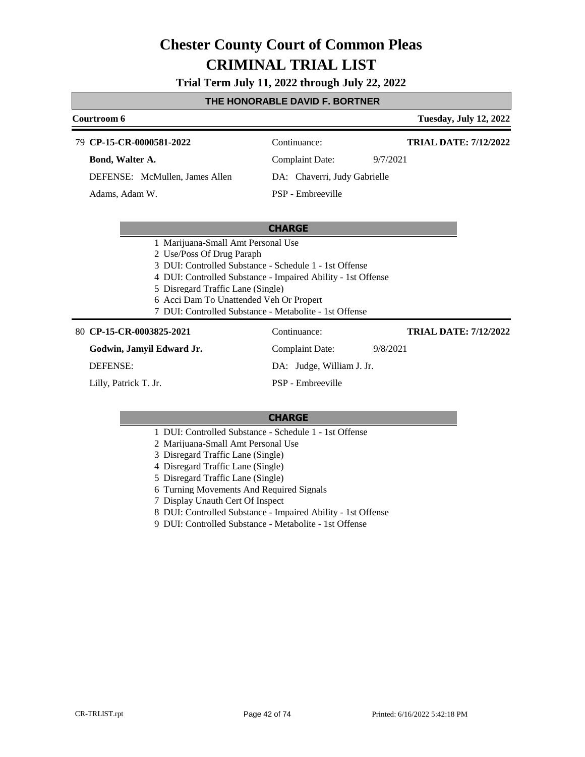# Chester County Court of Common Pleas

# CRIMINAL TRIAL LIST

**Trial Term July 11, 2022 through July 22, 2022**

## THE HONORABLE DAVID F. BORTNER

**Courtroom 6** — **Tuesday, July 12, 2022**

---

79 **CP-15-CR-0000581-2022**

**Bond, Walter A.**

DEFENSE: McMullen, James Allen

Adams, Adam W.

Continuance:

Complaint Date: 9/7/2021

DA: Chaverri, Judy Gabrielle

PSP - Embreeville

**TRIAL DATE: 7/12/2022**

**CHARGE**

1 Marijuana-Small Amt Personal Use
2 Use/Poss Of Drug Paraph
3 DUI: Controlled Substance - Schedule 1 - 1st Offense
4 DUI: Controlled Substance - Impaired Ability - 1st Offense
5 Disregard Traffic Lane (Single)
6 Acci Dam To Unattended Veh Or Propert
7 DUI: Controlled Substance - Metabolite - 1st Offense

---

80 **CP-15-CR-0003825-2021**

**Godwin, Jamyil Edward Jr.**

DEFENSE:

Lilly, Patrick T. Jr.

Continuance:

Complaint Date: 9/8/2021

DA: Judge, William J. Jr.

PSP - Embreeville

**TRIAL DATE: 7/12/2022**

**CHARGE**

1 DUI: Controlled Substance - Schedule 1 - 1st Offense
2 Marijuana-Small Amt Personal Use
3 Disregard Traffic Lane (Single)
4 Disregard Traffic Lane (Single)
5 Disregard Traffic Lane (Single)
6 Turning Movements And Required Signals
7 Display Unauth Cert Of Inspect
8 DUI: Controlled Substance - Impaired Ability - 1st Offense
9 DUI: Controlled Substance - Metabolite - 1st Offense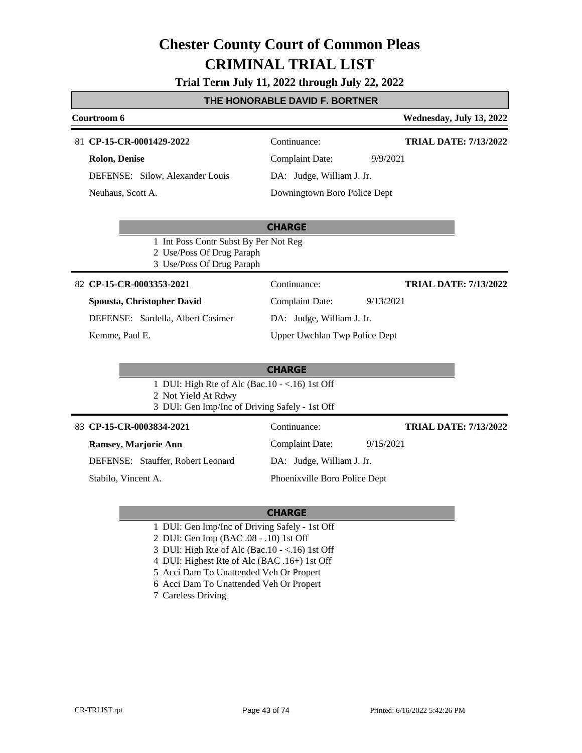# Chester County Court of Common Pleas

# CRIMINAL TRIAL LIST

**Trial Term July 11, 2022 through July 22, 2022**

## THE HONORABLE DAVID F. BORTNER

**Courtroom 6** — **Wednesday, July 13, 2022**

---

81 **CP-15-CR-0001429-2022**
Continuance:
**TRIAL DATE: 7/13/2022**

**Rolon, Denise**
Complaint Date: 9/9/2021

DEFENSE: Silow, Alexander Louis
DA: Judge, William J. Jr.

Neuhaus, Scott A.
Downingtown Boro Police Dept

**CHARGE**

1 Int Poss Contr Subst By Per Not Reg
2 Use/Poss Of Drug Paraph
3 Use/Poss Of Drug Paraph

---

82 **CP-15-CR-0003353-2021**
Continuance:
**TRIAL DATE: 7/13/2022**

**Spousta, Christopher David**
Complaint Date: 9/13/2021

DEFENSE: Sardella, Albert Casimer
DA: Judge, William J. Jr.

Kemme, Paul E.
Upper Uwchlan Twp Police Dept

**CHARGE**

1 DUI: High Rte of Alc (Bac.10 - <.16) 1st Off
2 Not Yield At Rdwy
3 DUI: Gen Imp/Inc of Driving Safely - 1st Off

---

83 **CP-15-CR-0003834-2021**
Continuance:
**TRIAL DATE: 7/13/2022**

**Ramsey, Marjorie Ann**
Complaint Date: 9/15/2021

DEFENSE: Stauffer, Robert Leonard
DA: Judge, William J. Jr.

Stabilo, Vincent A.
Phoenixville Boro Police Dept

**CHARGE**

1 DUI: Gen Imp/Inc of Driving Safely - 1st Off
2 DUI: Gen Imp (BAC .08 - .10) 1st Off
3 DUI: High Rte of Alc (Bac.10 - <.16) 1st Off
4 DUI: Highest Rte of Alc (BAC .16+) 1st Off
5 Acci Dam To Unattended Veh Or Propert
6 Acci Dam To Unattended Veh Or Propert
7 Careless Driving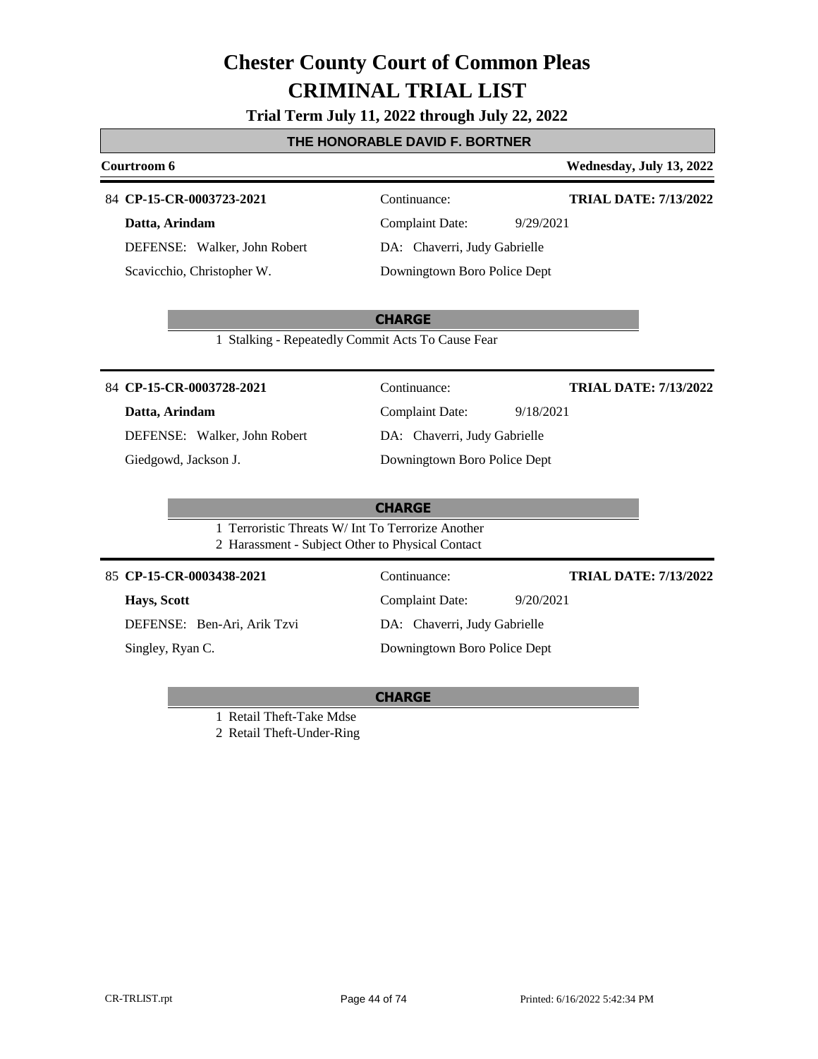# Chester County Court of Common Pleas

# CRIMINAL TRIAL LIST

**Trial Term July 11, 2022 through July 22, 2022**

**THE HONORABLE DAVID F. BORTNER**

**Courtroom 6** **Wednesday, July 13, 2022**

---

84 **CP-15-CR-0003723-2021**
Continuance:
**TRIAL DATE: 7/13/2022**

**Datta, Arindam**
Complaint Date: 9/29/2021

DEFENSE: Walker, John Robert
DA: Chaverri, Judy Gabrielle

Scavicchio, Christopher W.
Downingtown Boro Police Dept

**CHARGE**

1 Stalking - Repeatedly Commit Acts To Cause Fear

---

84 **CP-15-CR-0003728-2021**
Continuance:
**TRIAL DATE: 7/13/2022**

**Datta, Arindam**
Complaint Date: 9/18/2021

DEFENSE: Walker, John Robert
DA: Chaverri, Judy Gabrielle

Giedgowd, Jackson J.
Downingtown Boro Police Dept

**CHARGE**

1 Terroristic Threats W/ Int To Terrorize Another
2 Harassment - Subject Other to Physical Contact

---

85 **CP-15-CR-0003438-2021**
Continuance:
**TRIAL DATE: 7/13/2022**

**Hays, Scott**
Complaint Date: 9/20/2021

DEFENSE: Ben-Ari, Arik Tzvi
DA: Chaverri, Judy Gabrielle

Singley, Ryan C.
Downingtown Boro Police Dept

**CHARGE**

1 Retail Theft-Take Mdse
2 Retail Theft-Under-Ring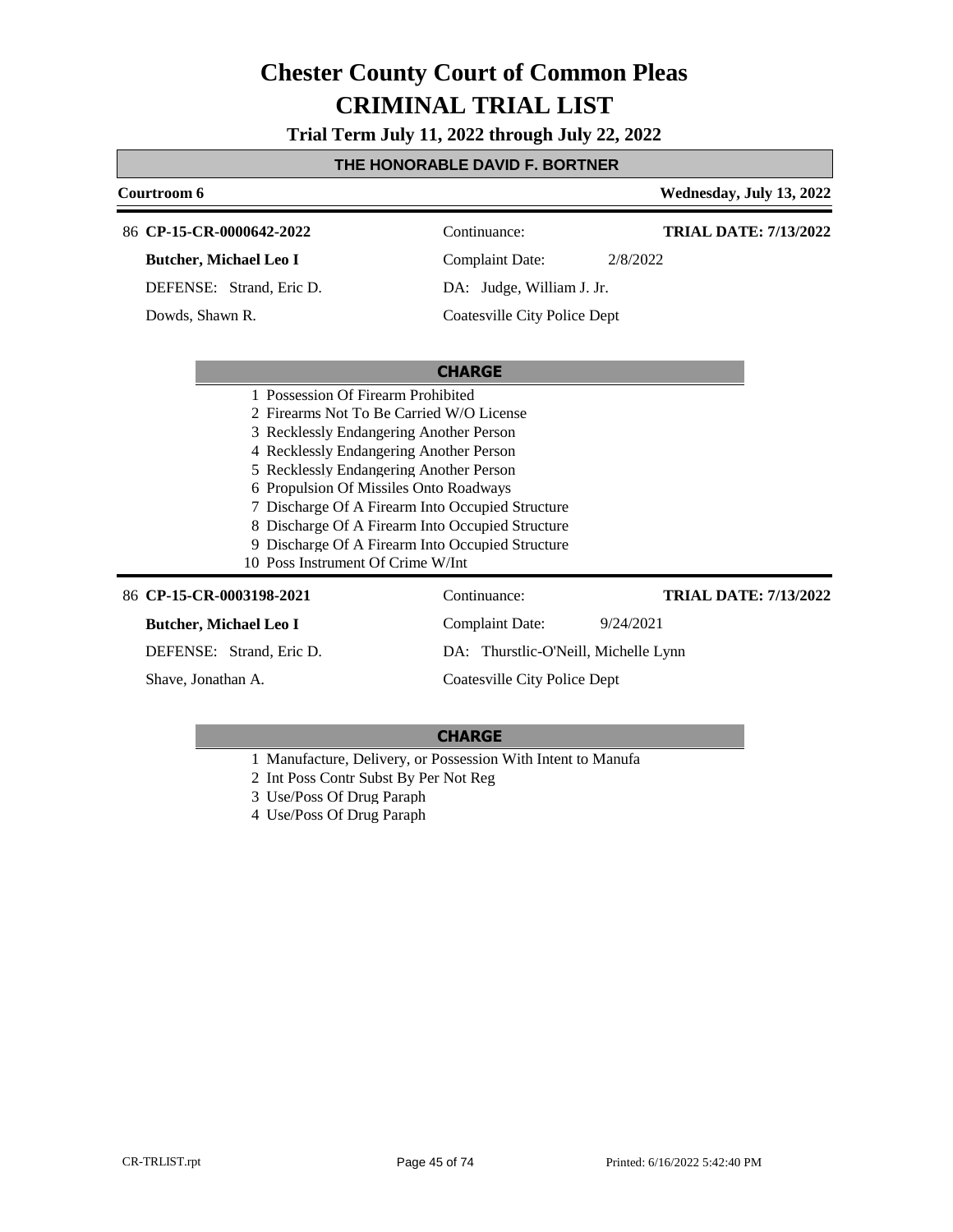# Chester County Court of Common Pleas
# CRIMINAL TRIAL LIST

**Trial Term July 11, 2022 through July 22, 2022**

**THE HONORABLE DAVID F. BORTNER**

**Courtroom 6** — **Wednesday, July 13, 2022**

86 **CP-15-CR-0000642-2022** — Continuance: — **TRIAL DATE: 7/13/2022**

**Butcher, Michael Leo I** — Complaint Date: 2/8/2022

DEFENSE: Strand, Eric D. — DA: Judge, William J. Jr.

Dowds, Shawn R. — Coatesville City Police Dept

**CHARGE**

1 Possession Of Firearm Prohibited
2 Firearms Not To Be Carried W/O License
3 Recklessly Endangering Another Person
4 Recklessly Endangering Another Person
5 Recklessly Endangering Another Person
6 Propulsion Of Missiles Onto Roadways
7 Discharge Of A Firearm Into Occupied Structure
8 Discharge Of A Firearm Into Occupied Structure
9 Discharge Of A Firearm Into Occupied Structure
10 Poss Instrument Of Crime W/Int

86 **CP-15-CR-0003198-2021** — Continuance: — **TRIAL DATE: 7/13/2022**

**Butcher, Michael Leo I** — Complaint Date: 9/24/2021

DEFENSE: Strand, Eric D. — DA: Thurstlic-O'Neill, Michelle Lynn

Shave, Jonathan A. — Coatesville City Police Dept

**CHARGE**

1 Manufacture, Delivery, or Possession With Intent to Manufa
2 Int Poss Contr Subst By Per Not Reg
3 Use/Poss Of Drug Paraph
4 Use/Poss Of Drug Paraph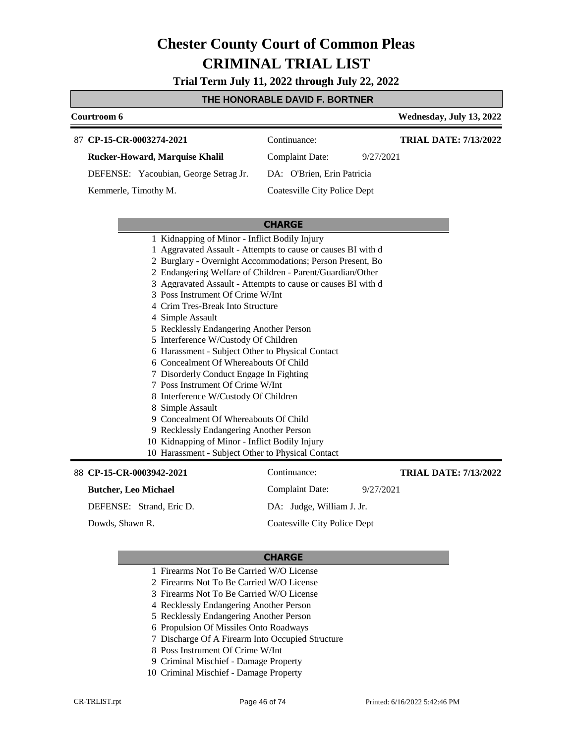# Chester County Court of Common Pleas
# CRIMINAL TRIAL LIST

**Trial Term July 11, 2022 through July 22, 2022**

**THE HONORABLE DAVID F. BORTNER**

**Courtroom 6** — **Wednesday, July 13, 2022**

---

87 **CP-15-CR-0003274-2021** | Continuance: | **TRIAL DATE: 7/13/2022**

**Rucker-Howard, Marquise Khalil** | Complaint Date: 9/27/2021

DEFENSE: Yacoubian, George Setrag Jr. | DA: O'Brien, Erin Patricia

Kemmerle, Timothy M. | Coatesville City Police Dept

**CHARGE**

1 Kidnapping of Minor - Inflict Bodily Injury
1 Aggravated Assault - Attempts to cause or causes BI with d
2 Burglary - Overnight Accommodations; Person Present, Bo
2 Endangering Welfare of Children - Parent/Guardian/Other
3 Aggravated Assault - Attempts to cause or causes BI with d
3 Poss Instrument Of Crime W/Int
4 Crim Tres-Break Into Structure
4 Simple Assault
5 Recklessly Endangering Another Person
5 Interference W/Custody Of Children
6 Harassment - Subject Other to Physical Contact
6 Concealment Of Whereabouts Of Child
7 Disorderly Conduct Engage In Fighting
7 Poss Instrument Of Crime W/Int
8 Interference W/Custody Of Children
8 Simple Assault
9 Concealment Of Whereabouts Of Child
9 Recklessly Endangering Another Person
10 Kidnapping of Minor - Inflict Bodily Injury
10 Harassment - Subject Other to Physical Contact

---

88 **CP-15-CR-0003942-2021** | Continuance: | **TRIAL DATE: 7/13/2022**

**Butcher, Leo Michael** | Complaint Date: 9/27/2021

DEFENSE: Strand, Eric D. | DA: Judge, William J. Jr.

Dowds, Shawn R. | Coatesville City Police Dept

**CHARGE**

1 Firearms Not To Be Carried W/O License
2 Firearms Not To Be Carried W/O License
3 Firearms Not To Be Carried W/O License
4 Recklessly Endangering Another Person
5 Recklessly Endangering Another Person
6 Propulsion Of Missiles Onto Roadways
7 Discharge Of A Firearm Into Occupied Structure
8 Poss Instrument Of Crime W/Int
9 Criminal Mischief - Damage Property
10 Criminal Mischief - Damage Property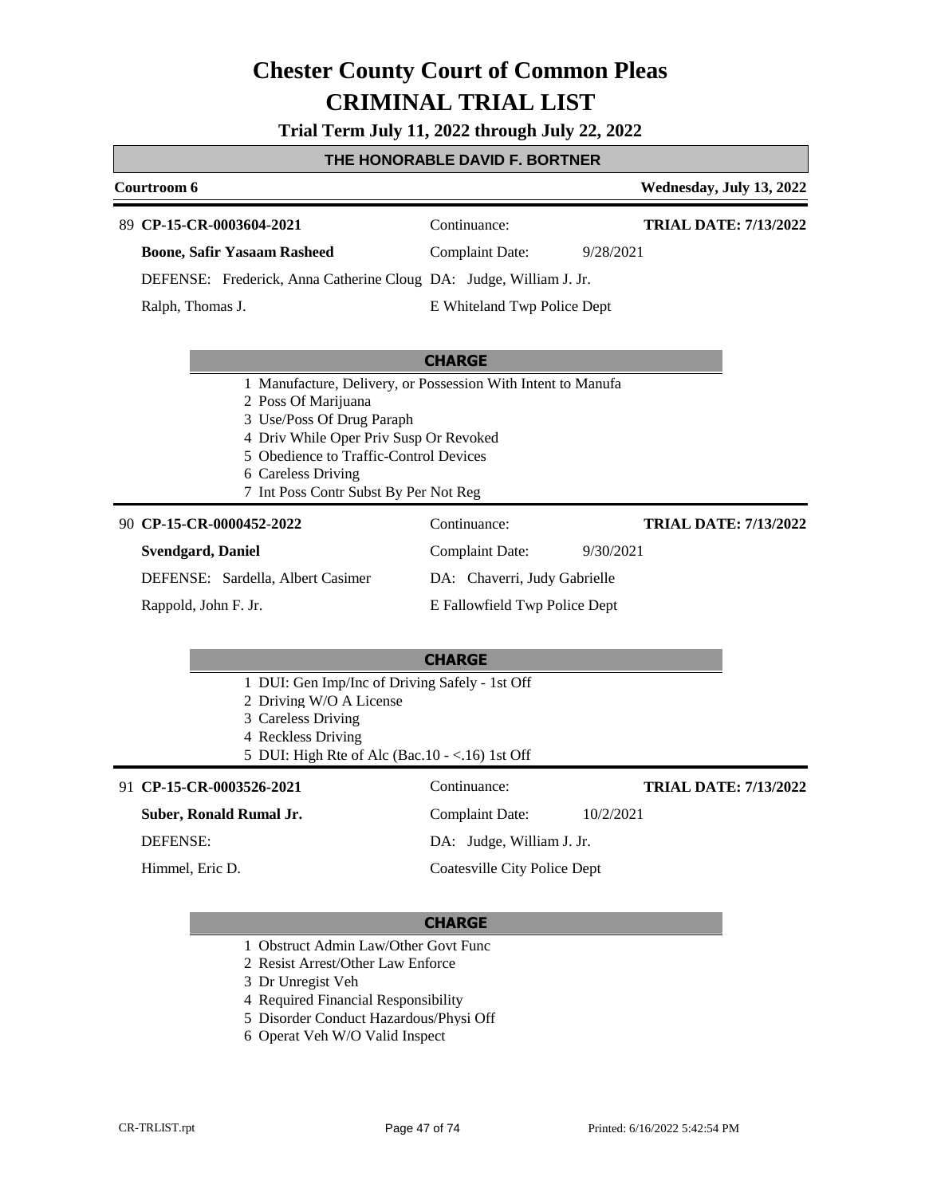# Chester County Court of Common Pleas
# CRIMINAL TRIAL LIST

**Trial Term July 11, 2022 through July 22, 2022**

## THE HONORABLE DAVID F. BORTNER

**Courtroom 6** — **Wednesday, July 13, 2022**

---

89 **CP-15-CR-0003604-2021** — Continuance: — **TRIAL DATE: 7/13/2022**

**Boone, Safir Yasaam Rasheed** — Complaint Date: 9/28/2021

DEFENSE: Frederick, Anna Catherine Cloug — DA: Judge, William J. Jr.

Ralph, Thomas J. — E Whiteland Twp Police Dept

**CHARGE**

1 Manufacture, Delivery, or Possession With Intent to Manufa
2 Poss Of Marijuana
3 Use/Poss Of Drug Paraph
4 Driv While Oper Priv Susp Or Revoked
5 Obedience to Traffic-Control Devices
6 Careless Driving
7 Int Poss Contr Subst By Per Not Reg

---

90 **CP-15-CR-0000452-2022** — Continuance: — **TRIAL DATE: 7/13/2022**

**Svendgard, Daniel** — Complaint Date: 9/30/2021

DEFENSE: Sardella, Albert Casimer — DA: Chaverri, Judy Gabrielle

Rappold, John F. Jr. — E Fallowfield Twp Police Dept

**CHARGE**

1 DUI: Gen Imp/Inc of Driving Safely - 1st Off
2 Driving W/O A License
3 Careless Driving
4 Reckless Driving
5 DUI: High Rte of Alc (Bac.10 - <.16) 1st Off

---

91 **CP-15-CR-0003526-2021** — Continuance: — **TRIAL DATE: 7/13/2022**

**Suber, Ronald Rumal Jr.** — Complaint Date: 10/2/2021

DEFENSE: — DA: Judge, William J. Jr.

Himmel, Eric D. — Coatesville City Police Dept

**CHARGE**

1 Obstruct Admin Law/Other Govt Func
2 Resist Arrest/Other Law Enforce
3 Dr Unregist Veh
4 Required Financial Responsibility
5 Disorder Conduct Hazardous/Physi Off
6 Operat Veh W/O Valid Inspect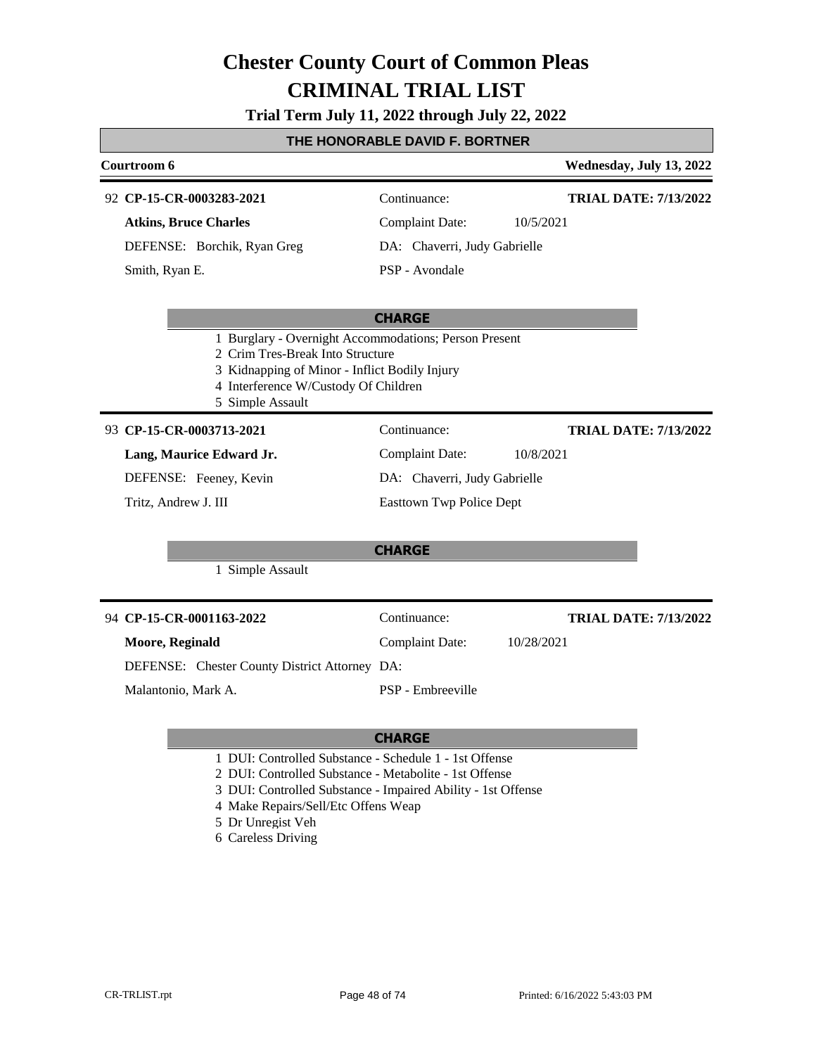# Chester County Court of Common Pleas
# CRIMINAL TRIAL LIST

**Trial Term July 11, 2022 through July 22, 2022**

**THE HONORABLE DAVID F. BORTNER**

**Courtroom 6** — **Wednesday, July 13, 2022**

---

92 **CP-15-CR-0003283-2021** — Continuance: — **TRIAL DATE: 7/13/2022**

**Atkins, Bruce Charles** — Complaint Date: 10/5/2021

DEFENSE: Borchik, Ryan Greg — DA: Chaverri, Judy Gabrielle

Smith, Ryan E. — PSP - Avondale

**CHARGE**

1 Burglary - Overnight Accommodations; Person Present
2 Crim Tres-Break Into Structure
3 Kidnapping of Minor - Inflict Bodily Injury
4 Interference W/Custody Of Children
5 Simple Assault

---

93 **CP-15-CR-0003713-2021** — Continuance: — **TRIAL DATE: 7/13/2022**

**Lang, Maurice Edward Jr.** — Complaint Date: 10/8/2021

DEFENSE: Feeney, Kevin — DA: Chaverri, Judy Gabrielle

Tritz, Andrew J. III — Easttown Twp Police Dept

**CHARGE**

1 Simple Assault

---

94 **CP-15-CR-0001163-2022** — Continuance: — **TRIAL DATE: 7/13/2022**

**Moore, Reginald** — Complaint Date: 10/28/2021

DEFENSE: Chester County District Attorney — DA:

Malantonio, Mark A. — PSP - Embreeville

**CHARGE**

1 DUI: Controlled Substance - Schedule 1 - 1st Offense
2 DUI: Controlled Substance - Metabolite - 1st Offense
3 DUI: Controlled Substance - Impaired Ability - 1st Offense
4 Make Repairs/Sell/Etc Offens Weap
5 Dr Unregist Veh
6 Careless Driving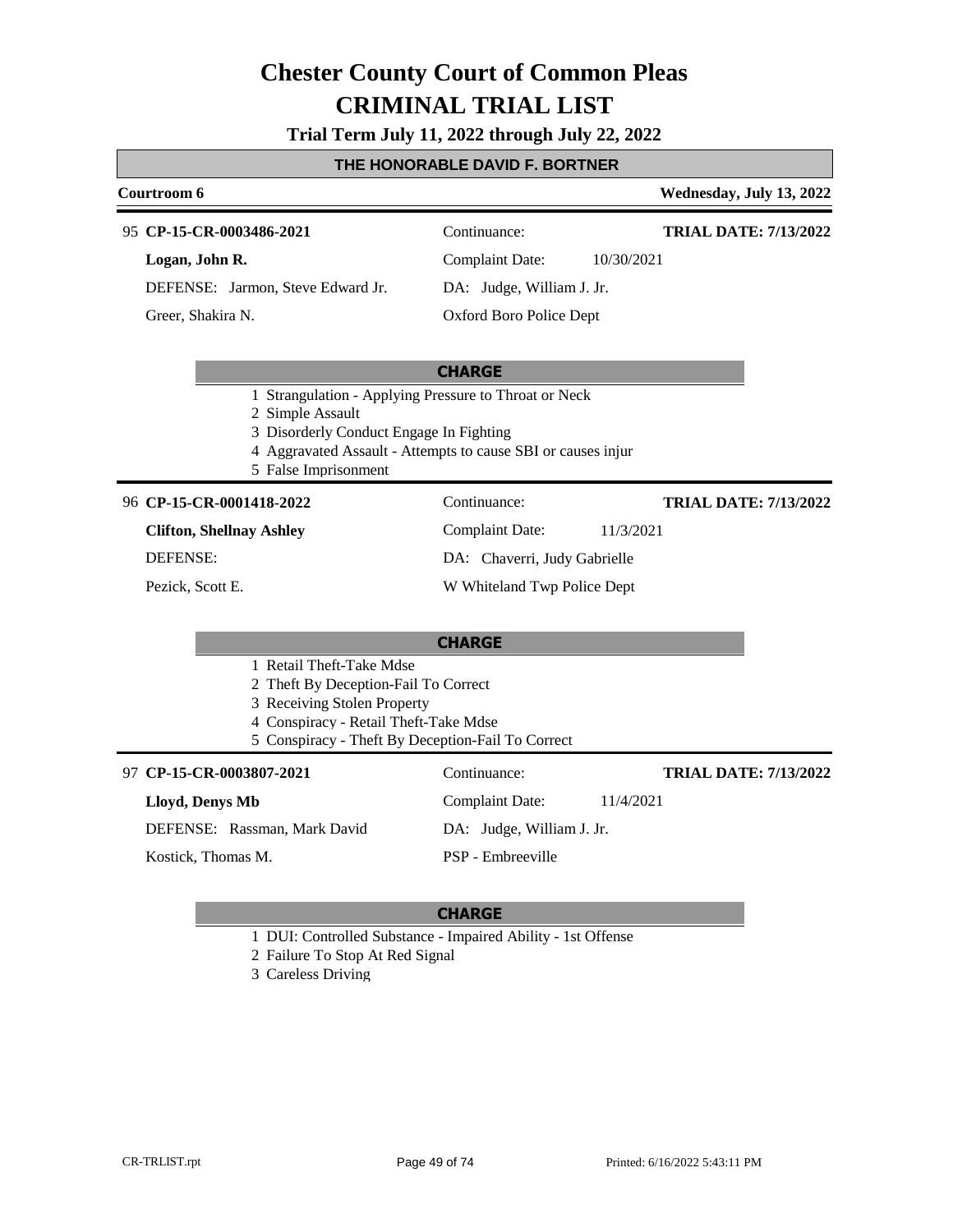# Chester County Court of Common Pleas
# CRIMINAL TRIAL LIST

**Trial Term July 11, 2022 through July 22, 2022**

## THE HONORABLE DAVID F. BORTNER

**Courtroom 6** | **Wednesday, July 13, 2022**

---

95 **CP-15-CR-0003486-2021** | Continuance: | **TRIAL DATE: 7/13/2022**

**Logan, John R.** | Complaint Date: 10/30/2021

DEFENSE: Jarmon, Steve Edward Jr. | DA: Judge, William J. Jr.

Greer, Shakira N. | Oxford Boro Police Dept

**CHARGE**

1. Strangulation - Applying Pressure to Throat or Neck
2. Simple Assault
3. Disorderly Conduct Engage In Fighting
4. Aggravated Assault - Attempts to cause SBI or causes injur
5. False Imprisonment

---

96 **CP-15-CR-0001418-2022** | Continuance: | **TRIAL DATE: 7/13/2022**

**Clifton, Shellnay Ashley** | Complaint Date: 11/3/2021

DEFENSE: | DA: Chaverri, Judy Gabrielle

Pezick, Scott E. | W Whiteland Twp Police Dept

**CHARGE**

1. Retail Theft-Take Mdse
2. Theft By Deception-Fail To Correct
3. Receiving Stolen Property
4. Conspiracy - Retail Theft-Take Mdse
5. Conspiracy - Theft By Deception-Fail To Correct

---

97 **CP-15-CR-0003807-2021** | Continuance: | **TRIAL DATE: 7/13/2022**

**Lloyd, Denys Mb** | Complaint Date: 11/4/2021

DEFENSE: Rassman, Mark David | DA: Judge, William J. Jr.

Kostick, Thomas M. | PSP - Embreeville

**CHARGE**

1. DUI: Controlled Substance - Impaired Ability - 1st Offense
2. Failure To Stop At Red Signal
3. Careless Driving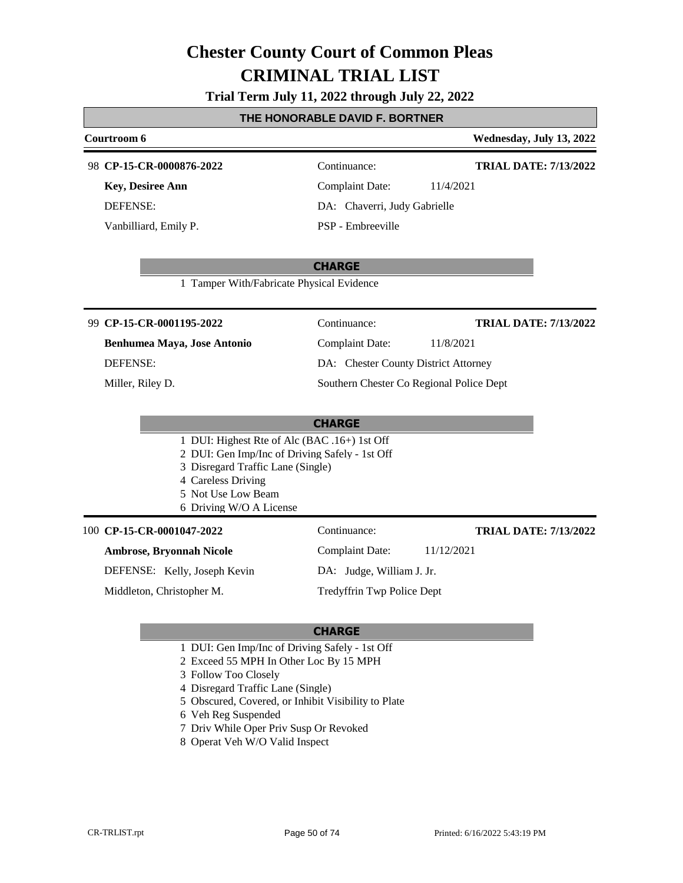# Chester County Court of Common Pleas
# CRIMINAL TRIAL LIST

**Trial Term July 11, 2022 through July 22, 2022**

**THE HONORABLE DAVID F. BORTNER**

**Courtroom 6** — **Wednesday, July 13, 2022**

---

98 **CP-15-CR-0000876-2022** — Continuance: — **TRIAL DATE: 7/13/2022**

**Key, Desiree Ann** — Complaint Date: 11/4/2021

DEFENSE: — DA: Chaverri, Judy Gabrielle

Vanbilliard, Emily P. — PSP - Embreeville

**CHARGE**

1 Tamper With/Fabricate Physical Evidence

---

99 **CP-15-CR-0001195-2022** — Continuance: — **TRIAL DATE: 7/13/2022**

**Benhumea Maya, Jose Antonio** — Complaint Date: 11/8/2021

DEFENSE: — DA: Chester County District Attorney

Miller, Riley D. — Southern Chester Co Regional Police Dept

**CHARGE**

1 DUI: Highest Rte of Alc (BAC .16+) 1st Off
2 DUI: Gen Imp/Inc of Driving Safely - 1st Off
3 Disregard Traffic Lane (Single)
4 Careless Driving
5 Not Use Low Beam
6 Driving W/O A License

---

100 **CP-15-CR-0001047-2022** — Continuance: — **TRIAL DATE: 7/13/2022**

**Ambrose, Bryonnah Nicole** — Complaint Date: 11/12/2021

DEFENSE: Kelly, Joseph Kevin — DA: Judge, William J. Jr.

Middleton, Christopher M. — Tredyffrin Twp Police Dept

**CHARGE**

1 DUI: Gen Imp/Inc of Driving Safely - 1st Off
2 Exceed 55 MPH In Other Loc By 15 MPH
3 Follow Too Closely
4 Disregard Traffic Lane (Single)
5 Obscured, Covered, or Inhibit Visibility to Plate
6 Veh Reg Suspended
7 Driv While Oper Priv Susp Or Revoked
8 Operat Veh W/O Valid Inspect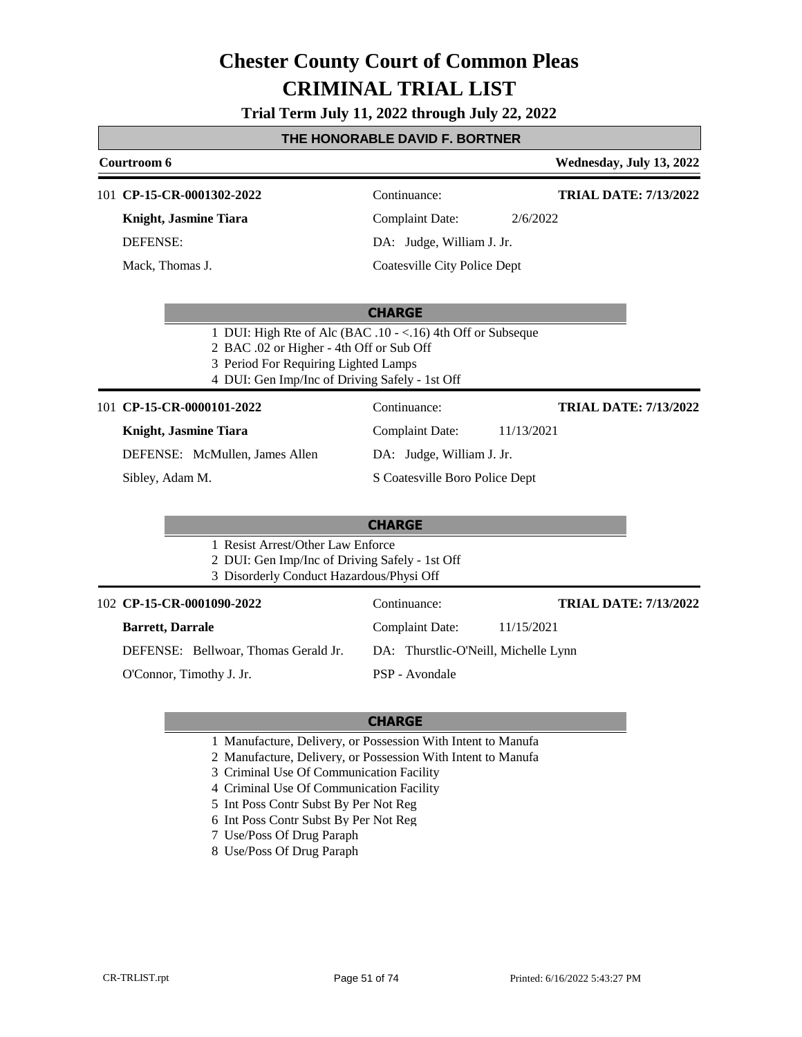# Chester County Court of Common Pleas
# CRIMINAL TRIAL LIST

**Trial Term July 11, 2022 through July 22, 2022**

## THE HONORABLE DAVID F. BORTNER

**Courtroom 6** — **Wednesday, July 13, 2022**

---

101 **CP-15-CR-0001302-2022** — Continuance: — **TRIAL DATE: 7/13/2022**

**Knight, Jasmine Tiara** — Complaint Date: 2/6/2022

DEFENSE: — DA: Judge, William J. Jr.

Mack, Thomas J. — Coatesville City Police Dept

**CHARGE**

1. DUI: High Rte of Alc (BAC .10 - <.16) 4th Off or Subseque
2. BAC .02 or Higher - 4th Off or Sub Off
3. Period For Requiring Lighted Lamps
4. DUI: Gen Imp/Inc of Driving Safely - 1st Off

---

101 **CP-15-CR-0000101-2022** — Continuance: — **TRIAL DATE: 7/13/2022**

**Knight, Jasmine Tiara** — Complaint Date: 11/13/2021

DEFENSE: McMullen, James Allen — DA: Judge, William J. Jr.

Sibley, Adam M. — S Coatesville Boro Police Dept

**CHARGE**

1. Resist Arrest/Other Law Enforce
2. DUI: Gen Imp/Inc of Driving Safely - 1st Off
3. Disorderly Conduct Hazardous/Physi Off

---

102 **CP-15-CR-0001090-2022** — Continuance: — **TRIAL DATE: 7/13/2022**

**Barrett, Darrale** — Complaint Date: 11/15/2021

DEFENSE: Bellwoar, Thomas Gerald Jr. — DA: Thurstlic-O'Neill, Michelle Lynn

O'Connor, Timothy J. Jr. — PSP - Avondale

**CHARGE**

1. Manufacture, Delivery, or Possession With Intent to Manufa
2. Manufacture, Delivery, or Possession With Intent to Manufa
3. Criminal Use Of Communication Facility
4. Criminal Use Of Communication Facility
5. Int Poss Contr Subst By Per Not Reg
6. Int Poss Contr Subst By Per Not Reg
7. Use/Poss Of Drug Paraph
8. Use/Poss Of Drug Paraph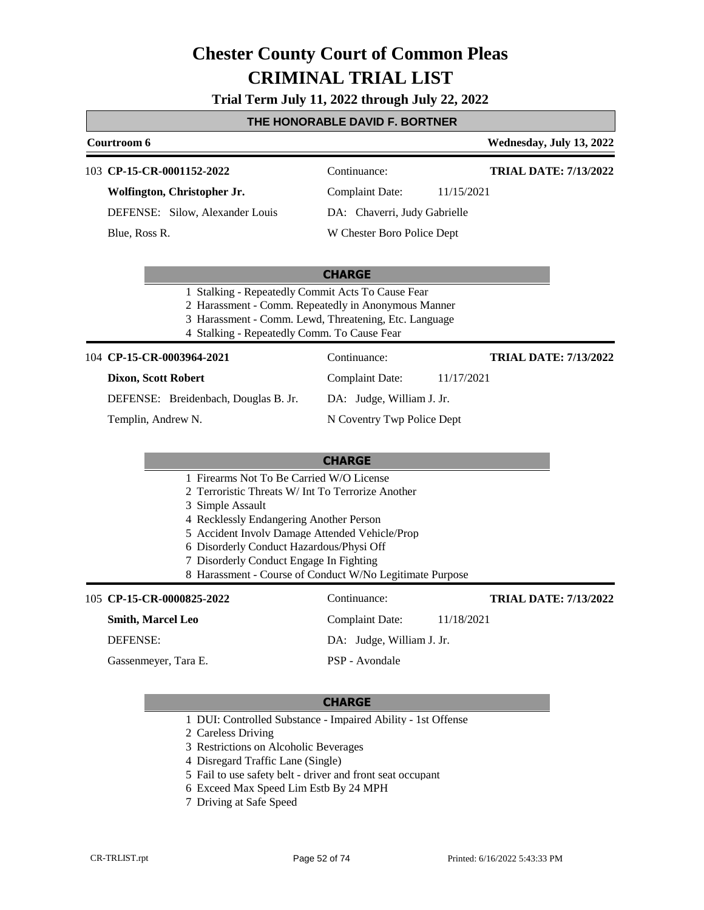# Chester County Court of Common Pleas
# CRIMINAL TRIAL LIST

**Trial Term July 11, 2022 through July 22, 2022**

**THE HONORABLE DAVID F. BORTNER**

**Courtroom 6** — **Wednesday, July 13, 2022**

---

103 **CP-15-CR-0001152-2022** — Continuance: — **TRIAL DATE: 7/13/2022**

**Wolfington, Christopher Jr.** — Complaint Date: 11/15/2021

DEFENSE: Silow, Alexander Louis — DA: Chaverri, Judy Gabrielle

Blue, Ross R. — W Chester Boro Police Dept

**CHARGE**

1 Stalking - Repeatedly Commit Acts To Cause Fear
2 Harassment - Comm. Repeatedly in Anonymous Manner
3 Harassment - Comm. Lewd, Threatening, Etc. Language
4 Stalking - Repeatedly Comm. To Cause Fear

---

104 **CP-15-CR-0003964-2021** — Continuance: — **TRIAL DATE: 7/13/2022**

**Dixon, Scott Robert** — Complaint Date: 11/17/2021

DEFENSE: Breidenbach, Douglas B. Jr. — DA: Judge, William J. Jr.

Templin, Andrew N. — N Coventry Twp Police Dept

**CHARGE**

1 Firearms Not To Be Carried W/O License
2 Terroristic Threats W/ Int To Terrorize Another
3 Simple Assault
4 Recklessly Endangering Another Person
5 Accident Involv Damage Attended Vehicle/Prop
6 Disorderly Conduct Hazardous/Physi Off
7 Disorderly Conduct Engage In Fighting
8 Harassment - Course of Conduct W/No Legitimate Purpose

---

105 **CP-15-CR-0000825-2022** — Continuance: — **TRIAL DATE: 7/13/2022**

**Smith, Marcel Leo** — Complaint Date: 11/18/2021

DEFENSE: — DA: Judge, William J. Jr.

Gassenmeyer, Tara E. — PSP - Avondale

**CHARGE**

1 DUI: Controlled Substance - Impaired Ability - 1st Offense
2 Careless Driving
3 Restrictions on Alcoholic Beverages
4 Disregard Traffic Lane (Single)
5 Fail to use safety belt - driver and front seat occupant
6 Exceed Max Speed Lim Estb By 24 MPH
7 Driving at Safe Speed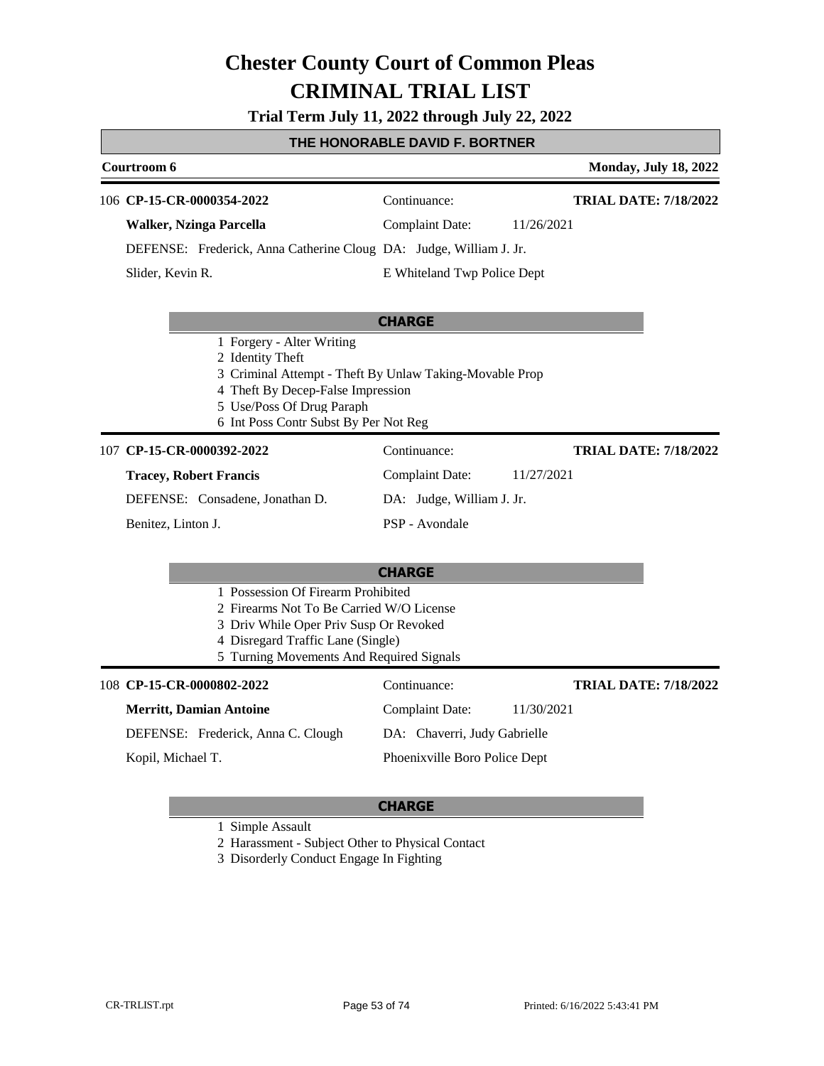# Chester County Court of Common Pleas
# CRIMINAL TRIAL LIST

**Trial Term July 11, 2022 through July 22, 2022**

## THE HONORABLE DAVID F. BORTNER

**Courtroom 6** — **Monday, July 18, 2022**

---

106 **CP-15-CR-0000354-2022** — Continuance: — **TRIAL DATE: 7/18/2022**

**Walker, Nzinga Parcella** — Complaint Date: 11/26/2021

DEFENSE: Frederick, Anna Catherine Cloug — DA: Judge, William J. Jr.

Slider, Kevin R. — E Whiteland Twp Police Dept

**CHARGE**

1 Forgery - Alter Writing
2 Identity Theft
3 Criminal Attempt - Theft By Unlaw Taking-Movable Prop
4 Theft By Decep-False Impression
5 Use/Poss Of Drug Paraph
6 Int Poss Contr Subst By Per Not Reg

---

107 **CP-15-CR-0000392-2022** — Continuance: — **TRIAL DATE: 7/18/2022**

**Tracey, Robert Francis** — Complaint Date: 11/27/2021

DEFENSE: Consadene, Jonathan D. — DA: Judge, William J. Jr.

Benitez, Linton J. — PSP - Avondale

**CHARGE**

1 Possession Of Firearm Prohibited
2 Firearms Not To Be Carried W/O License
3 Driv While Oper Priv Susp Or Revoked
4 Disregard Traffic Lane (Single)
5 Turning Movements And Required Signals

---

108 **CP-15-CR-0000802-2022** — Continuance: — **TRIAL DATE: 7/18/2022**

**Merritt, Damian Antoine** — Complaint Date: 11/30/2021

DEFENSE: Frederick, Anna C. Clough — DA: Chaverri, Judy Gabrielle

Kopil, Michael T. — Phoenixville Boro Police Dept

**CHARGE**

1 Simple Assault
2 Harassment - Subject Other to Physical Contact
3 Disorderly Conduct Engage In Fighting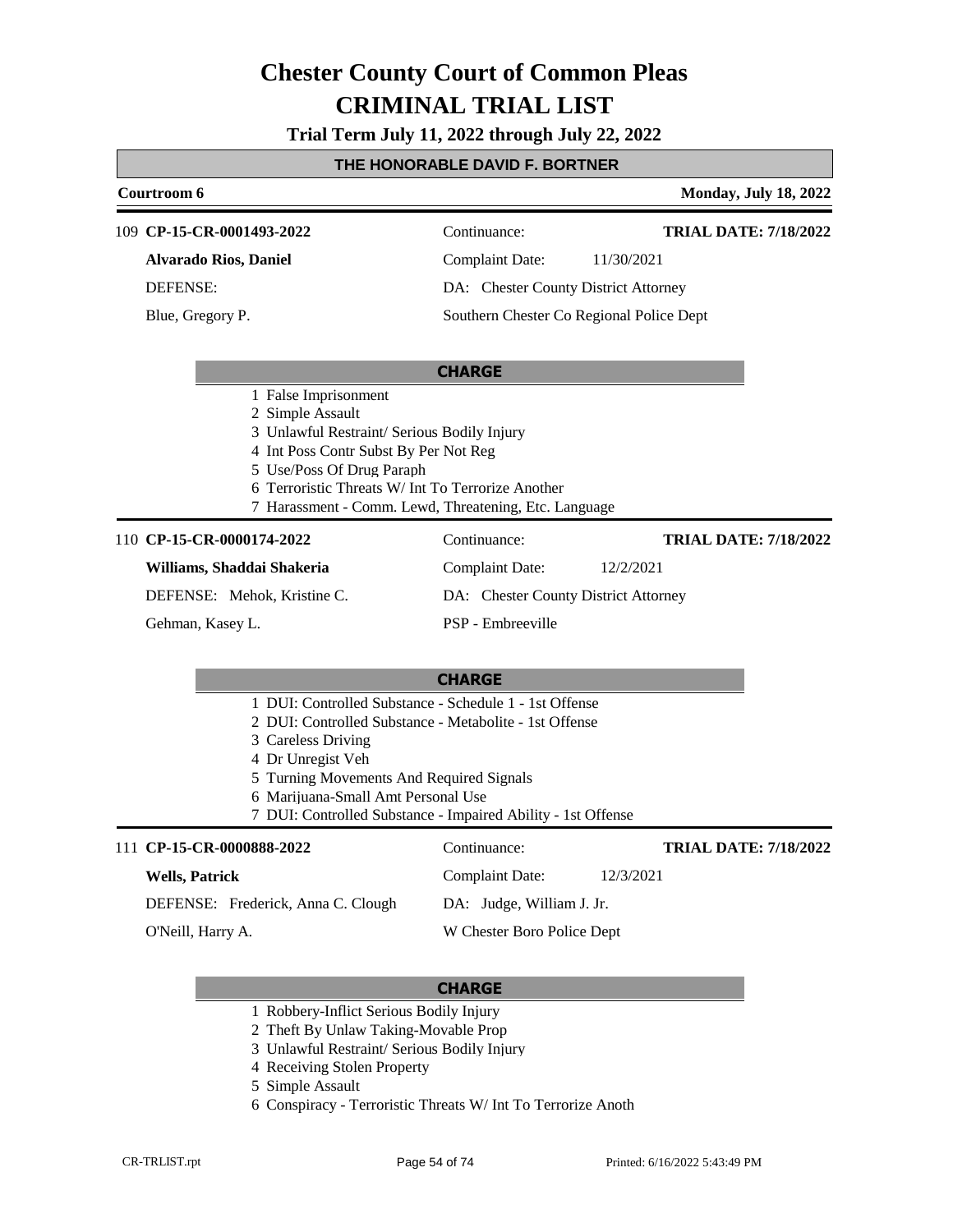# Chester County Court of Common Pleas
# CRIMINAL TRIAL LIST

**Trial Term July 11, 2022 through July 22, 2022**

### THE HONORABLE DAVID F. BORTNER

**Courtroom 6** — **Monday, July 18, 2022**

---

109 **CP-15-CR-0001493-2022** | Continuance: | **TRIAL DATE: 7/18/2022**

**Alvarado Rios, Daniel** | Complaint Date: 11/30/2021

DEFENSE: | DA: Chester County District Attorney

Blue, Gregory P. | Southern Chester Co Regional Police Dept

**CHARGE**

1. False Imprisonment
2. Simple Assault
3. Unlawful Restraint/ Serious Bodily Injury
4. Int Poss Contr Subst By Per Not Reg
5. Use/Poss Of Drug Paraph
6. Terroristic Threats W/ Int To Terrorize Another
7. Harassment - Comm. Lewd, Threatening, Etc. Language

---

110 **CP-15-CR-0000174-2022** | Continuance: | **TRIAL DATE: 7/18/2022**

**Williams, Shaddai Shakeria** | Complaint Date: 12/2/2021

DEFENSE: Mehok, Kristine C. | DA: Chester County District Attorney

Gehman, Kasey L. | PSP - Embreeville

**CHARGE**

1. DUI: Controlled Substance - Schedule 1 - 1st Offense
2. DUI: Controlled Substance - Metabolite - 1st Offense
3. Careless Driving
4. Dr Unregist Veh
5. Turning Movements And Required Signals
6. Marijuana-Small Amt Personal Use
7. DUI: Controlled Substance - Impaired Ability - 1st Offense

---

111 **CP-15-CR-0000888-2022** | Continuance: | **TRIAL DATE: 7/18/2022**

**Wells, Patrick** | Complaint Date: 12/3/2021

DEFENSE: Frederick, Anna C. Clough | DA: Judge, William J. Jr.

O'Neill, Harry A. | W Chester Boro Police Dept

**CHARGE**

1. Robbery-Inflict Serious Bodily Injury
2. Theft By Unlaw Taking-Movable Prop
3. Unlawful Restraint/ Serious Bodily Injury
4. Receiving Stolen Property
5. Simple Assault
6. Conspiracy - Terroristic Threats W/ Int To Terrorize Anoth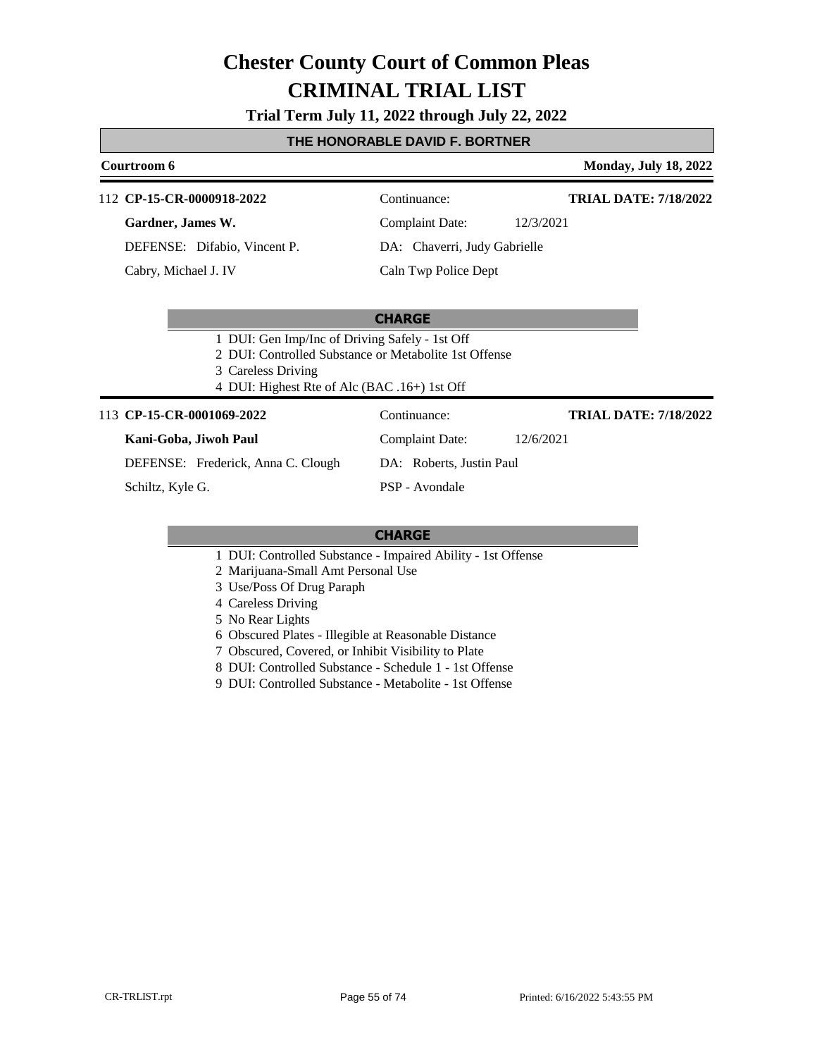# Chester County Court of Common Pleas
# CRIMINAL TRIAL LIST

**Trial Term July 11, 2022 through July 22, 2022**

**THE HONORABLE DAVID F. BORTNER**

**Courtroom 6** | **Monday, July 18, 2022**

---

112 **CP-15-CR-0000918-2022** | Continuance: | **TRIAL DATE: 7/18/2022**

**Gardner, James W.** | Complaint Date: 12/3/2021

DEFENSE: Difabio, Vincent P. | DA: Chaverri, Judy Gabrielle

Cabry, Michael J. IV | Caln Twp Police Dept

**CHARGE**

1. DUI: Gen Imp/Inc of Driving Safely - 1st Off
2. DUI: Controlled Substance or Metabolite 1st Offense
3. Careless Driving
4. DUI: Highest Rte of Alc (BAC .16+) 1st Off

---

113 **CP-15-CR-0001069-2022** | Continuance: | **TRIAL DATE: 7/18/2022**

**Kani-Goba, Jiwoh Paul** | Complaint Date: 12/6/2021

DEFENSE: Frederick, Anna C. Clough | DA: Roberts, Justin Paul

Schiltz, Kyle G. | PSP - Avondale

**CHARGE**

1. DUI: Controlled Substance - Impaired Ability - 1st Offense
2. Marijuana-Small Amt Personal Use
3. Use/Poss Of Drug Paraph
4. Careless Driving
5. No Rear Lights
6. Obscured Plates - Illegible at Reasonable Distance
7. Obscured, Covered, or Inhibit Visibility to Plate
8. DUI: Controlled Substance - Schedule 1 - 1st Offense
9. DUI: Controlled Substance - Metabolite - 1st Offense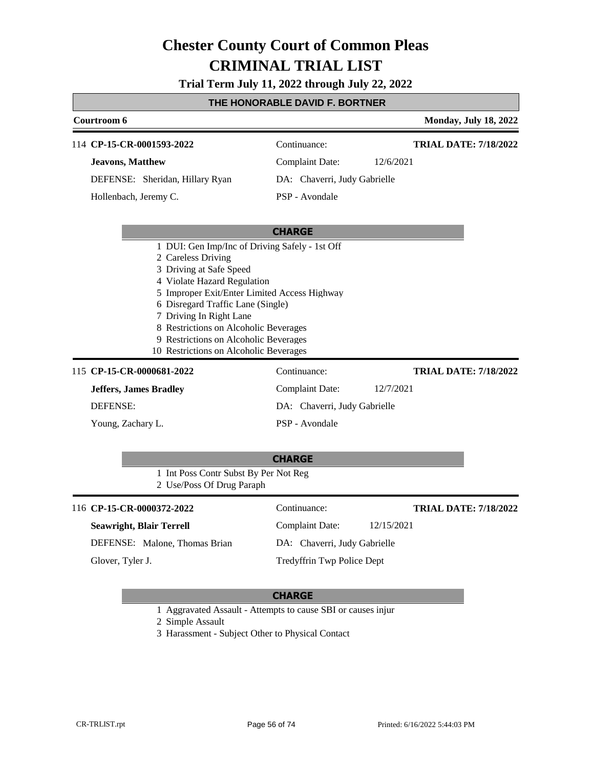# Chester County Court of Common Pleas
# CRIMINAL TRIAL LIST

**Trial Term July 11, 2022 through July 22, 2022**

**THE HONORABLE DAVID F. BORTNER**

**Courtroom 6** — **Monday, July 18, 2022**

---

114 **CP-15-CR-0001593-2022** | Continuance: | **TRIAL DATE: 7/18/2022**

**Jeavons, Matthew** | Complaint Date: 12/6/2021

DEFENSE: Sheridan, Hillary Ryan | DA: Chaverri, Judy Gabrielle

Hollenbach, Jeremy C. | PSP - Avondale

**CHARGE**

1. DUI: Gen Imp/Inc of Driving Safely - 1st Off
2. Careless Driving
3. Driving at Safe Speed
4. Violate Hazard Regulation
5. Improper Exit/Enter Limited Access Highway
6. Disregard Traffic Lane (Single)
7. Driving In Right Lane
8. Restrictions on Alcoholic Beverages
9. Restrictions on Alcoholic Beverages
10. Restrictions on Alcoholic Beverages

---

115 **CP-15-CR-0000681-2022** | Continuance: | **TRIAL DATE: 7/18/2022**

**Jeffers, James Bradley** | Complaint Date: 12/7/2021

DEFENSE: | DA: Chaverri, Judy Gabrielle

Young, Zachary L. | PSP - Avondale

**CHARGE**

1. Int Poss Contr Subst By Per Not Reg
2. Use/Poss Of Drug Paraph

---

116 **CP-15-CR-0000372-2022** | Continuance: | **TRIAL DATE: 7/18/2022**

**Seawright, Blair Terrell** | Complaint Date: 12/15/2021

DEFENSE: Malone, Thomas Brian | DA: Chaverri, Judy Gabrielle

Glover, Tyler J. | Tredyffrin Twp Police Dept

**CHARGE**

1. Aggravated Assault - Attempts to cause SBI or causes injur
2. Simple Assault
3. Harassment - Subject Other to Physical Contact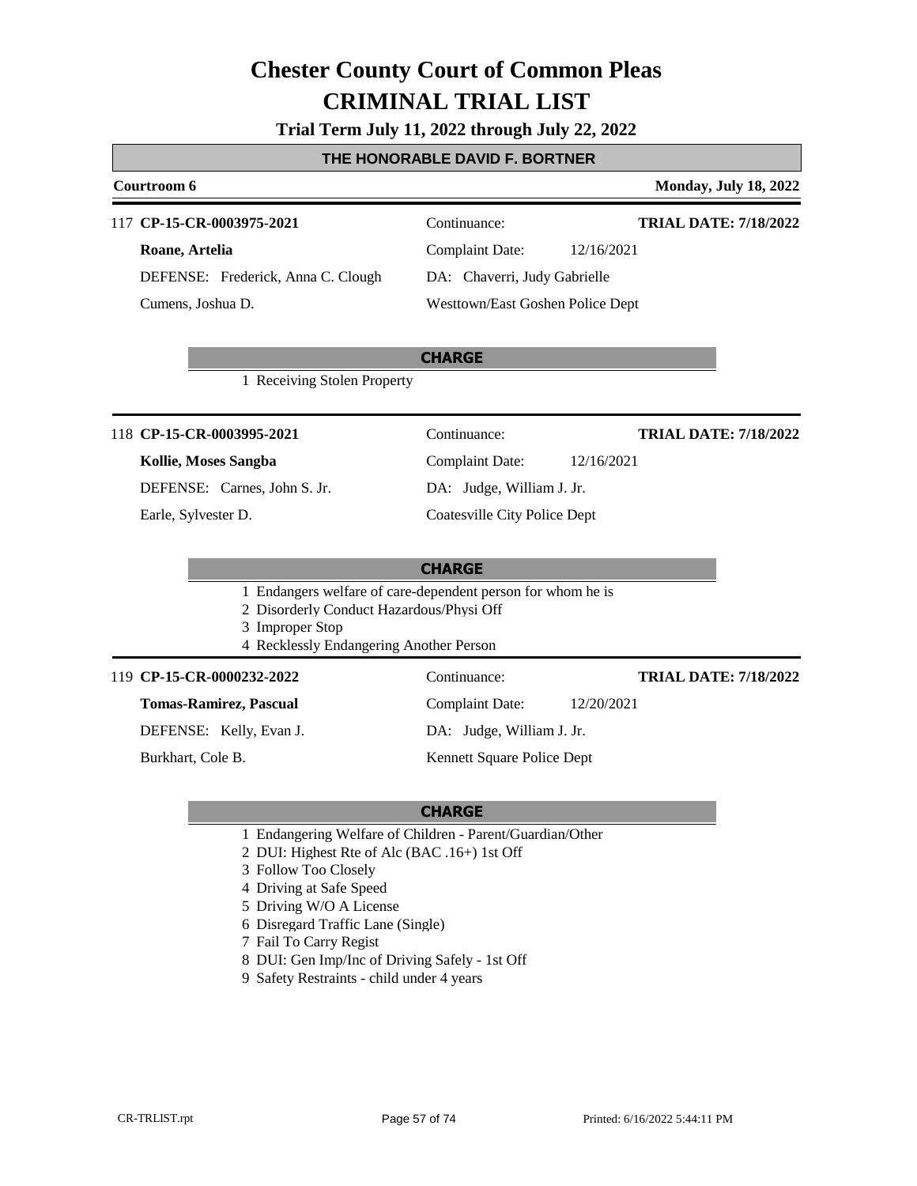# Chester County Court of Common Pleas
# CRIMINAL TRIAL LIST

**Trial Term July 11, 2022 through July 22, 2022**

**THE HONORABLE DAVID F. BORTNER**

**Courtroom 6** — **Monday, July 18, 2022**

---

117 **CP-15-CR-0003975-2021** — Continuance: — **TRIAL DATE: 7/18/2022**

**Roane, Artelia** — Complaint Date: 12/16/2021

DEFENSE: Frederick, Anna C. Clough — DA: Chaverri, Judy Gabrielle

Cumens, Joshua D. — Westtown/East Goshen Police Dept

**CHARGE**

1 Receiving Stolen Property

---

118 **CP-15-CR-0003995-2021** — Continuance: — **TRIAL DATE: 7/18/2022**

**Kollie, Moses Sangba** — Complaint Date: 12/16/2021

DEFENSE: Carnes, John S. Jr. — DA: Judge, William J. Jr.

Earle, Sylvester D. — Coatesville City Police Dept

**CHARGE**

1 Endangers welfare of care-dependent person for whom he is
2 Disorderly Conduct Hazardous/Physi Off
3 Improper Stop
4 Recklessly Endangering Another Person

---

119 **CP-15-CR-0000232-2022** — Continuance: — **TRIAL DATE: 7/18/2022**

**Tomas-Ramirez, Pascual** — Complaint Date: 12/20/2021

DEFENSE: Kelly, Evan J. — DA: Judge, William J. Jr.

Burkhart, Cole B. — Kennett Square Police Dept

**CHARGE**

1 Endangering Welfare of Children - Parent/Guardian/Other
2 DUI: Highest Rte of Alc (BAC .16+) 1st Off
3 Follow Too Closely
4 Driving at Safe Speed
5 Driving W/O A License
6 Disregard Traffic Lane (Single)
7 Fail To Carry Regist
8 DUI: Gen Imp/Inc of Driving Safely - 1st Off
9 Safety Restraints - child under 4 years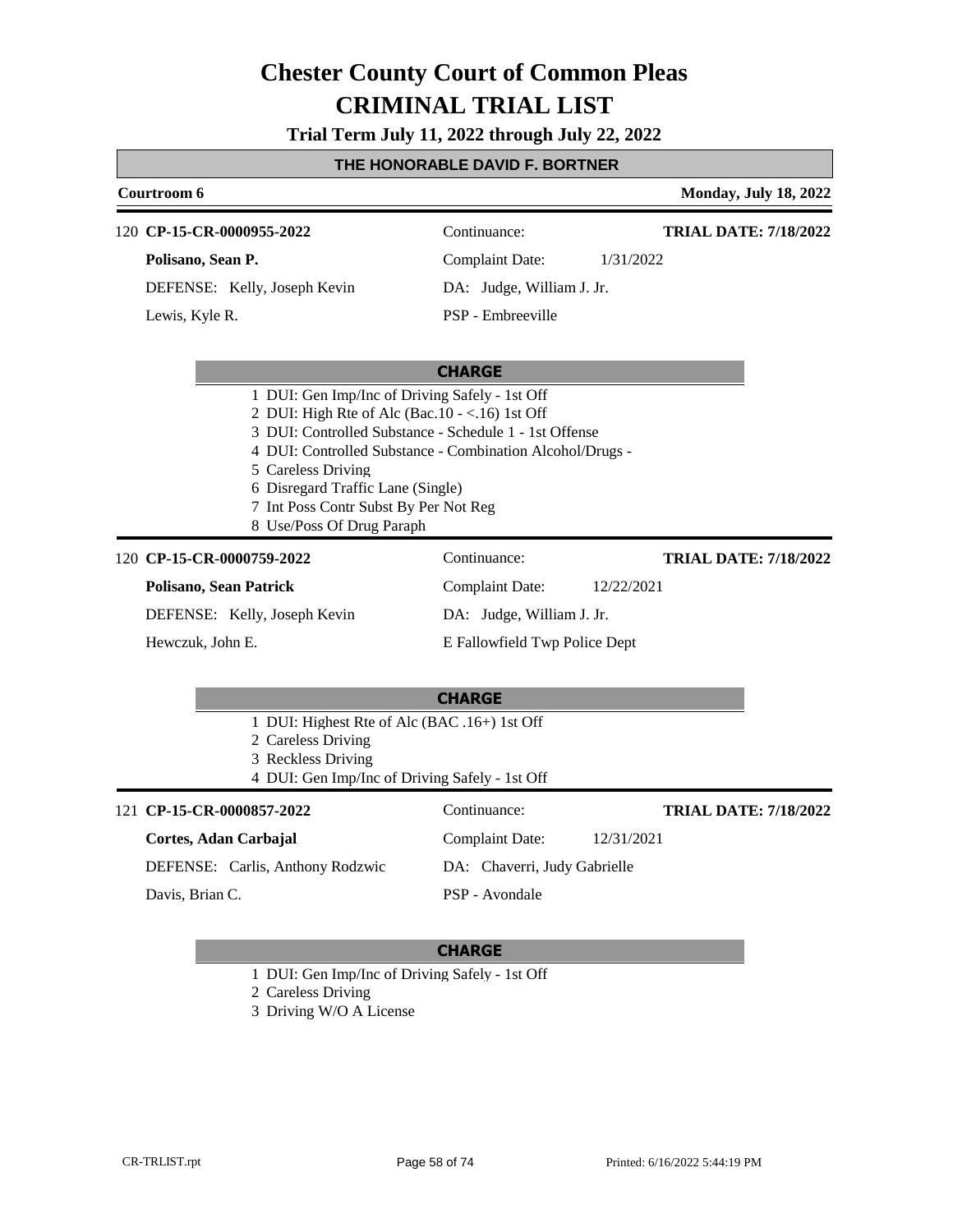# Chester County Court of Common Pleas

# CRIMINAL TRIAL LIST

**Trial Term July 11, 2022 through July 22, 2022**

**THE HONORABLE DAVID F. BORTNER**

**Courtroom 6** — **Monday, July 18, 2022**

---

120 **CP-15-CR-0000955-2022** — Continuance: — **TRIAL DATE: 7/18/2022**

**Polisano, Sean P.** — Complaint Date: 1/31/2022

DEFENSE: Kelly, Joseph Kevin — DA: Judge, William J. Jr.

Lewis, Kyle R. — PSP - Embreeville

**CHARGE**

1. DUI: Gen Imp/Inc of Driving Safely - 1st Off
2. DUI: High Rte of Alc (Bac.10 - <.16) 1st Off
3. DUI: Controlled Substance - Schedule 1 - 1st Offense
4. DUI: Controlled Substance - Combination Alcohol/Drugs -
5. Careless Driving
6. Disregard Traffic Lane (Single)
7. Int Poss Contr Subst By Per Not Reg
8. Use/Poss Of Drug Paraph

---

120 **CP-15-CR-0000759-2022** — Continuance: — **TRIAL DATE: 7/18/2022**

**Polisano, Sean Patrick** — Complaint Date: 12/22/2021

DEFENSE: Kelly, Joseph Kevin — DA: Judge, William J. Jr.

Hewczuk, John E. — E Fallowfield Twp Police Dept

**CHARGE**

1. DUI: Highest Rte of Alc (BAC .16+) 1st Off
2. Careless Driving
3. Reckless Driving
4. DUI: Gen Imp/Inc of Driving Safely - 1st Off

---

121 **CP-15-CR-0000857-2022** — Continuance: — **TRIAL DATE: 7/18/2022**

**Cortes, Adan Carbajal** — Complaint Date: 12/31/2021

DEFENSE: Carlis, Anthony Rodzwic — DA: Chaverri, Judy Gabrielle

Davis, Brian C. — PSP - Avondale

**CHARGE**

1. DUI: Gen Imp/Inc of Driving Safely - 1st Off
2. Careless Driving
3. Driving W/O A License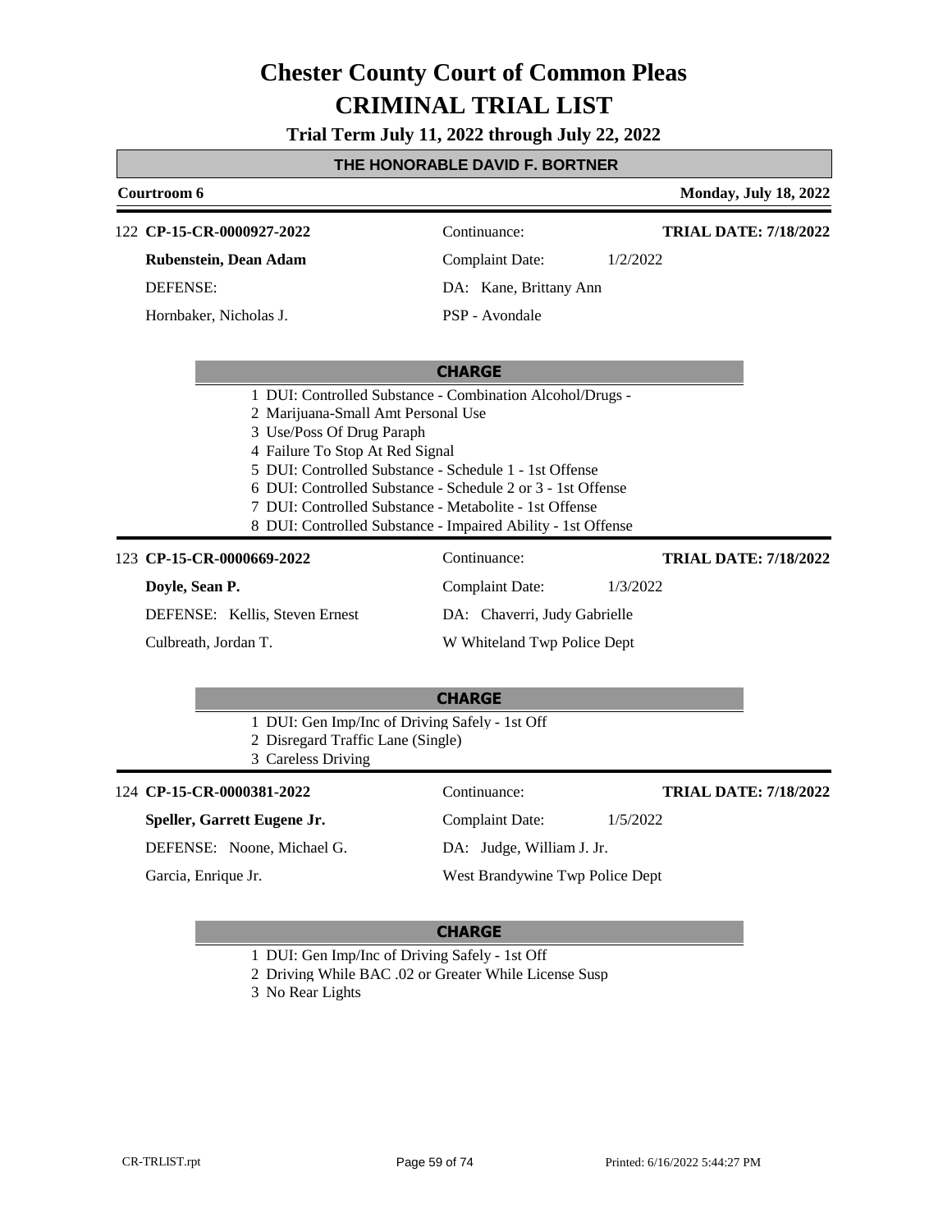# Chester County Court of Common Pleas
# CRIMINAL TRIAL LIST

**Trial Term July 11, 2022 through July 22, 2022**

**THE HONORABLE DAVID F. BORTNER**

**Courtroom 6** — **Monday, July 18, 2022**

---

122 **CP-15-CR-0000927-2022** — Continuance: — **TRIAL DATE: 7/18/2022**

**Rubenstein, Dean Adam** — Complaint Date: 1/2/2022

DEFENSE: — DA: Kane, Brittany Ann

Hornbaker, Nicholas J. — PSP - Avondale

**CHARGE**

1 DUI: Controlled Substance - Combination Alcohol/Drugs -
2 Marijuana-Small Amt Personal Use
3 Use/Poss Of Drug Paraph
4 Failure To Stop At Red Signal
5 DUI: Controlled Substance - Schedule 1 - 1st Offense
6 DUI: Controlled Substance - Schedule 2 or 3 - 1st Offense
7 DUI: Controlled Substance - Metabolite - 1st Offense
8 DUI: Controlled Substance - Impaired Ability - 1st Offense

---

123 **CP-15-CR-0000669-2022** — Continuance: — **TRIAL DATE: 7/18/2022**

**Doyle, Sean P.** — Complaint Date: 1/3/2022

DEFENSE: Kellis, Steven Ernest — DA: Chaverri, Judy Gabrielle

Culbreath, Jordan T. — W Whiteland Twp Police Dept

**CHARGE**

1 DUI: Gen Imp/Inc of Driving Safely - 1st Off
2 Disregard Traffic Lane (Single)
3 Careless Driving

---

124 **CP-15-CR-0000381-2022** — Continuance: — **TRIAL DATE: 7/18/2022**

**Speller, Garrett Eugene Jr.** — Complaint Date: 1/5/2022

DEFENSE: Noone, Michael G. — DA: Judge, William J. Jr.

Garcia, Enrique Jr. — West Brandywine Twp Police Dept

**CHARGE**

1 DUI: Gen Imp/Inc of Driving Safely - 1st Off
2 Driving While BAC .02 or Greater While License Susp
3 No Rear Lights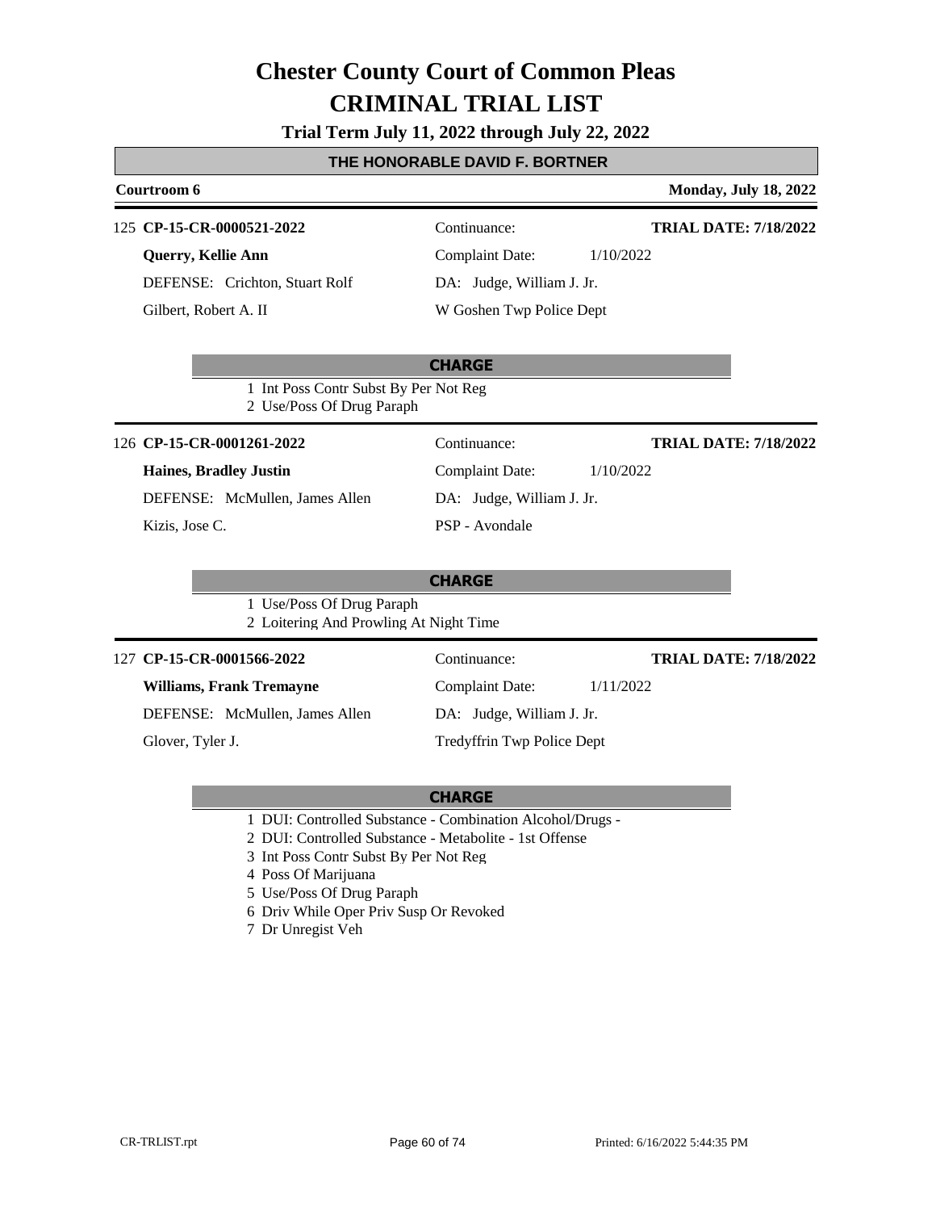# Chester County Court of Common Pleas

# CRIMINAL TRIAL LIST

**Trial Term July 11, 2022 through July 22, 2022**

**THE HONORABLE DAVID F. BORTNER**

**Courtroom 6** — **Monday, July 18, 2022**

---

125 **CP-15-CR-0000521-2022** | Continuance: | **TRIAL DATE: 7/18/2022**

**Querry, Kellie Ann** | Complaint Date: 1/10/2022

DEFENSE: Crichton, Stuart Rolf | DA: Judge, William J. Jr.

Gilbert, Robert A. II | W Goshen Twp Police Dept

**CHARGE**

1 Int Poss Contr Subst By Per Not Reg
2 Use/Poss Of Drug Paraph

---

126 **CP-15-CR-0001261-2022** | Continuance: | **TRIAL DATE: 7/18/2022**

**Haines, Bradley Justin** | Complaint Date: 1/10/2022

DEFENSE: McMullen, James Allen | DA: Judge, William J. Jr.

Kizis, Jose C. | PSP - Avondale

**CHARGE**

1 Use/Poss Of Drug Paraph
2 Loitering And Prowling At Night Time

---

127 **CP-15-CR-0001566-2022** | Continuance: | **TRIAL DATE: 7/18/2022**

**Williams, Frank Tremayne** | Complaint Date: 1/11/2022

DEFENSE: McMullen, James Allen | DA: Judge, William J. Jr.

Glover, Tyler J. | Tredyffrin Twp Police Dept

**CHARGE**

1 DUI: Controlled Substance - Combination Alcohol/Drugs -
2 DUI: Controlled Substance - Metabolite - 1st Offense
3 Int Poss Contr Subst By Per Not Reg
4 Poss Of Marijuana
5 Use/Poss Of Drug Paraph
6 Driv While Oper Priv Susp Or Revoked
7 Dr Unregist Veh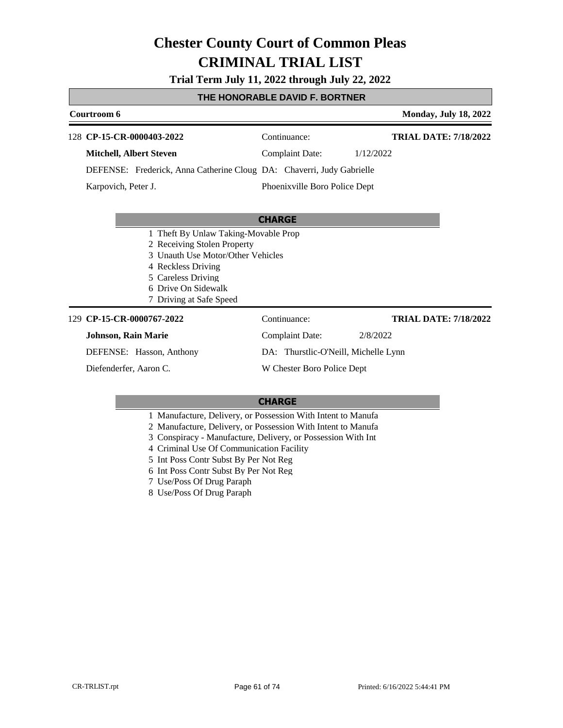# Chester County Court of Common Pleas

# CRIMINAL TRIAL LIST

**Trial Term July 11, 2022 through July 22, 2022**

## THE HONORABLE DAVID F. BORTNER

**Courtroom 6** — **Monday, July 18, 2022**

---

128 **CP-15-CR-0000403-2022** — Continuance: — **TRIAL DATE: 7/18/2022**

**Mitchell, Albert Steven** — Complaint Date: 1/12/2022

DEFENSE: Frederick, Anna Catherine Cloug — DA: Chaverri, Judy Gabrielle

Karpovich, Peter J. — Phoenixville Boro Police Dept

**CHARGE**

1 Theft By Unlaw Taking-Movable Prop
2 Receiving Stolen Property
3 Unauth Use Motor/Other Vehicles
4 Reckless Driving
5 Careless Driving
6 Drive On Sidewalk
7 Driving at Safe Speed

---

129 **CP-15-CR-0000767-2022** — Continuance: — **TRIAL DATE: 7/18/2022**

**Johnson, Rain Marie** — Complaint Date: 2/8/2022

DEFENSE: Hasson, Anthony — DA: Thurstlic-O'Neill, Michelle Lynn

Diefenderfer, Aaron C. — W Chester Boro Police Dept

**CHARGE**

1 Manufacture, Delivery, or Possession With Intent to Manufa
2 Manufacture, Delivery, or Possession With Intent to Manufa
3 Conspiracy - Manufacture, Delivery, or Possession With Int
4 Criminal Use Of Communication Facility
5 Int Poss Contr Subst By Per Not Reg
6 Int Poss Contr Subst By Per Not Reg
7 Use/Poss Of Drug Paraph
8 Use/Poss Of Drug Paraph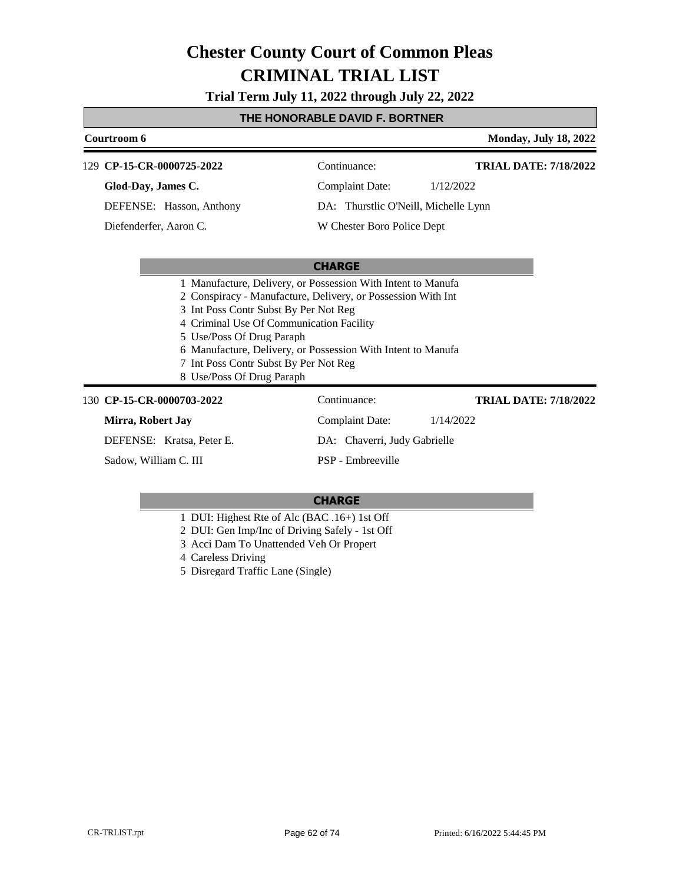# Chester County Court of Common Pleas

# CRIMINAL TRIAL LIST

**Trial Term July 11, 2022 through July 22, 2022**

## THE HONORABLE DAVID F. BORTNER

**Courtroom 6** — **Monday, July 18, 2022**

---

129 **CP-15-CR-0000725-2022**

**Glod-Day, James C.**

DEFENSE: Hasson, Anthony

Diefenderfer, Aaron C.

Continuance:

Complaint Date: 1/12/2022

DA: Thurstlic O'Neill, Michelle Lynn

W Chester Boro Police Dept

**TRIAL DATE: 7/18/2022**

### CHARGE

1 Manufacture, Delivery, or Possession With Intent to Manufa
2 Conspiracy - Manufacture, Delivery, or Possession With Int
3 Int Poss Contr Subst By Per Not Reg
4 Criminal Use Of Communication Facility
5 Use/Poss Of Drug Paraph
6 Manufacture, Delivery, or Possession With Intent to Manufa
7 Int Poss Contr Subst By Per Not Reg
8 Use/Poss Of Drug Paraph

---

130 **CP-15-CR-0000703-2022**

**Mirra, Robert Jay**

DEFENSE: Kratsa, Peter E.

Sadow, William C. III

Continuance:

Complaint Date: 1/14/2022

DA: Chaverri, Judy Gabrielle

PSP - Embreeville

**TRIAL DATE: 7/18/2022**

### CHARGE

1 DUI: Highest Rte of Alc (BAC .16+) 1st Off
2 DUI: Gen Imp/Inc of Driving Safely - 1st Off
3 Acci Dam To Unattended Veh Or Propert
4 Careless Driving
5 Disregard Traffic Lane (Single)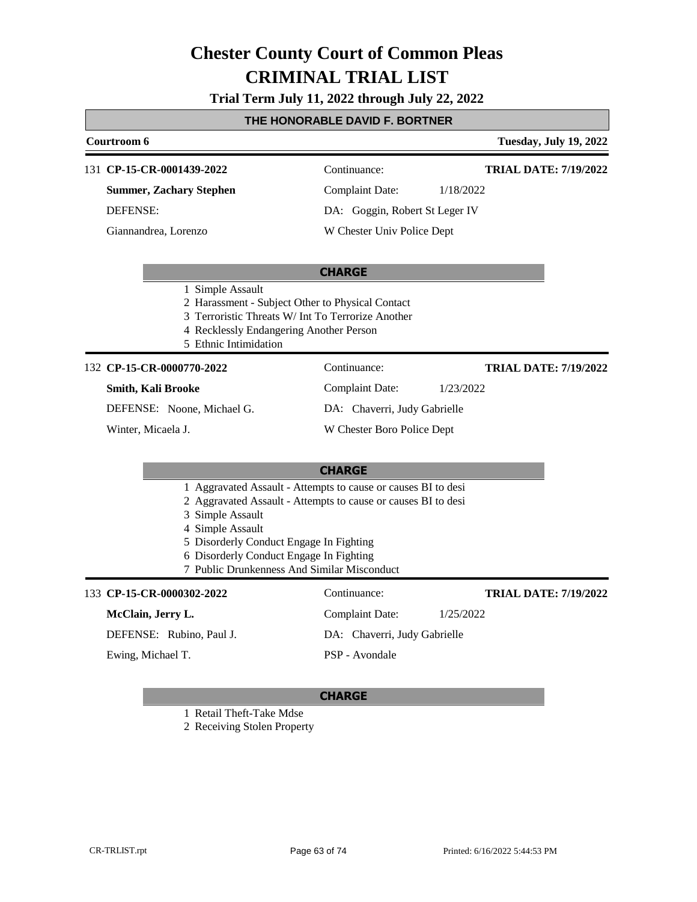# Chester County Court of Common Pleas
# CRIMINAL TRIAL LIST

**Trial Term July 11, 2022 through July 22, 2022**

## THE HONORABLE DAVID F. BORTNER

**Courtroom 6** — **Tuesday, July 19, 2022**

---

131 **CP-15-CR-0001439-2022**
Continuance:
**TRIAL DATE: 7/19/2022**

**Summer, Zachary Stephen**
Complaint Date: 1/18/2022

DEFENSE:
DA: Goggin, Robert St Leger IV

Giannandrea, Lorenzo
W Chester Univ Police Dept

**CHARGE**

1 Simple Assault
2 Harassment - Subject Other to Physical Contact
3 Terroristic Threats W/ Int To Terrorize Another
4 Recklessly Endangering Another Person
5 Ethnic Intimidation

---

132 **CP-15-CR-0000770-2022**
Continuance:
**TRIAL DATE: 7/19/2022**

**Smith, Kali Brooke**
Complaint Date: 1/23/2022

DEFENSE: Noone, Michael G.
DA: Chaverri, Judy Gabrielle

Winter, Micaela J.
W Chester Boro Police Dept

**CHARGE**

1 Aggravated Assault - Attempts to cause or causes BI to desi
2 Aggravated Assault - Attempts to cause or causes BI to desi
3 Simple Assault
4 Simple Assault
5 Disorderly Conduct Engage In Fighting
6 Disorderly Conduct Engage In Fighting
7 Public Drunkenness And Similar Misconduct

---

133 **CP-15-CR-0000302-2022**
Continuance:
**TRIAL DATE: 7/19/2022**

**McClain, Jerry L.**
Complaint Date: 1/25/2022

DEFENSE: Rubino, Paul J.
DA: Chaverri, Judy Gabrielle

Ewing, Michael T.
PSP - Avondale

**CHARGE**

1 Retail Theft-Take Mdse
2 Receiving Stolen Property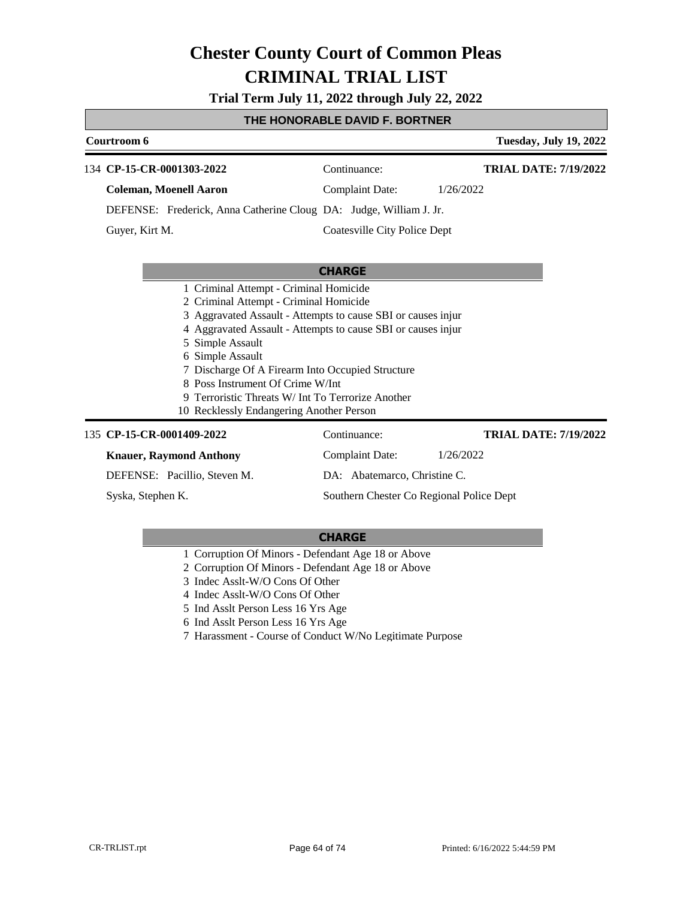# Chester County Court of Common Pleas
# CRIMINAL TRIAL LIST

**Trial Term July 11, 2022 through July 22, 2022**

## THE HONORABLE DAVID F. BORTNER

**Courtroom 6** — **Tuesday, July 19, 2022**

---

134 **CP-15-CR-0001303-2022** — Continuance: — **TRIAL DATE: 7/19/2022**

**Coleman, Moenell Aaron** — Complaint Date: 1/26/2022

DEFENSE: Frederick, Anna Catherine Cloug DA: Judge, William J. Jr.

Guyer, Kirt M. — Coatesville City Police Dept

**CHARGE**

1. Criminal Attempt - Criminal Homicide
2. Criminal Attempt - Criminal Homicide
3. Aggravated Assault - Attempts to cause SBI or causes injur
4. Aggravated Assault - Attempts to cause SBI or causes injur
5. Simple Assault
6. Simple Assault
7. Discharge Of A Firearm Into Occupied Structure
8. Poss Instrument Of Crime W/Int
9. Terroristic Threats W/ Int To Terrorize Another
10. Recklessly Endangering Another Person

---

135 **CP-15-CR-0001409-2022** — Continuance: — **TRIAL DATE: 7/19/2022**

**Knauer, Raymond Anthony** — Complaint Date: 1/26/2022

DEFENSE: Pacillio, Steven M. — DA: Abatemarco, Christine C.

Syska, Stephen K. — Southern Chester Co Regional Police Dept

**CHARGE**

1. Corruption Of Minors - Defendant Age 18 or Above
2. Corruption Of Minors - Defendant Age 18 or Above
3. Indec Asslt-W/O Cons Of Other
4. Indec Asslt-W/O Cons Of Other
5. Ind Asslt Person Less 16 Yrs Age
6. Ind Asslt Person Less 16 Yrs Age
7. Harassment - Course of Conduct W/No Legitimate Purpose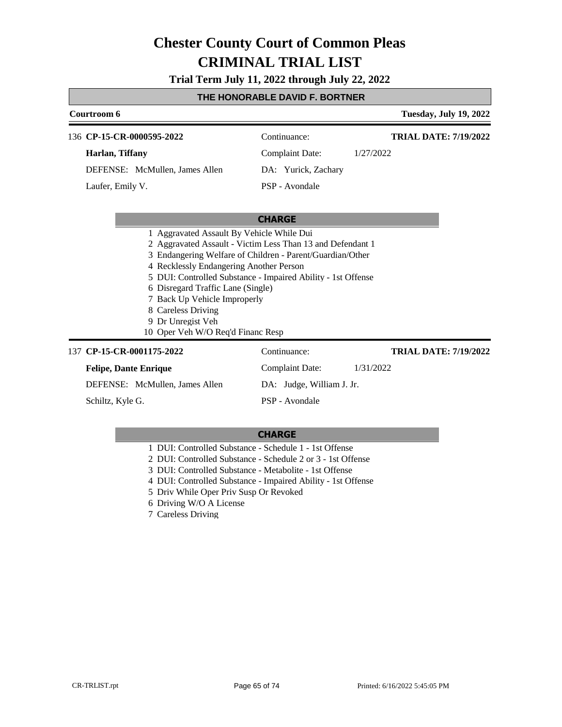# Chester County Court of Common Pleas

# CRIMINAL TRIAL LIST

**Trial Term July 11, 2022 through July 22, 2022**

**THE HONORABLE DAVID F. BORTNER**

**Courtroom 6** — **Tuesday, July 19, 2022**

136 **CP-15-CR-0000595-2022** — Continuance: — **TRIAL DATE: 7/19/2022**

**Harlan, Tiffany** — Complaint Date: 1/27/2022

DEFENSE: McMullen, James Allen — DA: Yurick, Zachary

Laufer, Emily V. — PSP - Avondale

**CHARGE**

1 Aggravated Assault By Vehicle While Dui
2 Aggravated Assault - Victim Less Than 13 and Defendant 1
3 Endangering Welfare of Children - Parent/Guardian/Other
4 Recklessly Endangering Another Person
5 DUI: Controlled Substance - Impaired Ability - 1st Offense
6 Disregard Traffic Lane (Single)
7 Back Up Vehicle Improperly
8 Careless Driving
9 Dr Unregist Veh
10 Oper Veh W/O Req'd Financ Resp

137 **CP-15-CR-0001175-2022** — Continuance: — **TRIAL DATE: 7/19/2022**

**Felipe, Dante Enrique** — Complaint Date: 1/31/2022

DEFENSE: McMullen, James Allen — DA: Judge, William J. Jr.

Schiltz, Kyle G. — PSP - Avondale

**CHARGE**

1 DUI: Controlled Substance - Schedule 1 - 1st Offense
2 DUI: Controlled Substance - Schedule 2 or 3 - 1st Offense
3 DUI: Controlled Substance - Metabolite - 1st Offense
4 DUI: Controlled Substance - Impaired Ability - 1st Offense
5 Driv While Oper Priv Susp Or Revoked
6 Driving W/O A License
7 Careless Driving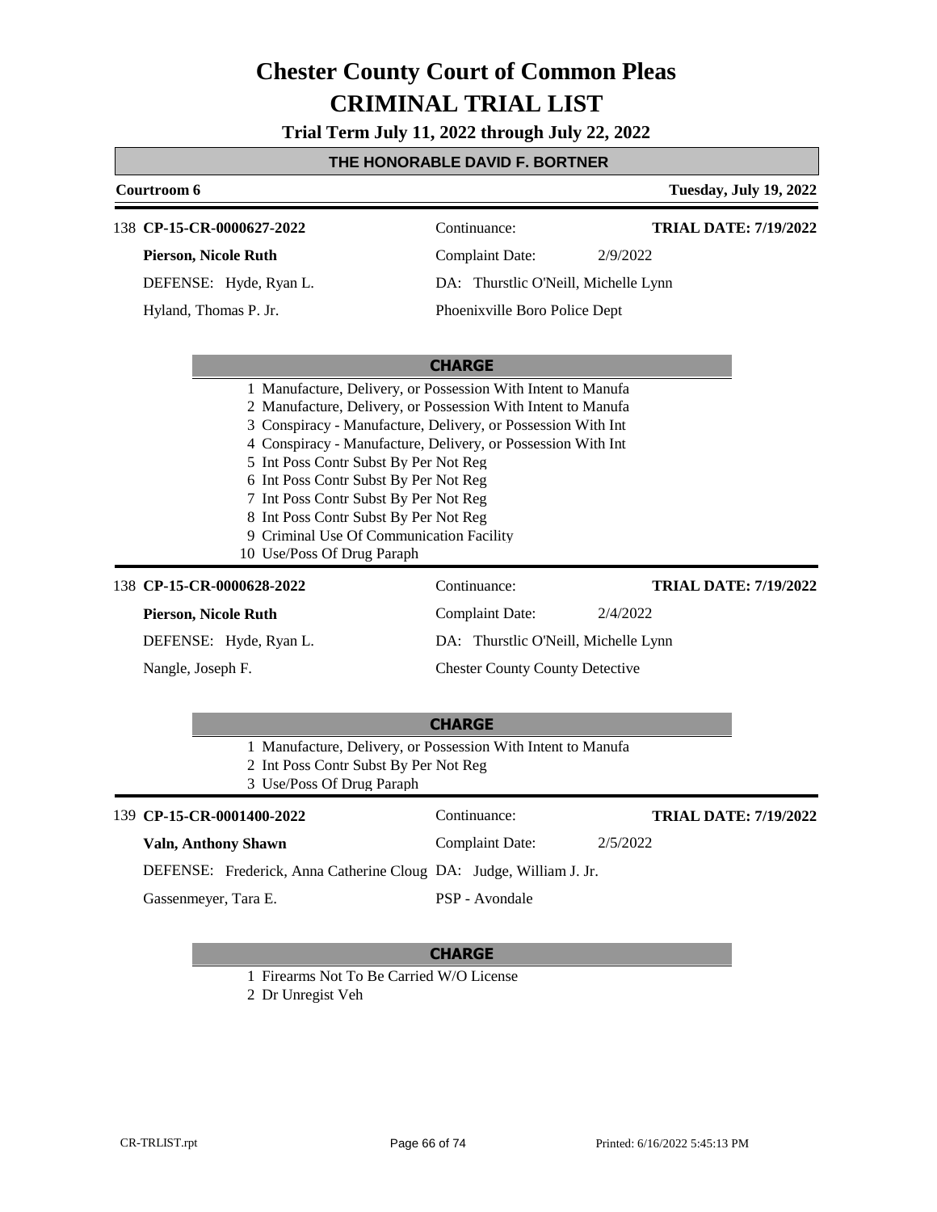# Chester County Court of Common Pleas

# CRIMINAL TRIAL LIST

**Trial Term July 11, 2022 through July 22, 2022**

## THE HONORABLE DAVID F. BORTNER

**Courtroom 6** — **Tuesday, July 19, 2022**

---

138 **CP-15-CR-0000627-2022**
Continuance:
**TRIAL DATE: 7/19/2022**

**Pierson, Nicole Ruth**
Complaint Date: 2/9/2022

DEFENSE: Hyde, Ryan L.
DA: Thurstlic O'Neill, Michelle Lynn

Hyland, Thomas P. Jr.
Phoenixville Boro Police Dept

**CHARGE**

1 Manufacture, Delivery, or Possession With Intent to Manufa
2 Manufacture, Delivery, or Possession With Intent to Manufa
3 Conspiracy - Manufacture, Delivery, or Possession With Int
4 Conspiracy - Manufacture, Delivery, or Possession With Int
5 Int Poss Contr Subst By Per Not Reg
6 Int Poss Contr Subst By Per Not Reg
7 Int Poss Contr Subst By Per Not Reg
8 Int Poss Contr Subst By Per Not Reg
9 Criminal Use Of Communication Facility
10 Use/Poss Of Drug Paraph

---

138 **CP-15-CR-0000628-2022**
Continuance:
**TRIAL DATE: 7/19/2022**

**Pierson, Nicole Ruth**
Complaint Date: 2/4/2022

DEFENSE: Hyde, Ryan L.
DA: Thurstlic O'Neill, Michelle Lynn

Nangle, Joseph F.
Chester County County Detective

**CHARGE**

1 Manufacture, Delivery, or Possession With Intent to Manufa
2 Int Poss Contr Subst By Per Not Reg
3 Use/Poss Of Drug Paraph

---

139 **CP-15-CR-0001400-2022**
Continuance:
**TRIAL DATE: 7/19/2022**

**Valn, Anthony Shawn**
Complaint Date: 2/5/2022

DEFENSE: Frederick, Anna Catherine Cloug
DA: Judge, William J. Jr.

Gassenmeyer, Tara E.
PSP - Avondale

**CHARGE**

1 Firearms Not To Be Carried W/O License
2 Dr Unregist Veh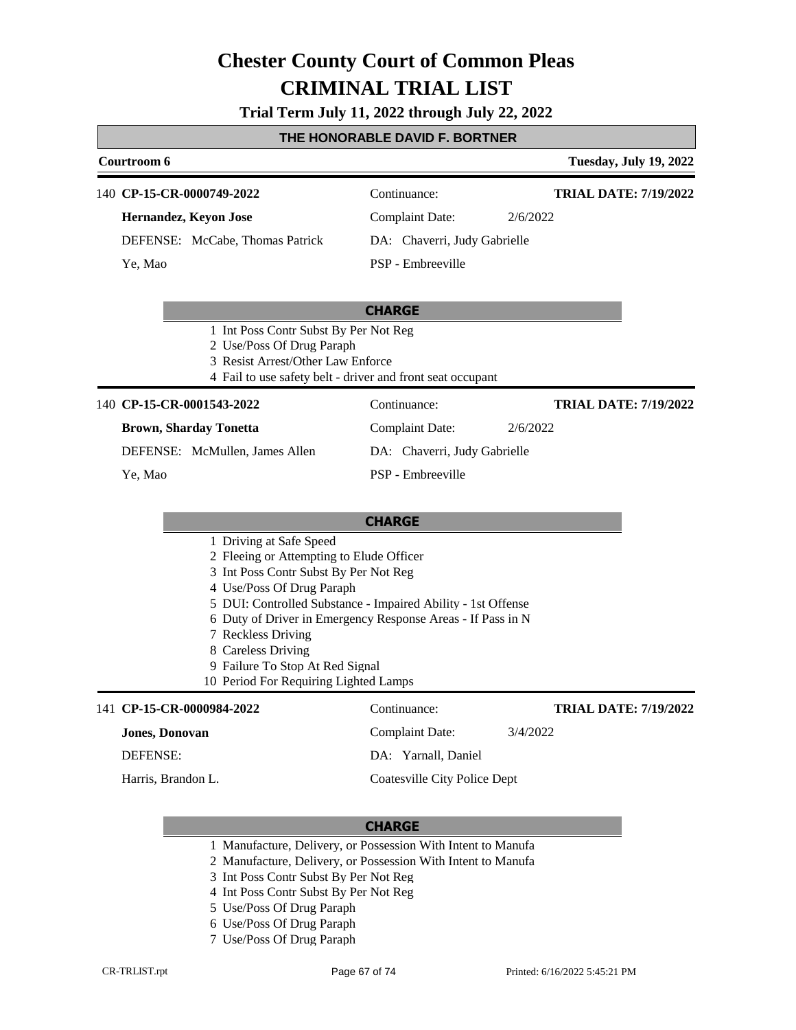# Chester County Court of Common Pleas
# CRIMINAL TRIAL LIST

**Trial Term July 11, 2022 through July 22, 2022**

## THE HONORABLE DAVID F. BORTNER

**Courtroom 6** — **Tuesday, July 19, 2022**

---

140 **CP-15-CR-0000749-2022** — Continuance: — **TRIAL DATE: 7/19/2022**

**Hernandez, Keyon Jose** — Complaint Date: 2/6/2022

DEFENSE: McCabe, Thomas Patrick — DA: Chaverri, Judy Gabrielle

Ye, Mao — PSP - Embreeville

**CHARGE**

1 Int Poss Contr Subst By Per Not Reg
2 Use/Poss Of Drug Paraph
3 Resist Arrest/Other Law Enforce
4 Fail to use safety belt - driver and front seat occupant

---

140 **CP-15-CR-0001543-2022** — Continuance: — **TRIAL DATE: 7/19/2022**

**Brown, Sharday Tonetta** — Complaint Date: 2/6/2022

DEFENSE: McMullen, James Allen — DA: Chaverri, Judy Gabrielle

Ye, Mao — PSP - Embreeville

**CHARGE**

1 Driving at Safe Speed
2 Fleeing or Attempting to Elude Officer
3 Int Poss Contr Subst By Per Not Reg
4 Use/Poss Of Drug Paraph
5 DUI: Controlled Substance - Impaired Ability - 1st Offense
6 Duty of Driver in Emergency Response Areas - If Pass in N
7 Reckless Driving
8 Careless Driving
9 Failure To Stop At Red Signal
10 Period For Requiring Lighted Lamps

---

141 **CP-15-CR-0000984-2022** — Continuance: — **TRIAL DATE: 7/19/2022**

**Jones, Donovan** — Complaint Date: 3/4/2022

DEFENSE: — DA: Yarnall, Daniel

Harris, Brandon L. — Coatesville City Police Dept

**CHARGE**

1 Manufacture, Delivery, or Possession With Intent to Manufa
2 Manufacture, Delivery, or Possession With Intent to Manufa
3 Int Poss Contr Subst By Per Not Reg
4 Int Poss Contr Subst By Per Not Reg
5 Use/Poss Of Drug Paraph
6 Use/Poss Of Drug Paraph
7 Use/Poss Of Drug Paraph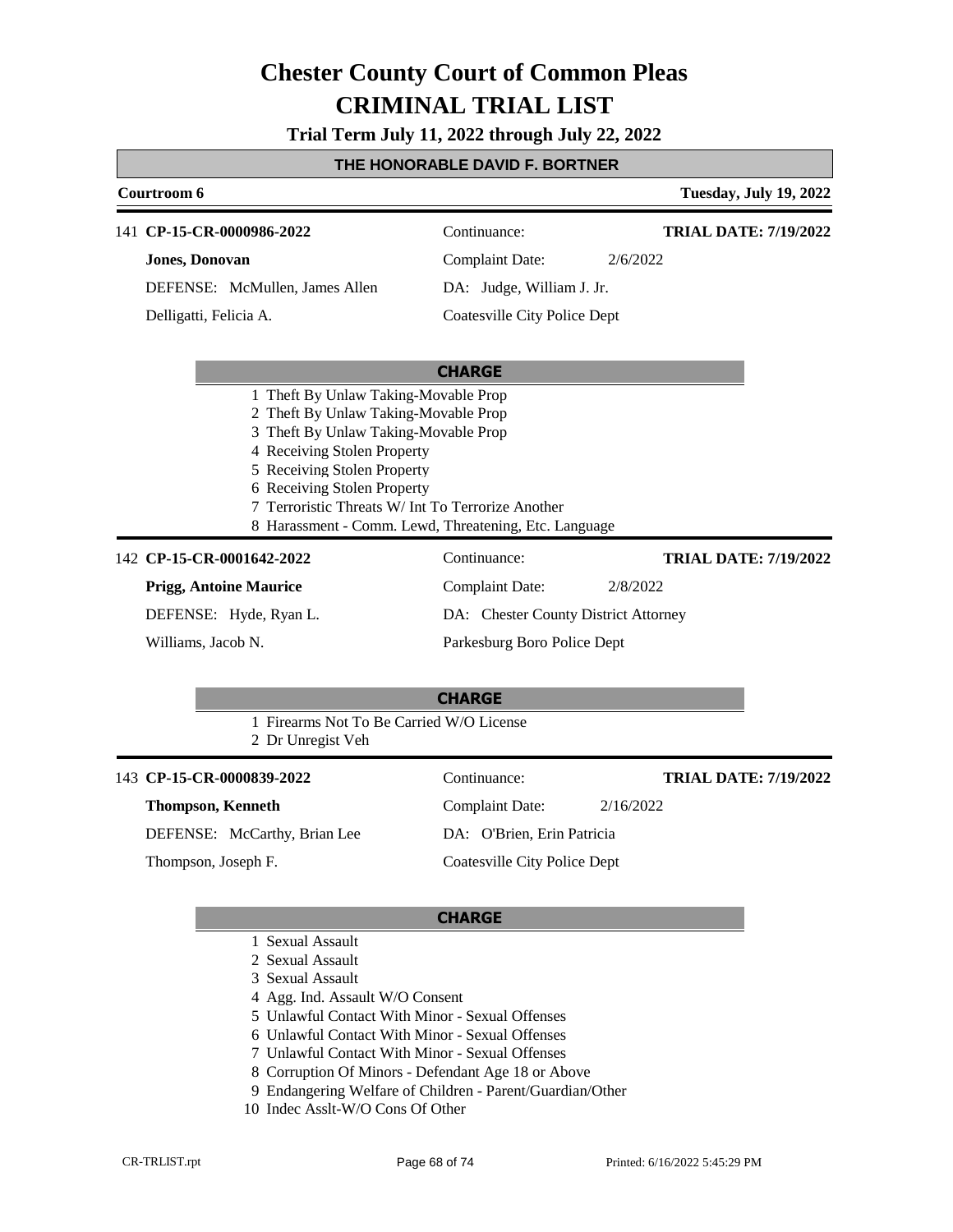# Chester County Court of Common Pleas
# CRIMINAL TRIAL LIST

**Trial Term July 11, 2022 through July 22, 2022**

**THE HONORABLE DAVID F. BORTNER**

**Courtroom 6** — **Tuesday, July 19, 2022**

---

141 **CP-15-CR-0000986-2022**
Continuance:
**TRIAL DATE: 7/19/2022**

**Jones, Donovan**
Complaint Date: 2/6/2022

DEFENSE: McMullen, James Allen
DA: Judge, William J. Jr.

Delligatti, Felicia A.
Coatesville City Police Dept

**CHARGE**

1 Theft By Unlaw Taking-Movable Prop
2 Theft By Unlaw Taking-Movable Prop
3 Theft By Unlaw Taking-Movable Prop
4 Receiving Stolen Property
5 Receiving Stolen Property
6 Receiving Stolen Property
7 Terroristic Threats W/ Int To Terrorize Another
8 Harassment - Comm. Lewd, Threatening, Etc. Language

---

142 **CP-15-CR-0001642-2022**
Continuance:
**TRIAL DATE: 7/19/2022**

**Prigg, Antoine Maurice**
Complaint Date: 2/8/2022

DEFENSE: Hyde, Ryan L.
DA: Chester County District Attorney

Williams, Jacob N.
Parkesburg Boro Police Dept

**CHARGE**

1 Firearms Not To Be Carried W/O License
2 Dr Unregist Veh

---

143 **CP-15-CR-0000839-2022**
Continuance:
**TRIAL DATE: 7/19/2022**

**Thompson, Kenneth**
Complaint Date: 2/16/2022

DEFENSE: McCarthy, Brian Lee
DA: O'Brien, Erin Patricia

Thompson, Joseph F.
Coatesville City Police Dept

**CHARGE**

1 Sexual Assault
2 Sexual Assault
3 Sexual Assault
4 Agg. Ind. Assault W/O Consent
5 Unlawful Contact With Minor - Sexual Offenses
6 Unlawful Contact With Minor - Sexual Offenses
7 Unlawful Contact With Minor - Sexual Offenses
8 Corruption Of Minors - Defendant Age 18 or Above
9 Endangering Welfare of Children - Parent/Guardian/Other
10 Indec Asslt-W/O Cons Of Other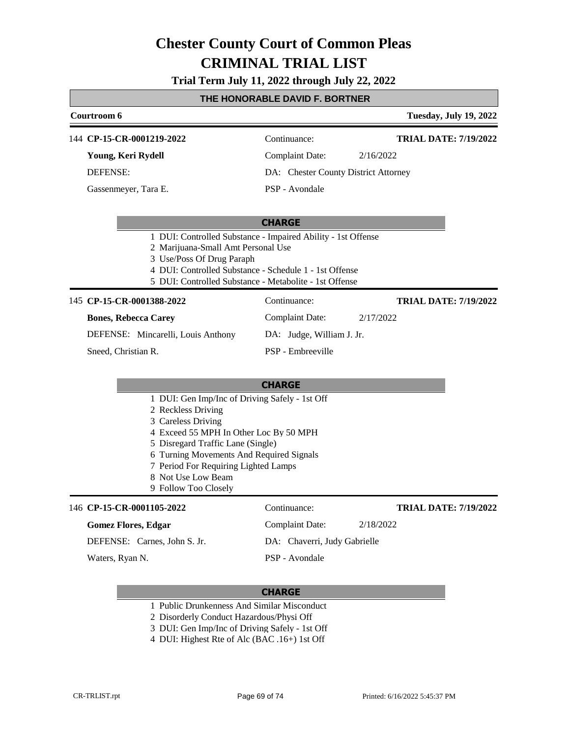# Chester County Court of Common Pleas
# CRIMINAL TRIAL LIST

**Trial Term July 11, 2022 through July 22, 2022**

**THE HONORABLE DAVID F. BORTNER**

**Courtroom 6** — **Tuesday, July 19, 2022**

---

144 **CP-15-CR-0001219-2022**

| | | |
|---|---|---|
| **Young, Keri Rydell** | Continuance: | **TRIAL DATE: 7/19/2022** |
| DEFENSE: | Complaint Date: 2/16/2022 | |
| Gassenmeyer, Tara E. | DA: Chester County District Attorney | |
| | PSP - Avondale | |

**CHARGE**

1 DUI: Controlled Substance - Impaired Ability - 1st Offense
2 Marijuana-Small Amt Personal Use
3 Use/Poss Of Drug Paraph
4 DUI: Controlled Substance - Schedule 1 - 1st Offense
5 DUI: Controlled Substance - Metabolite - 1st Offense

---

145 **CP-15-CR-0001388-2022**

| | | |
|---|---|---|
| **Bones, Rebecca Carey** | Continuance: | **TRIAL DATE: 7/19/2022** |
| DEFENSE: Mincarelli, Louis Anthony | Complaint Date: 2/17/2022 | |
| Sneed, Christian R. | DA: Judge, William J. Jr. | |
| | PSP - Embreeville | |

**CHARGE**

1 DUI: Gen Imp/Inc of Driving Safely - 1st Off
2 Reckless Driving
3 Careless Driving
4 Exceed 55 MPH In Other Loc By 50 MPH
5 Disregard Traffic Lane (Single)
6 Turning Movements And Required Signals
7 Period For Requiring Lighted Lamps
8 Not Use Low Beam
9 Follow Too Closely

---

146 **CP-15-CR-0001105-2022**

| | | |
|---|---|---|
| **Gomez Flores, Edgar** | Continuance: | **TRIAL DATE: 7/19/2022** |
| DEFENSE: Carnes, John S. Jr. | Complaint Date: 2/18/2022 | |
| Waters, Ryan N. | DA: Chaverri, Judy Gabrielle | |
| | PSP - Avondale | |

**CHARGE**

1 Public Drunkenness And Similar Misconduct
2 Disorderly Conduct Hazardous/Physi Off
3 DUI: Gen Imp/Inc of Driving Safely - 1st Off
4 DUI: Highest Rte of Alc (BAC .16+) 1st Off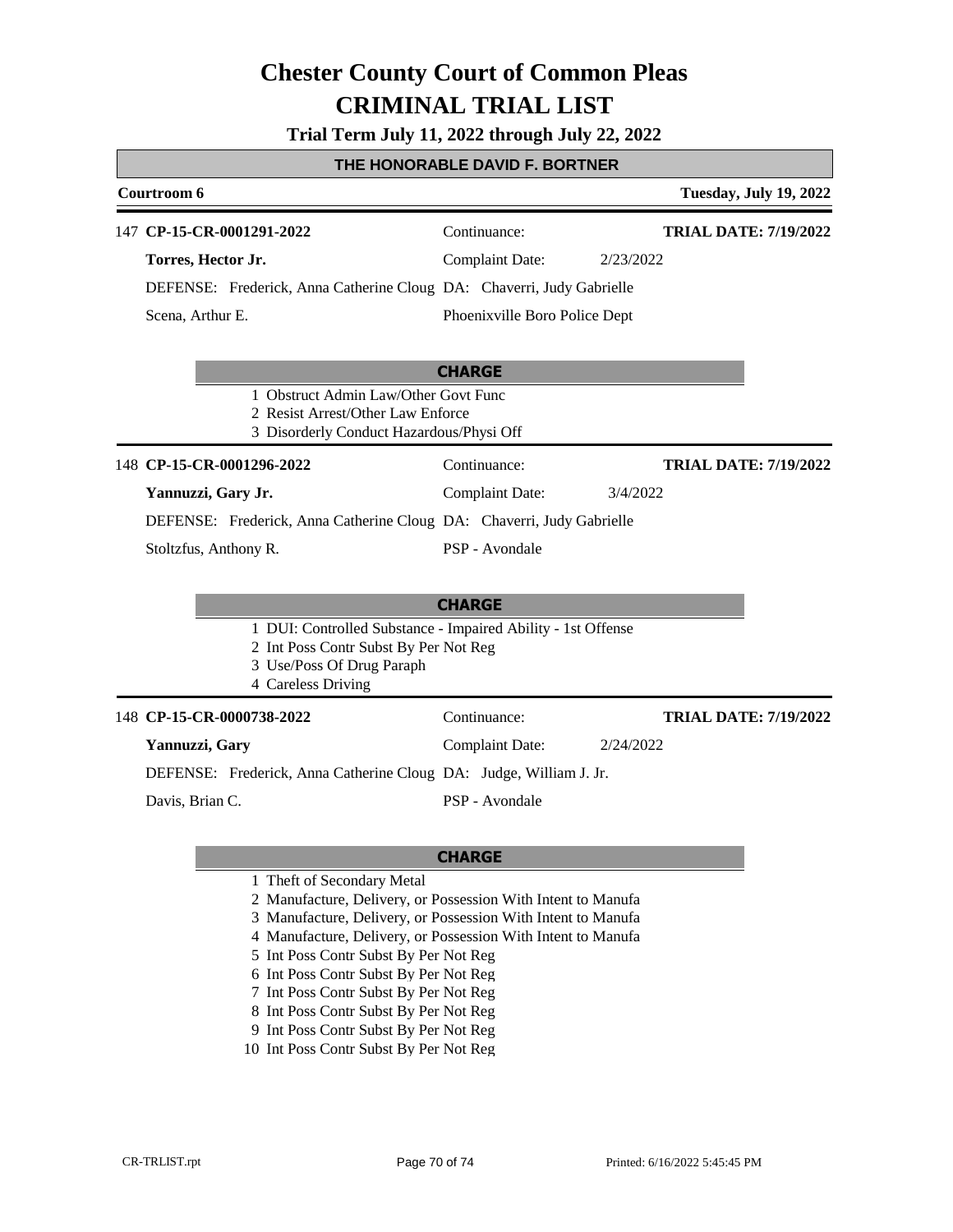# Chester County Court of Common Pleas

# CRIMINAL TRIAL LIST

**Trial Term July 11, 2022 through July 22, 2022**

## THE HONORABLE DAVID F. BORTNER

**Courtroom 6** — **Tuesday, July 19, 2022**

---

147 **CP-15-CR-0001291-2022** — Continuance: — **TRIAL DATE: 7/19/2022**

**Torres, Hector Jr.** — Complaint Date: 2/23/2022

DEFENSE: Frederick, Anna Catherine Cloug DA: Chaverri, Judy Gabrielle

Scena, Arthur E. — Phoenixville Boro Police Dept

**CHARGE**

1 Obstruct Admin Law/Other Govt Func
2 Resist Arrest/Other Law Enforce
3 Disorderly Conduct Hazardous/Physi Off

---

148 **CP-15-CR-0001296-2022** — Continuance: — **TRIAL DATE: 7/19/2022**

**Yannuzzi, Gary Jr.** — Complaint Date: 3/4/2022

DEFENSE: Frederick, Anna Catherine Cloug DA: Chaverri, Judy Gabrielle

Stoltzfus, Anthony R. — PSP - Avondale

**CHARGE**

1 DUI: Controlled Substance - Impaired Ability - 1st Offense
2 Int Poss Contr Subst By Per Not Reg
3 Use/Poss Of Drug Paraph
4 Careless Driving

---

148 **CP-15-CR-0000738-2022** — Continuance: — **TRIAL DATE: 7/19/2022**

**Yannuzzi, Gary** — Complaint Date: 2/24/2022

DEFENSE: Frederick, Anna Catherine Cloug DA: Judge, William J. Jr.

Davis, Brian C. — PSP - Avondale

**CHARGE**

1 Theft of Secondary Metal
2 Manufacture, Delivery, or Possession With Intent to Manufa
3 Manufacture, Delivery, or Possession With Intent to Manufa
4 Manufacture, Delivery, or Possession With Intent to Manufa
5 Int Poss Contr Subst By Per Not Reg
6 Int Poss Contr Subst By Per Not Reg
7 Int Poss Contr Subst By Per Not Reg
8 Int Poss Contr Subst By Per Not Reg
9 Int Poss Contr Subst By Per Not Reg
10 Int Poss Contr Subst By Per Not Reg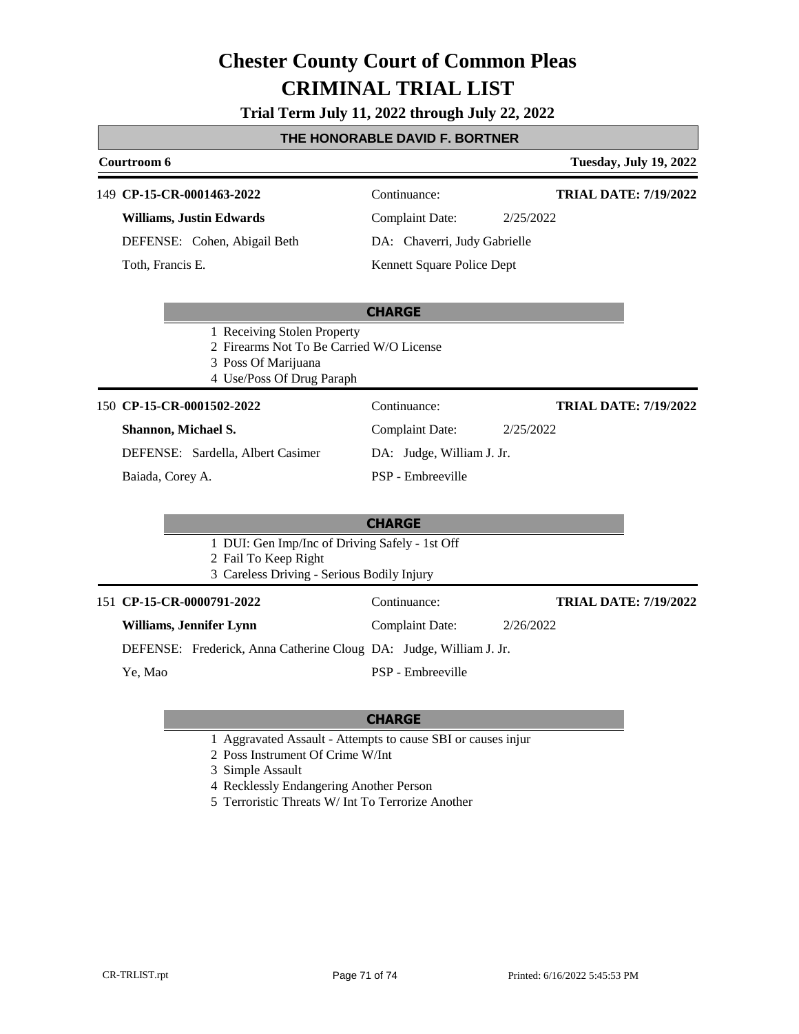# Chester County Court of Common Pleas
# CRIMINAL TRIAL LIST

**Trial Term July 11, 2022 through July 22, 2022**

## THE HONORABLE DAVID F. BORTNER

**Courtroom 6** — **Tuesday, July 19, 2022**

---

149 **CP-15-CR-0001463-2022** — Continuance: — **TRIAL DATE: 7/19/2022**

**Williams, Justin Edwards** — Complaint Date: 2/25/2022

DEFENSE: Cohen, Abigail Beth — DA: Chaverri, Judy Gabrielle

Toth, Francis E. — Kennett Square Police Dept

**CHARGE**

1 Receiving Stolen Property
2 Firearms Not To Be Carried W/O License
3 Poss Of Marijuana
4 Use/Poss Of Drug Paraph

---

150 **CP-15-CR-0001502-2022** — Continuance: — **TRIAL DATE: 7/19/2022**

**Shannon, Michael S.** — Complaint Date: 2/25/2022

DEFENSE: Sardella, Albert Casimer — DA: Judge, William J. Jr.

Baiada, Corey A. — PSP - Embreeville

**CHARGE**

1 DUI: Gen Imp/Inc of Driving Safely - 1st Off
2 Fail To Keep Right
3 Careless Driving - Serious Bodily Injury

---

151 **CP-15-CR-0000791-2022** — Continuance: — **TRIAL DATE: 7/19/2022**

**Williams, Jennifer Lynn** — Complaint Date: 2/26/2022

DEFENSE: Frederick, Anna Catherine Cloug — DA: Judge, William J. Jr.

Ye, Mao — PSP - Embreeville

**CHARGE**

1 Aggravated Assault - Attempts to cause SBI or causes injur
2 Poss Instrument Of Crime W/Int
3 Simple Assault
4 Recklessly Endangering Another Person
5 Terroristic Threats W/ Int To Terrorize Another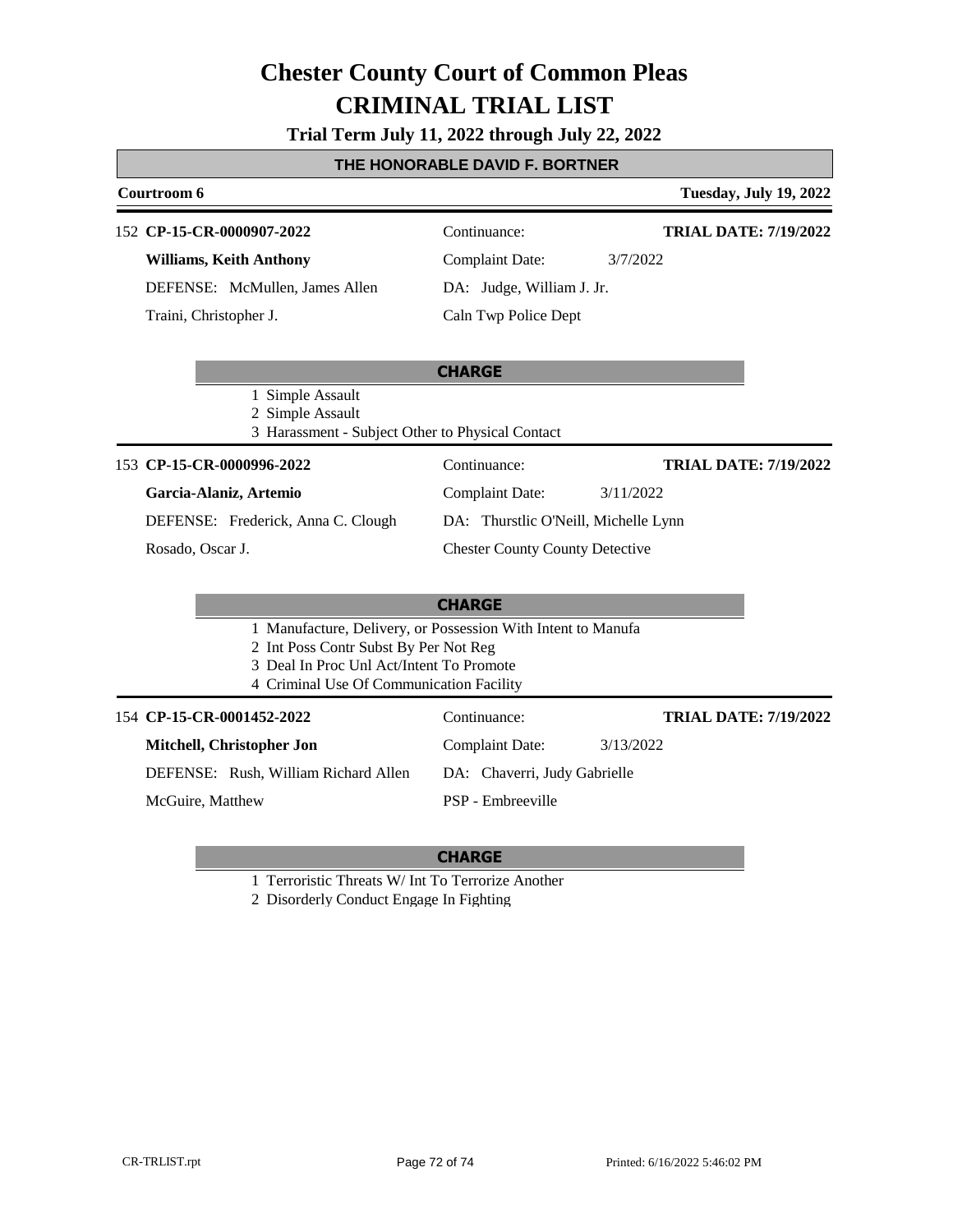# Chester County Court of Common Pleas
# CRIMINAL TRIAL LIST

**Trial Term July 11, 2022 through July 22, 2022**

## THE HONORABLE DAVID F. BORTNER

**Courtroom 6** — **Tuesday, July 19, 2022**

---

152 **CP-15-CR-0000907-2022** — Continuance: — **TRIAL DATE: 7/19/2022**

**Williams, Keith Anthony** — Complaint Date: 3/7/2022

DEFENSE: McMullen, James Allen — DA: Judge, William J. Jr.

Traini, Christopher J. — Caln Twp Police Dept

**CHARGE**

1 Simple Assault
2 Simple Assault
3 Harassment - Subject Other to Physical Contact

---

153 **CP-15-CR-0000996-2022** — Continuance: — **TRIAL DATE: 7/19/2022**

**Garcia-Alaniz, Artemio** — Complaint Date: 3/11/2022

DEFENSE: Frederick, Anna C. Clough — DA: Thurstlic O'Neill, Michelle Lynn

Rosado, Oscar J. — Chester County County Detective

**CHARGE**

1 Manufacture, Delivery, or Possession With Intent to Manufa
2 Int Poss Contr Subst By Per Not Reg
3 Deal In Proc Unl Act/Intent To Promote
4 Criminal Use Of Communication Facility

---

154 **CP-15-CR-0001452-2022** — Continuance: — **TRIAL DATE: 7/19/2022**

**Mitchell, Christopher Jon** — Complaint Date: 3/13/2022

DEFENSE: Rush, William Richard Allen — DA: Chaverri, Judy Gabrielle

McGuire, Matthew — PSP - Embreeville

**CHARGE**

1 Terroristic Threats W/ Int To Terrorize Another
2 Disorderly Conduct Engage In Fighting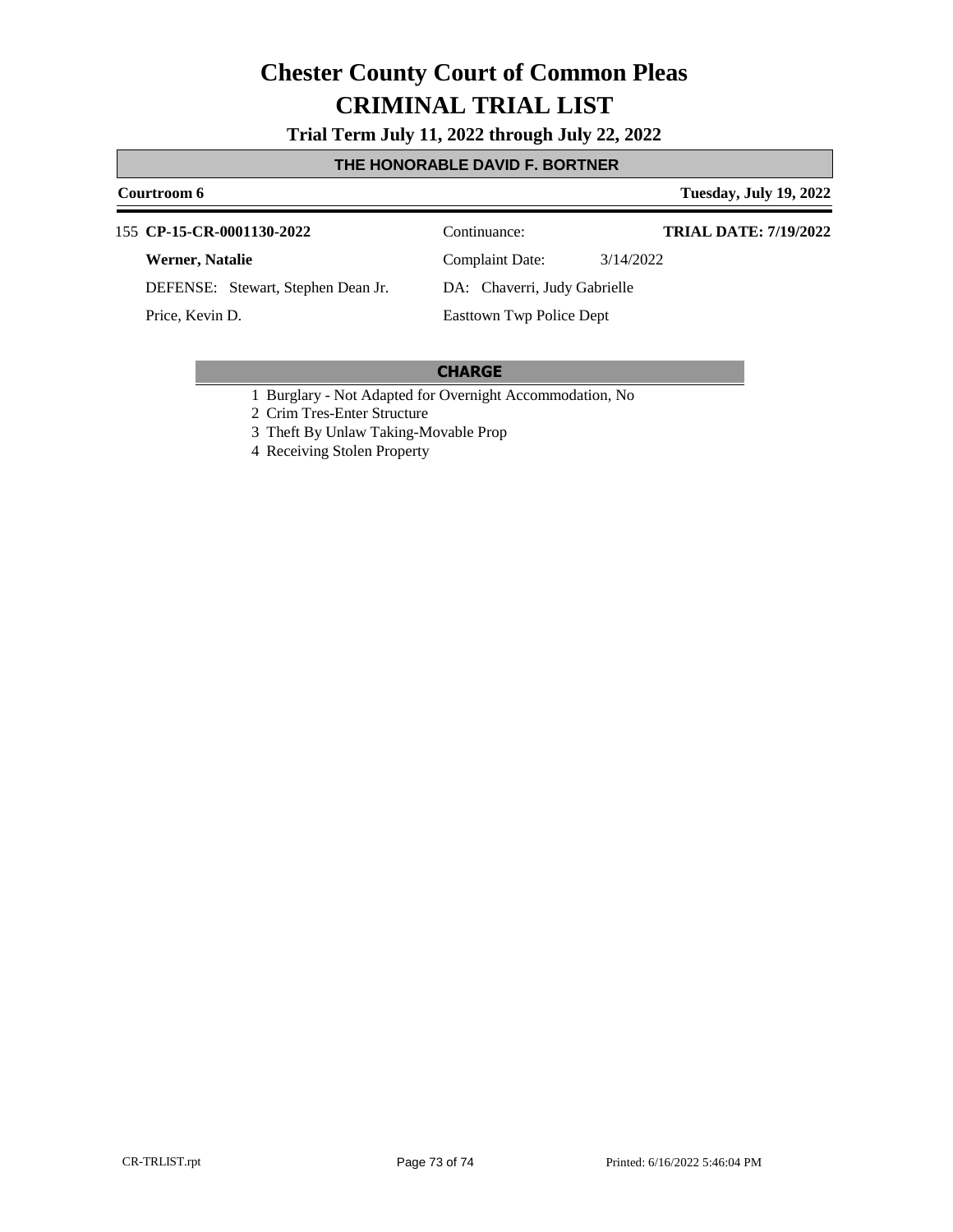# Chester County Court of Common Pleas

# CRIMINAL TRIAL LIST

**Trial Term July 11, 2022 through July 22, 2022**

**THE HONORABLE DAVID F. BORTNER**

**Courtroom 6** | **Tuesday, July 19, 2022**

155 **CP-15-CR-0001130-2022** | Continuance: | **TRIAL DATE: 7/19/2022**

**Werner, Natalie** | Complaint Date: 3/14/2022

DEFENSE: Stewart, Stephen Dean Jr. | DA: Chaverri, Judy Gabrielle

Price, Kevin D. | Easttown Twp Police Dept

**CHARGE**

1 Burglary - Not Adapted for Overnight Accommodation, No
2 Crim Tres-Enter Structure
3 Theft By Unlaw Taking-Movable Prop
4 Receiving Stolen Property

CR-TRLIST.rpt | Printed: 6/16/2022 5:46:04 PM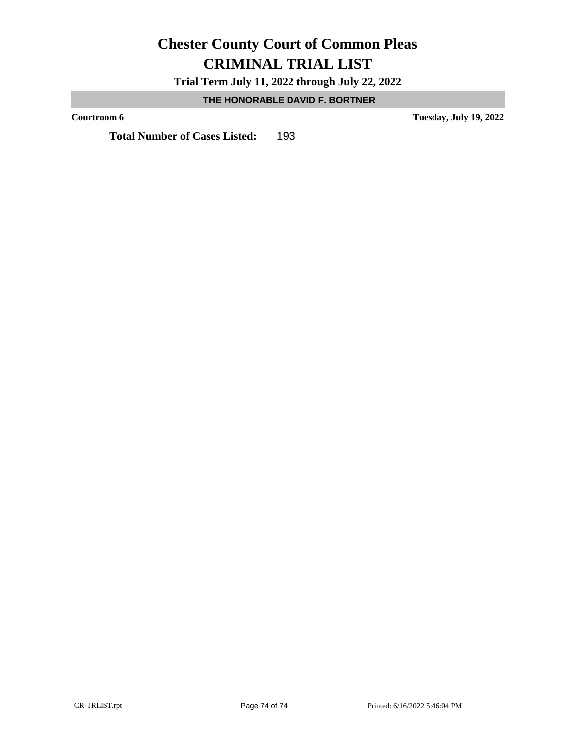# Chester County Court of Common Pleas
# CRIMINAL TRIAL LIST

**Trial Term July 11, 2022 through July 22, 2022**

**THE HONORABLE DAVID F. BORTNER**

**Courtroom 6** **Tuesday, July 19, 2022**

**Total Number of Cases Listed:** 193